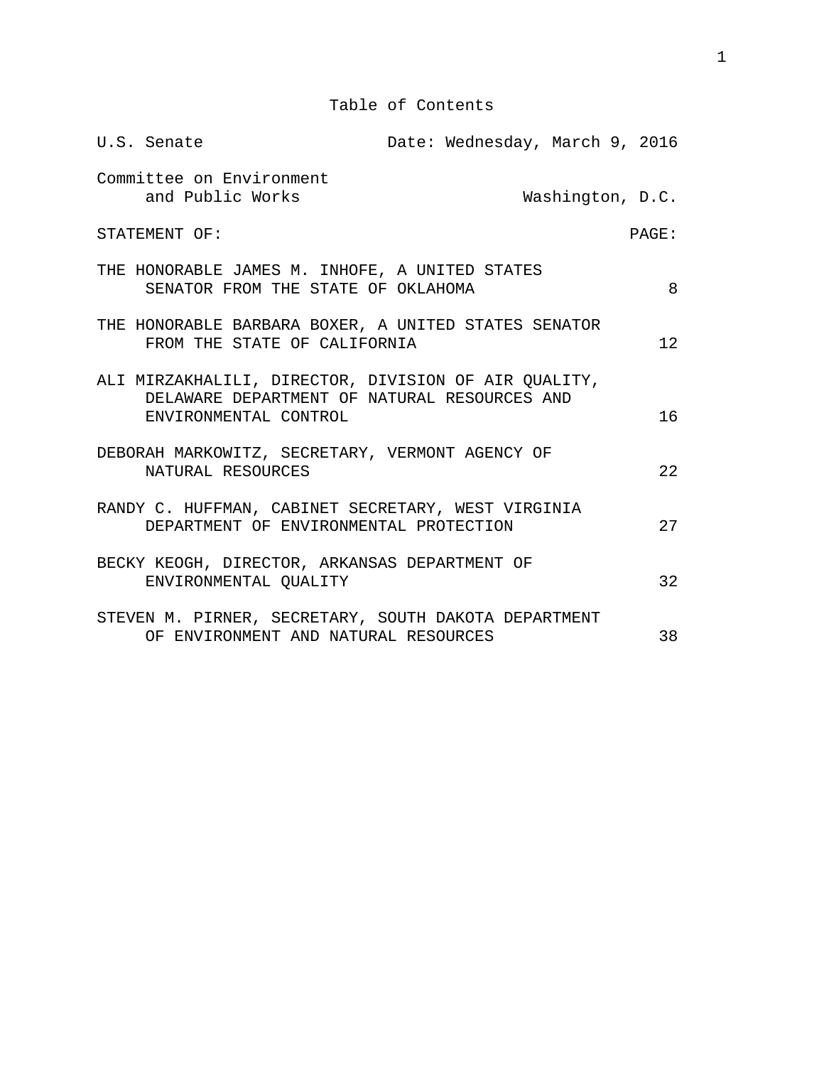# Table of Contents

| U.S. Senate | Date: Wednesday, March 9, 2016 |
|---|---|
| Committee on Environment and Public Works | Washington, D.C. |

| STATEMENT OF: | PAGE: |
|---|---|
| THE HONORABLE JAMES M. INHOFE, A UNITED STATES SENATOR FROM THE STATE OF OKLAHOMA | 8 |
| THE HONORABLE BARBARA BOXER, A UNITED STATES SENATOR FROM THE STATE OF CALIFORNIA | 12 |
| ALI MIRZAKHALILI, DIRECTOR, DIVISION OF AIR QUALITY, DELAWARE DEPARTMENT OF NATURAL RESOURCES AND ENVIRONMENTAL CONTROL | 16 |
| DEBORAH MARKOWITZ, SECRETARY, VERMONT AGENCY OF NATURAL RESOURCES | 22 |
| RANDY C. HUFFMAN, CABINET SECRETARY, WEST VIRGINIA DEPARTMENT OF ENVIRONMENTAL PROTECTION | 27 |
| BECKY KEOGH, DIRECTOR, ARKANSAS DEPARTMENT OF ENVIRONMENTAL QUALITY | 32 |
| STEVEN M. PIRNER, SECRETARY, SOUTH DAKOTA DEPARTMENT OF ENVIRONMENT AND NATURAL RESOURCES | 38 |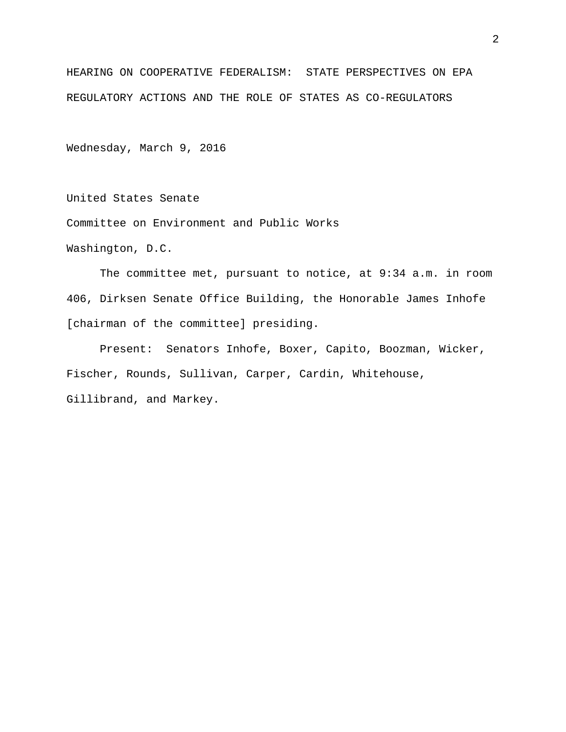# HEARING ON COOPERATIVE FEDERALISM: STATE PERSPECTIVES ON EPA REGULATORY ACTIONS AND THE ROLE OF STATES AS CO-REGULATORS

Wednesday, March 9, 2016

United States Senate

Committee on Environment and Public Works

Washington, D.C.

The committee met, pursuant to notice, at 9:34 a.m. in room 406, Dirksen Senate Office Building, the Honorable James Inhofe [chairman of the committee] presiding.

Present: Senators Inhofe, Boxer, Capito, Boozman, Wicker, Fischer, Rounds, Sullivan, Carper, Cardin, Whitehouse, Gillibrand, and Markey.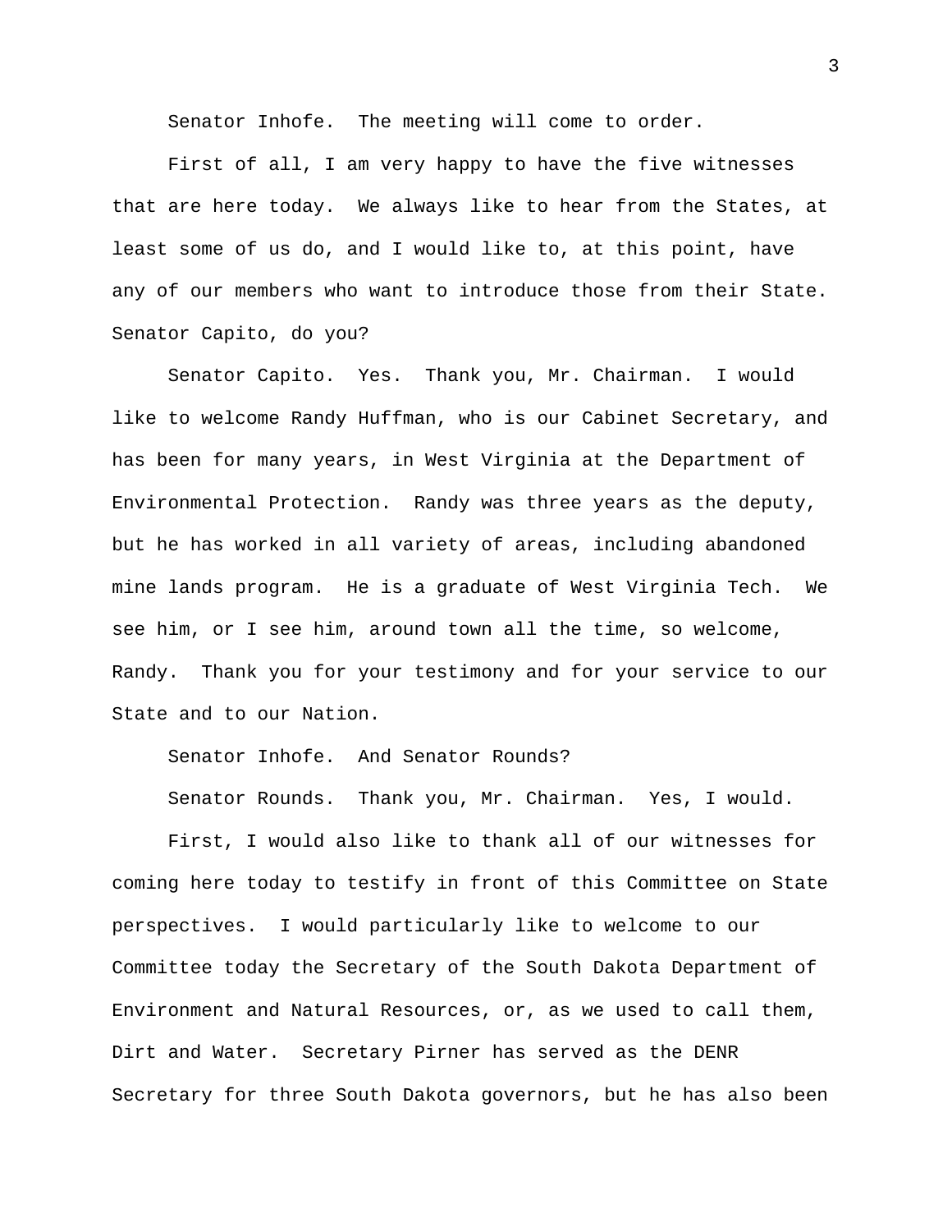Senator Inhofe. The meeting will come to order.

First of all, I am very happy to have the five witnesses that are here today. We always like to hear from the States, at least some of us do, and I would like to, at this point, have any of our members who want to introduce those from their State. Senator Capito, do you?

Senator Capito. Yes. Thank you, Mr. Chairman. I would like to welcome Randy Huffman, who is our Cabinet Secretary, and has been for many years, in West Virginia at the Department of Environmental Protection. Randy was three years as the deputy, but he has worked in all variety of areas, including abandoned mine lands program. He is a graduate of West Virginia Tech. We see him, or I see him, around town all the time, so welcome, Randy. Thank you for your testimony and for your service to our State and to our Nation.

Senator Inhofe. And Senator Rounds?

Senator Rounds. Thank you, Mr. Chairman. Yes, I would.

First, I would also like to thank all of our witnesses for coming here today to testify in front of this Committee on State perspectives. I would particularly like to welcome to our Committee today the Secretary of the South Dakota Department of Environment and Natural Resources, or, as we used to call them, Dirt and Water. Secretary Pirner has served as the DENR Secretary for three South Dakota governors, but he has also been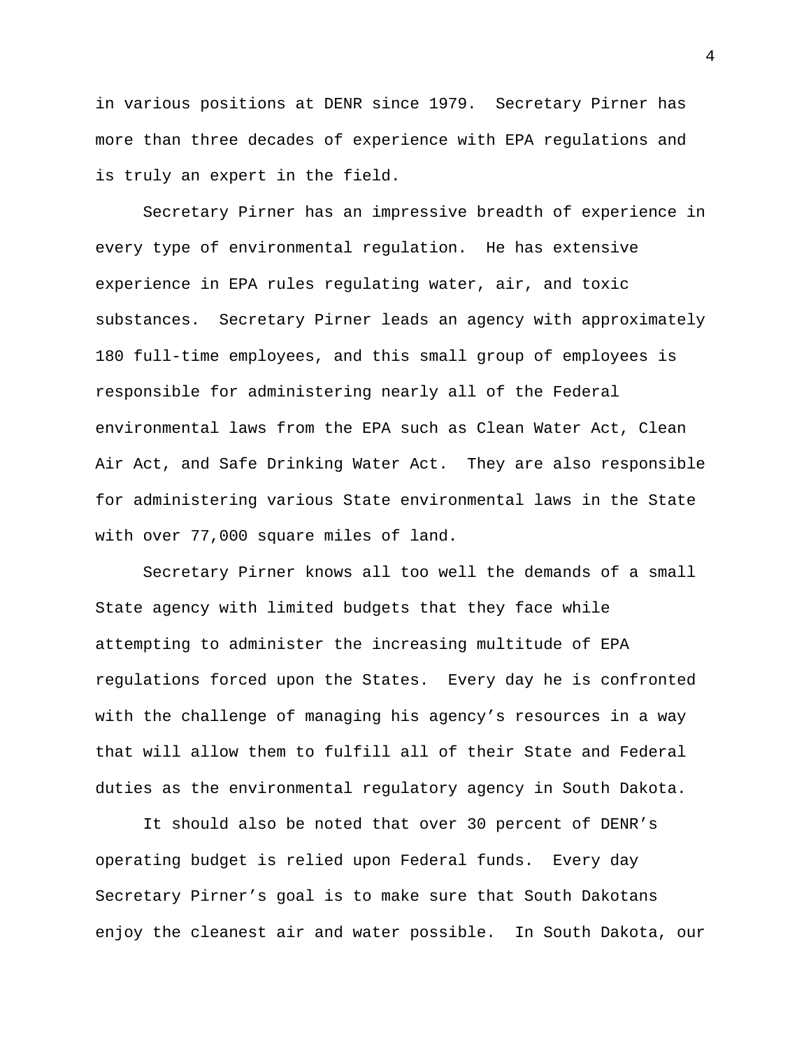in various positions at DENR since 1979. Secretary Pirner has more than three decades of experience with EPA regulations and is truly an expert in the field.

Secretary Pirner has an impressive breadth of experience in every type of environmental regulation. He has extensive experience in EPA rules regulating water, air, and toxic substances. Secretary Pirner leads an agency with approximately 180 full-time employees, and this small group of employees is responsible for administering nearly all of the Federal environmental laws from the EPA such as Clean Water Act, Clean Air Act, and Safe Drinking Water Act. They are also responsible for administering various State environmental laws in the State with over 77,000 square miles of land.

Secretary Pirner knows all too well the demands of a small State agency with limited budgets that they face while attempting to administer the increasing multitude of EPA regulations forced upon the States. Every day he is confronted with the challenge of managing his agency's resources in a way that will allow them to fulfill all of their State and Federal duties as the environmental regulatory agency in South Dakota.

It should also be noted that over 30 percent of DENR's operating budget is relied upon Federal funds. Every day Secretary Pirner's goal is to make sure that South Dakotans enjoy the cleanest air and water possible. In South Dakota, our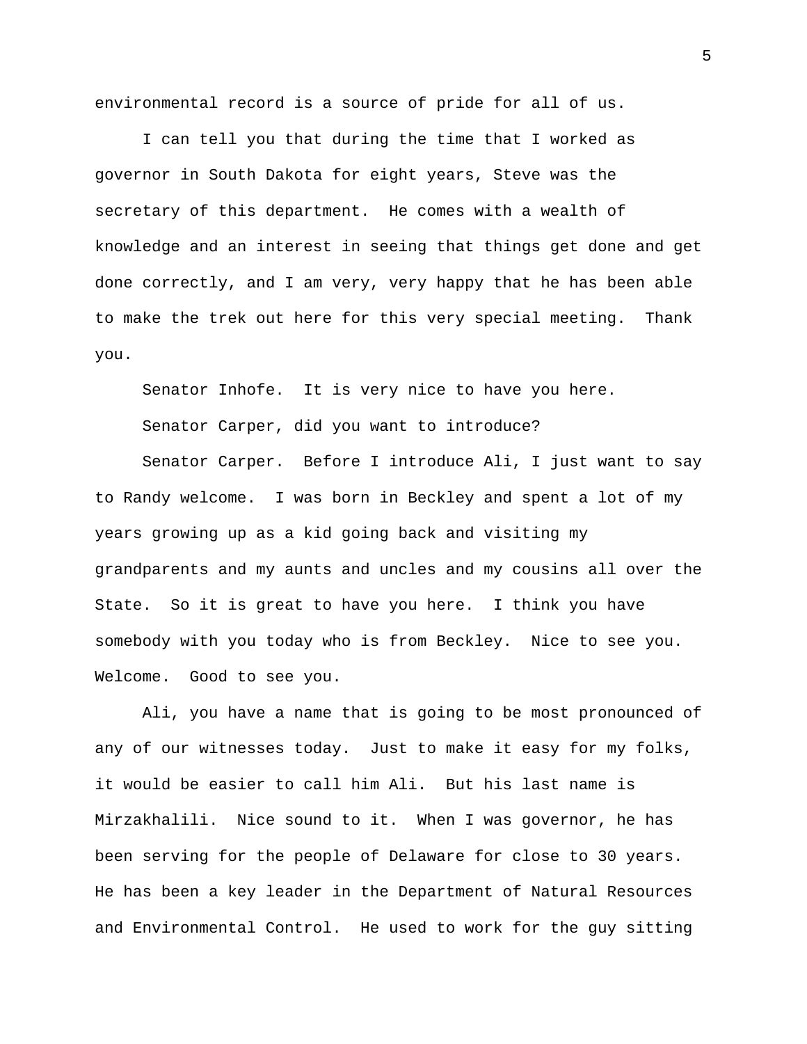environmental record is a source of pride for all of us.

I can tell you that during the time that I worked as governor in South Dakota for eight years, Steve was the secretary of this department. He comes with a wealth of knowledge and an interest in seeing that things get done and get done correctly, and I am very, very happy that he has been able to make the trek out here for this very special meeting. Thank you.

Senator Inhofe. It is very nice to have you here.

Senator Carper, did you want to introduce?

Senator Carper. Before I introduce Ali, I just want to say to Randy welcome. I was born in Beckley and spent a lot of my years growing up as a kid going back and visiting my grandparents and my aunts and uncles and my cousins all over the State. So it is great to have you here. I think you have somebody with you today who is from Beckley. Nice to see you. Welcome. Good to see you.

Ali, you have a name that is going to be most pronounced of any of our witnesses today. Just to make it easy for my folks, it would be easier to call him Ali. But his last name is Mirzakhalili. Nice sound to it. When I was governor, he has been serving for the people of Delaware for close to 30 years. He has been a key leader in the Department of Natural Resources and Environmental Control. He used to work for the guy sitting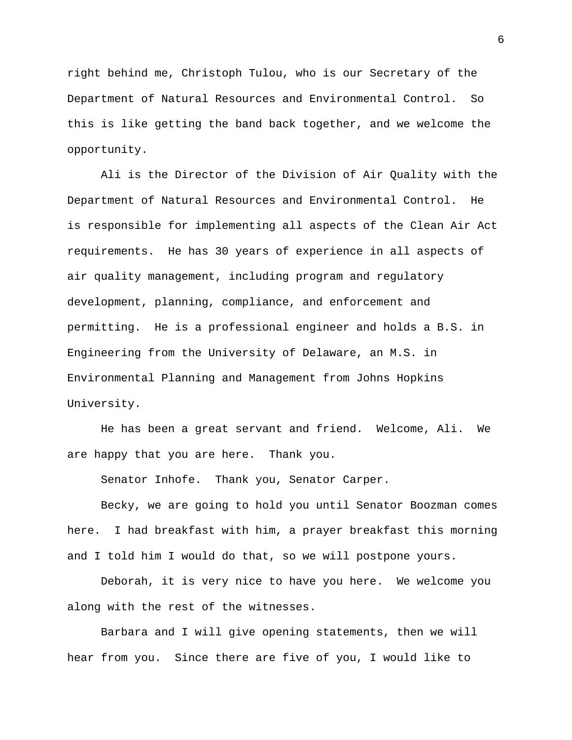right behind me, Christoph Tulou, who is our Secretary of the Department of Natural Resources and Environmental Control. So this is like getting the band back together, and we welcome the opportunity.

Ali is the Director of the Division of Air Quality with the Department of Natural Resources and Environmental Control. He is responsible for implementing all aspects of the Clean Air Act requirements. He has 30 years of experience in all aspects of air quality management, including program and regulatory development, planning, compliance, and enforcement and permitting. He is a professional engineer and holds a B.S. in Engineering from the University of Delaware, an M.S. in Environmental Planning and Management from Johns Hopkins University.

He has been a great servant and friend. Welcome, Ali. We are happy that you are here. Thank you.

Senator Inhofe. Thank you, Senator Carper.

Becky, we are going to hold you until Senator Boozman comes here. I had breakfast with him, a prayer breakfast this morning and I told him I would do that, so we will postpone yours.

Deborah, it is very nice to have you here. We welcome you along with the rest of the witnesses.

Barbara and I will give opening statements, then we will hear from you. Since there are five of you, I would like to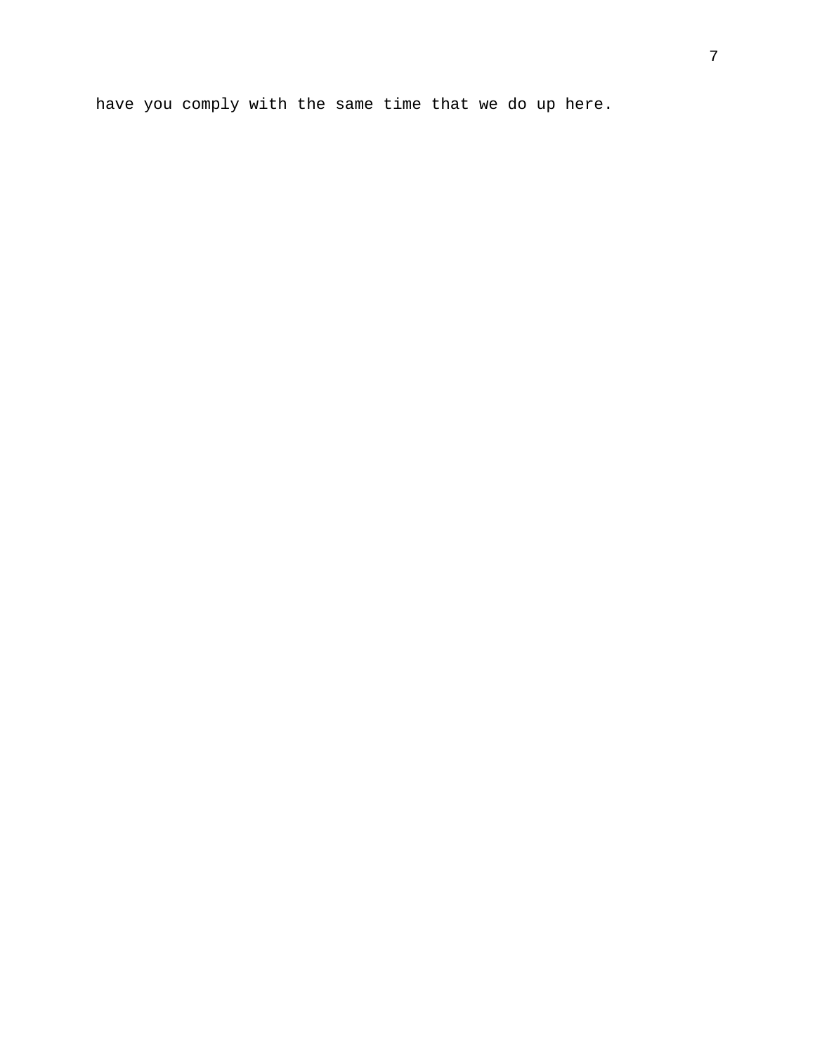have you comply with the same time that we do up here.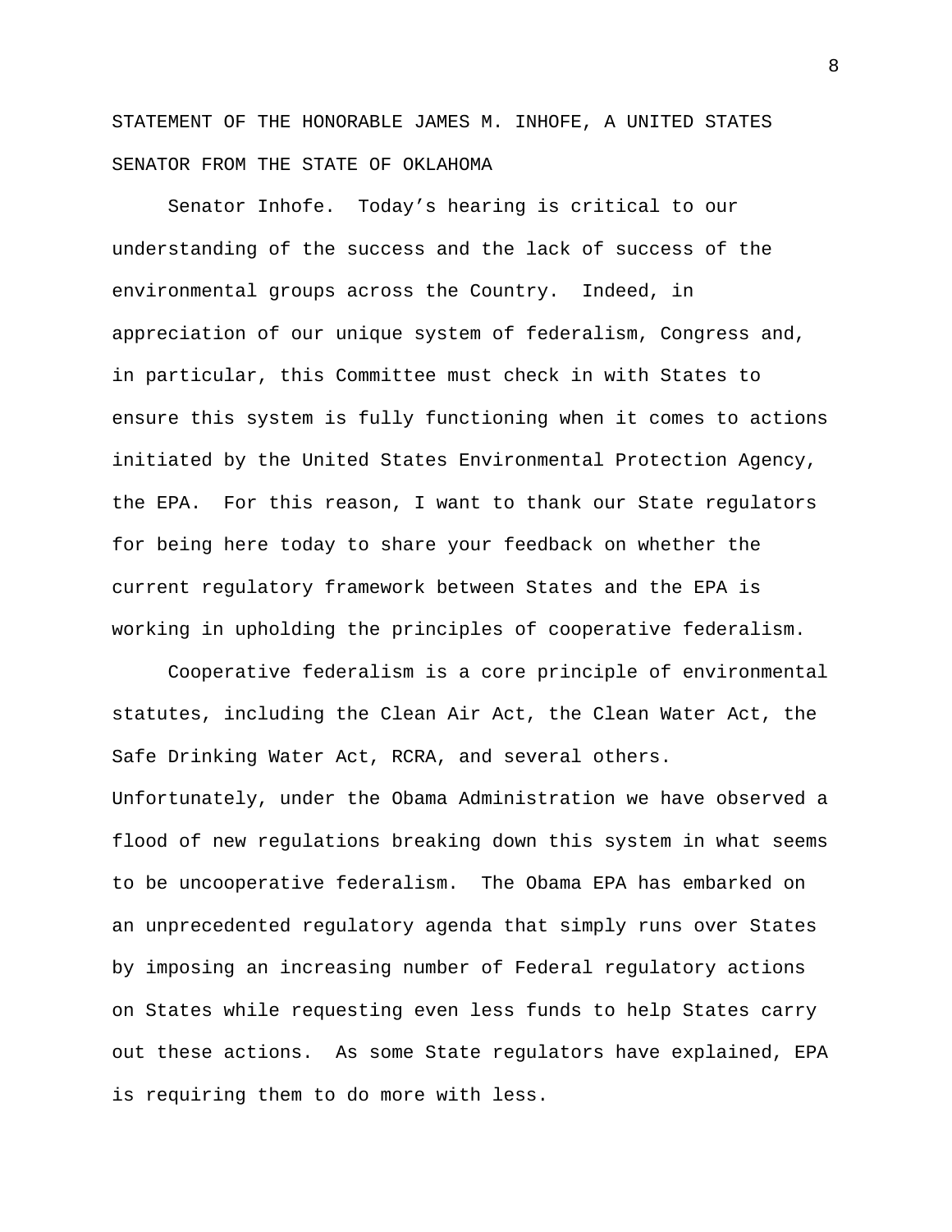STATEMENT OF THE HONORABLE JAMES M. INHOFE, A UNITED STATES SENATOR FROM THE STATE OF OKLAHOMA

Senator Inhofe. Today's hearing is critical to our understanding of the success and the lack of success of the environmental groups across the Country. Indeed, in appreciation of our unique system of federalism, Congress and, in particular, this Committee must check in with States to ensure this system is fully functioning when it comes to actions initiated by the United States Environmental Protection Agency, the EPA. For this reason, I want to thank our State regulators for being here today to share your feedback on whether the current regulatory framework between States and the EPA is working in upholding the principles of cooperative federalism.

Cooperative federalism is a core principle of environmental statutes, including the Clean Air Act, the Clean Water Act, the Safe Drinking Water Act, RCRA, and several others. Unfortunately, under the Obama Administration we have observed a flood of new regulations breaking down this system in what seems to be uncooperative federalism. The Obama EPA has embarked on an unprecedented regulatory agenda that simply runs over States by imposing an increasing number of Federal regulatory actions on States while requesting even less funds to help States carry out these actions. As some State regulators have explained, EPA is requiring them to do more with less.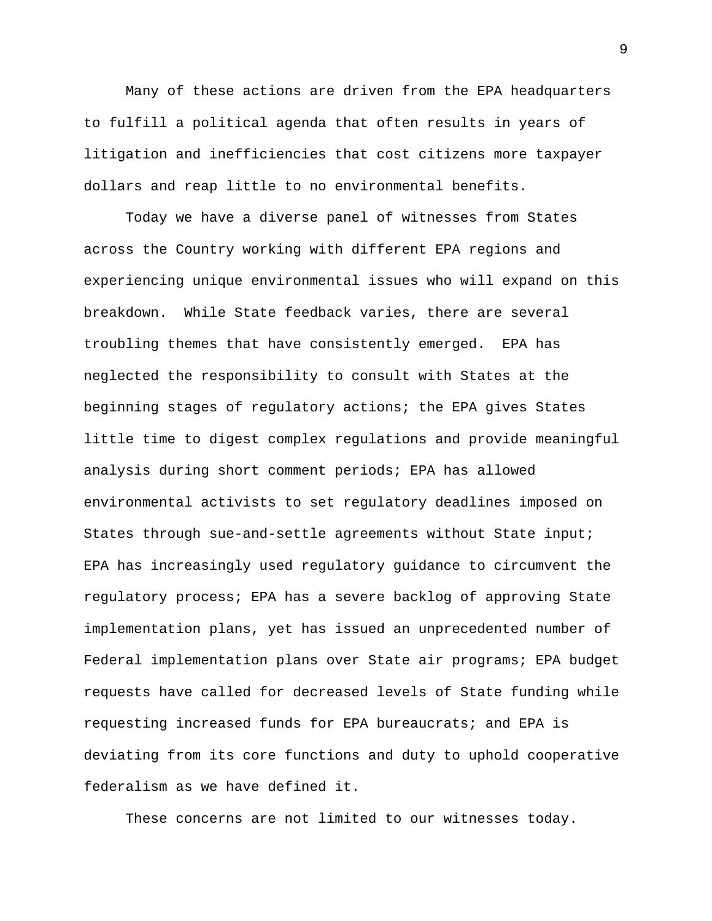Many of these actions are driven from the EPA headquarters to fulfill a political agenda that often results in years of litigation and inefficiencies that cost citizens more taxpayer dollars and reap little to no environmental benefits.

Today we have a diverse panel of witnesses from States across the Country working with different EPA regions and experiencing unique environmental issues who will expand on this breakdown. While State feedback varies, there are several troubling themes that have consistently emerged. EPA has neglected the responsibility to consult with States at the beginning stages of regulatory actions; the EPA gives States little time to digest complex regulations and provide meaningful analysis during short comment periods; EPA has allowed environmental activists to set regulatory deadlines imposed on States through sue-and-settle agreements without State input; EPA has increasingly used regulatory guidance to circumvent the regulatory process; EPA has a severe backlog of approving State implementation plans, yet has issued an unprecedented number of Federal implementation plans over State air programs; EPA budget requests have called for decreased levels of State funding while requesting increased funds for EPA bureaucrats; and EPA is deviating from its core functions and duty to uphold cooperative federalism as we have defined it.

These concerns are not limited to our witnesses today.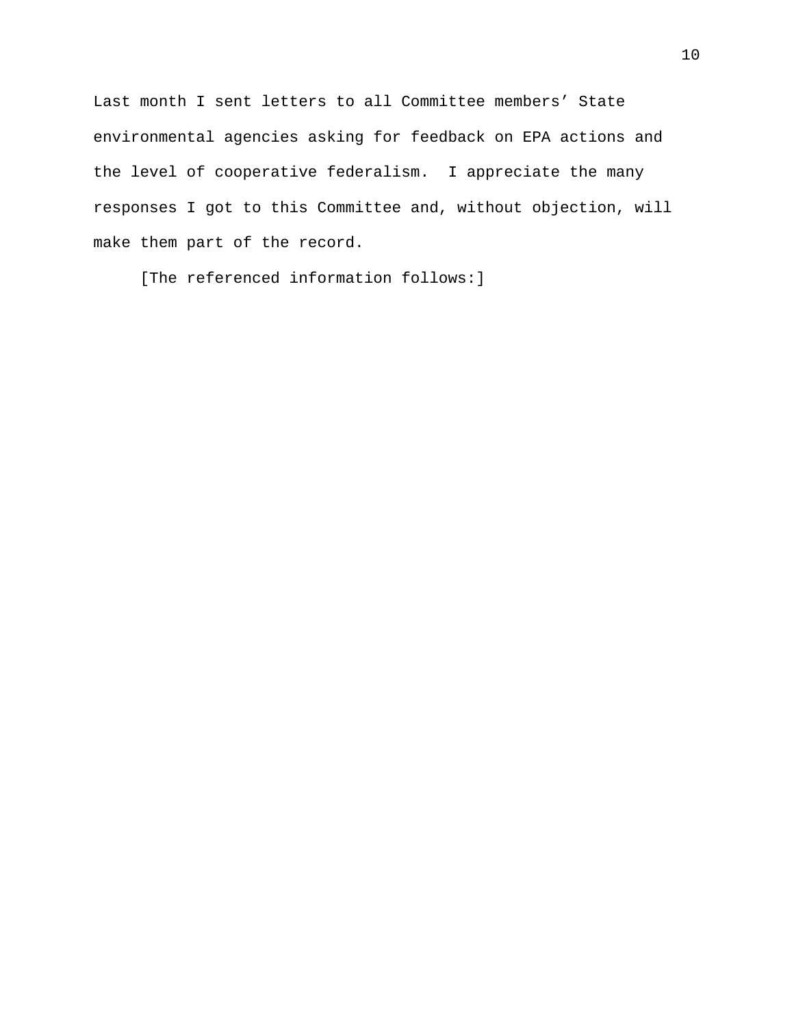Last month I sent letters to all Committee members' State environmental agencies asking for feedback on EPA actions and the level of cooperative federalism. I appreciate the many responses I got to this Committee and, without objection, will make them part of the record.

[The referenced information follows:]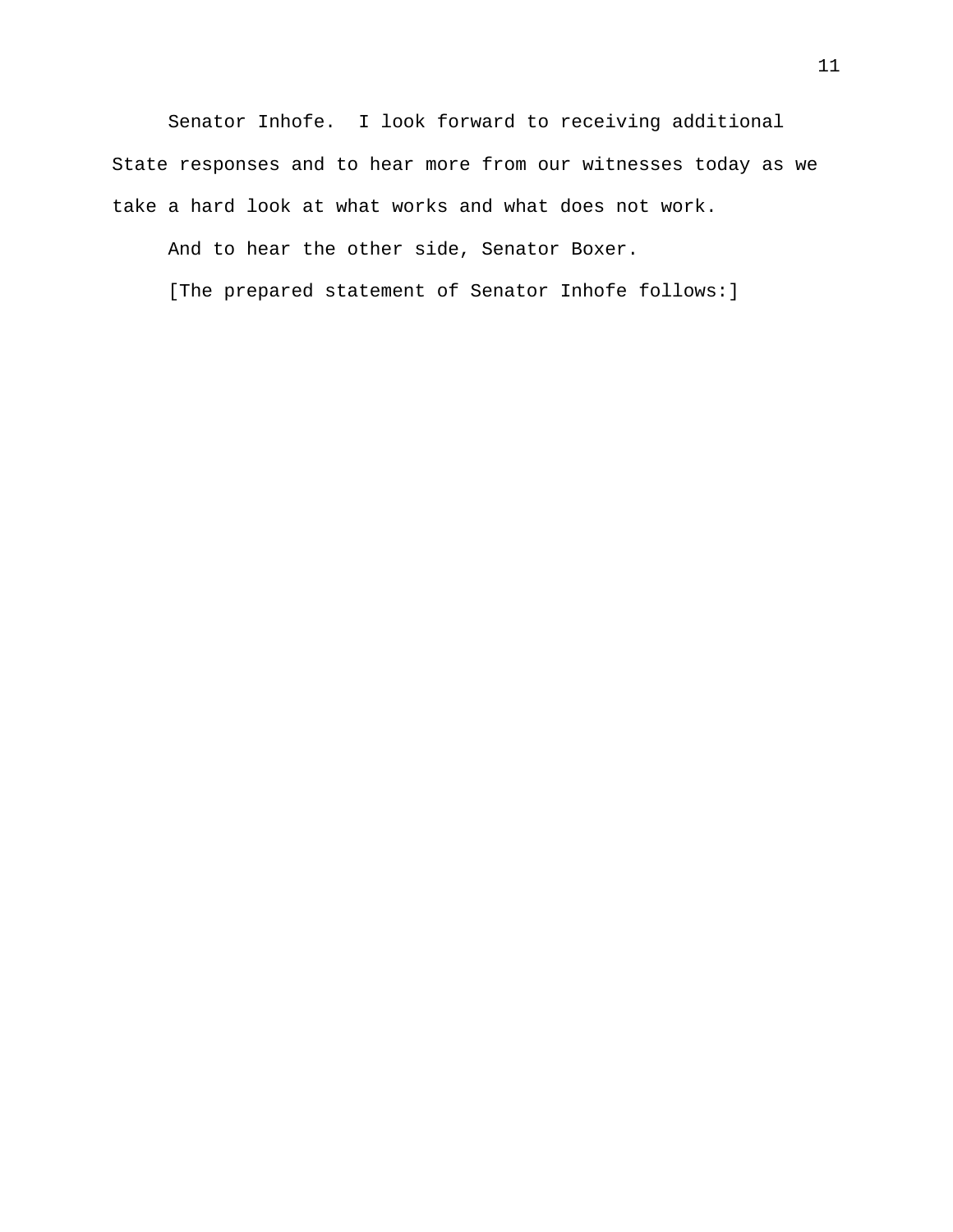Senator Inhofe. I look forward to receiving additional State responses and to hear more from our witnesses today as we take a hard look at what works and what does not work.

And to hear the other side, Senator Boxer.

[The prepared statement of Senator Inhofe follows:]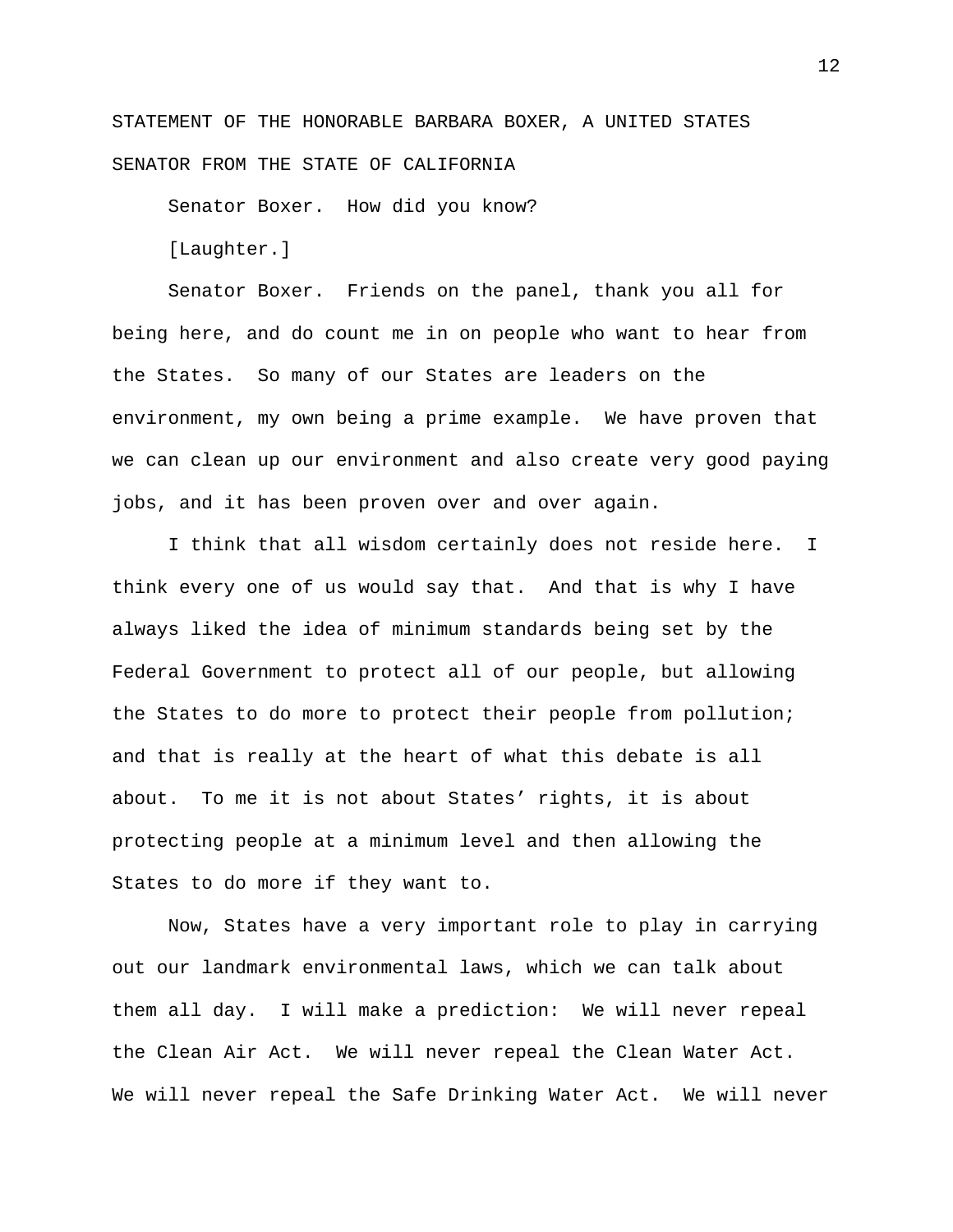STATEMENT OF THE HONORABLE BARBARA BOXER, A UNITED STATES SENATOR FROM THE STATE OF CALIFORNIA

Senator Boxer. How did you know?

[Laughter.]

Senator Boxer. Friends on the panel, thank you all for being here, and do count me in on people who want to hear from the States. So many of our States are leaders on the environment, my own being a prime example. We have proven that we can clean up our environment and also create very good paying jobs, and it has been proven over and over again.

I think that all wisdom certainly does not reside here. I think every one of us would say that. And that is why I have always liked the idea of minimum standards being set by the Federal Government to protect all of our people, but allowing the States to do more to protect their people from pollution; and that is really at the heart of what this debate is all about. To me it is not about States' rights, it is about protecting people at a minimum level and then allowing the States to do more if they want to.

Now, States have a very important role to play in carrying out our landmark environmental laws, which we can talk about them all day. I will make a prediction: We will never repeal the Clean Air Act. We will never repeal the Clean Water Act. We will never repeal the Safe Drinking Water Act. We will never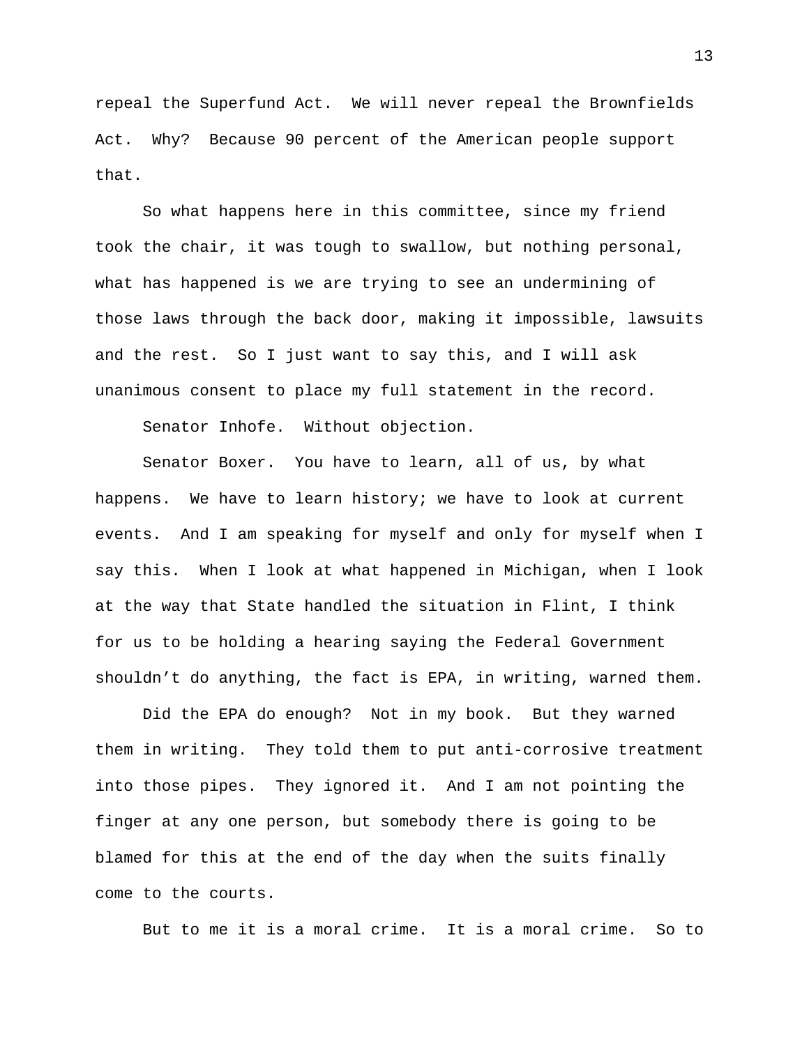repeal the Superfund Act. We will never repeal the Brownfields Act. Why? Because 90 percent of the American people support that.

So what happens here in this committee, since my friend took the chair, it was tough to swallow, but nothing personal, what has happened is we are trying to see an undermining of those laws through the back door, making it impossible, lawsuits and the rest. So I just want to say this, and I will ask unanimous consent to place my full statement in the record.

Senator Inhofe. Without objection.

Senator Boxer. You have to learn, all of us, by what happens. We have to learn history; we have to look at current events. And I am speaking for myself and only for myself when I say this. When I look at what happened in Michigan, when I look at the way that State handled the situation in Flint, I think for us to be holding a hearing saying the Federal Government shouldn't do anything, the fact is EPA, in writing, warned them.

Did the EPA do enough? Not in my book. But they warned them in writing. They told them to put anti-corrosive treatment into those pipes. They ignored it. And I am not pointing the finger at any one person, but somebody there is going to be blamed for this at the end of the day when the suits finally come to the courts.

But to me it is a moral crime. It is a moral crime. So to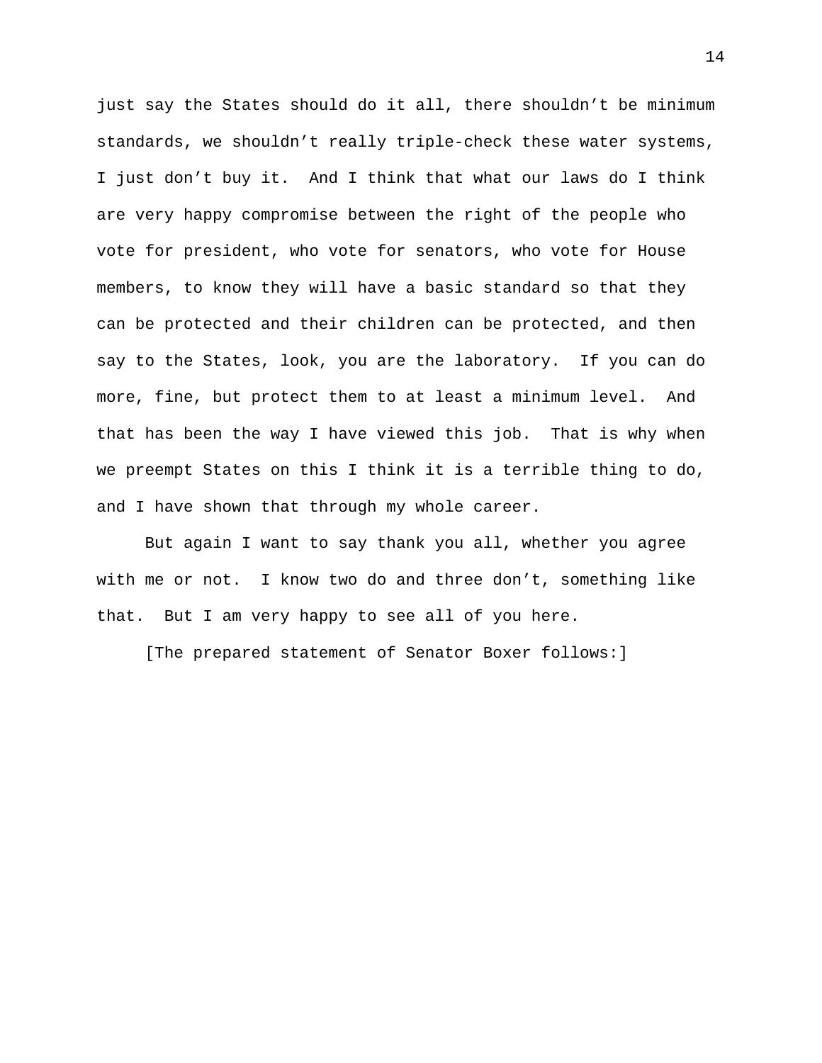just say the States should do it all, there shouldn't be minimum standards, we shouldn't really triple-check these water systems, I just don't buy it.  And I think that what our laws do I think are very happy compromise between the right of the people who vote for president, who vote for senators, who vote for House members, to know they will have a basic standard so that they can be protected and their children can be protected, and then say to the States, look, you are the laboratory.  If you can do more, fine, but protect them to at least a minimum level.  And that has been the way I have viewed this job.  That is why when we preempt States on this I think it is a terrible thing to do, and I have shown that through my whole career.

But again I want to say thank you all, whether you agree with me or not.  I know two do and three don't, something like that.  But I am very happy to see all of you here.

[The prepared statement of Senator Boxer follows:]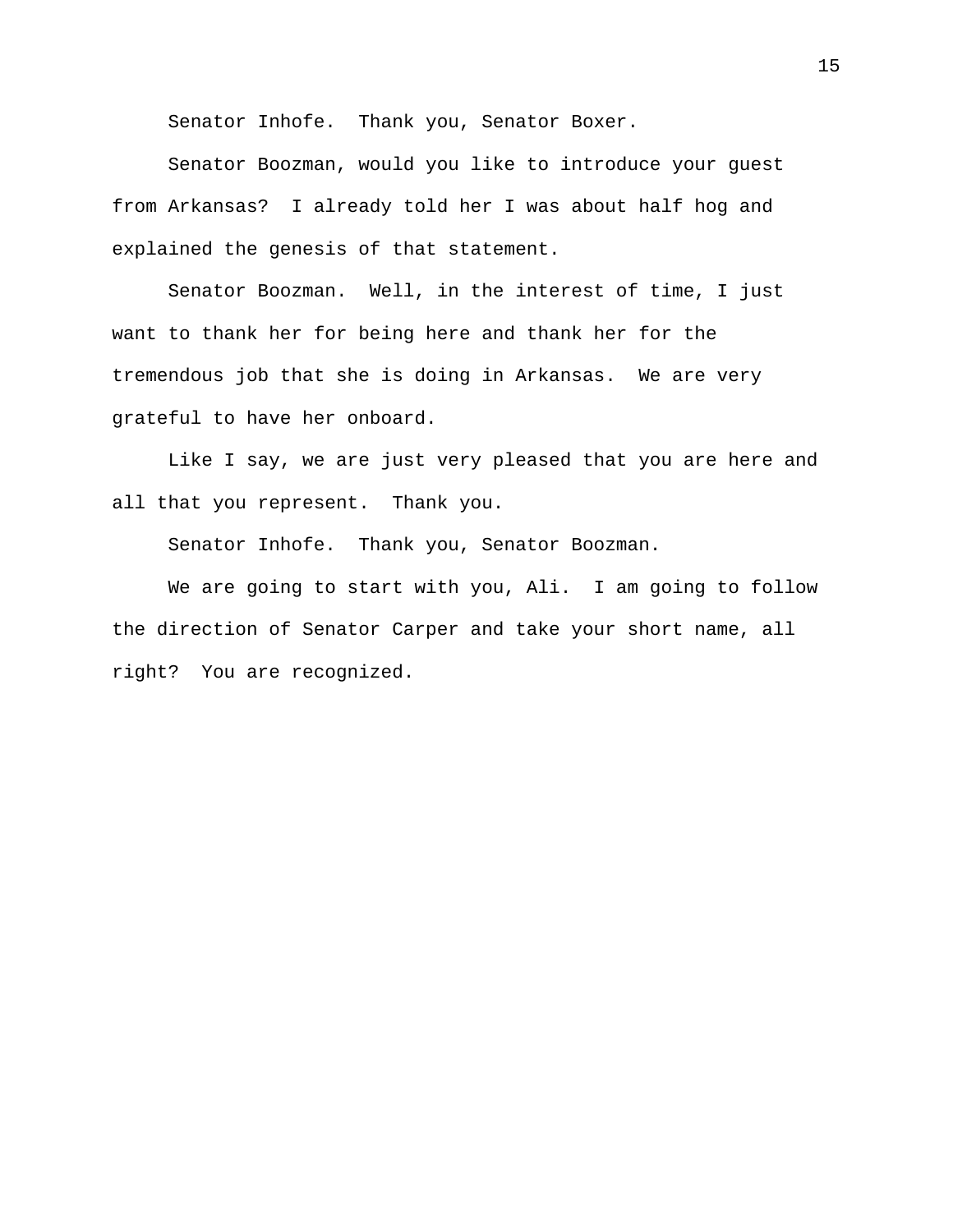Senator Inhofe. Thank you, Senator Boxer.

Senator Boozman, would you like to introduce your guest from Arkansas? I already told her I was about half hog and explained the genesis of that statement.

Senator Boozman. Well, in the interest of time, I just want to thank her for being here and thank her for the tremendous job that she is doing in Arkansas. We are very grateful to have her onboard.

Like I say, we are just very pleased that you are here and all that you represent. Thank you.

Senator Inhofe. Thank you, Senator Boozman.

We are going to start with you, Ali. I am going to follow the direction of Senator Carper and take your short name, all right? You are recognized.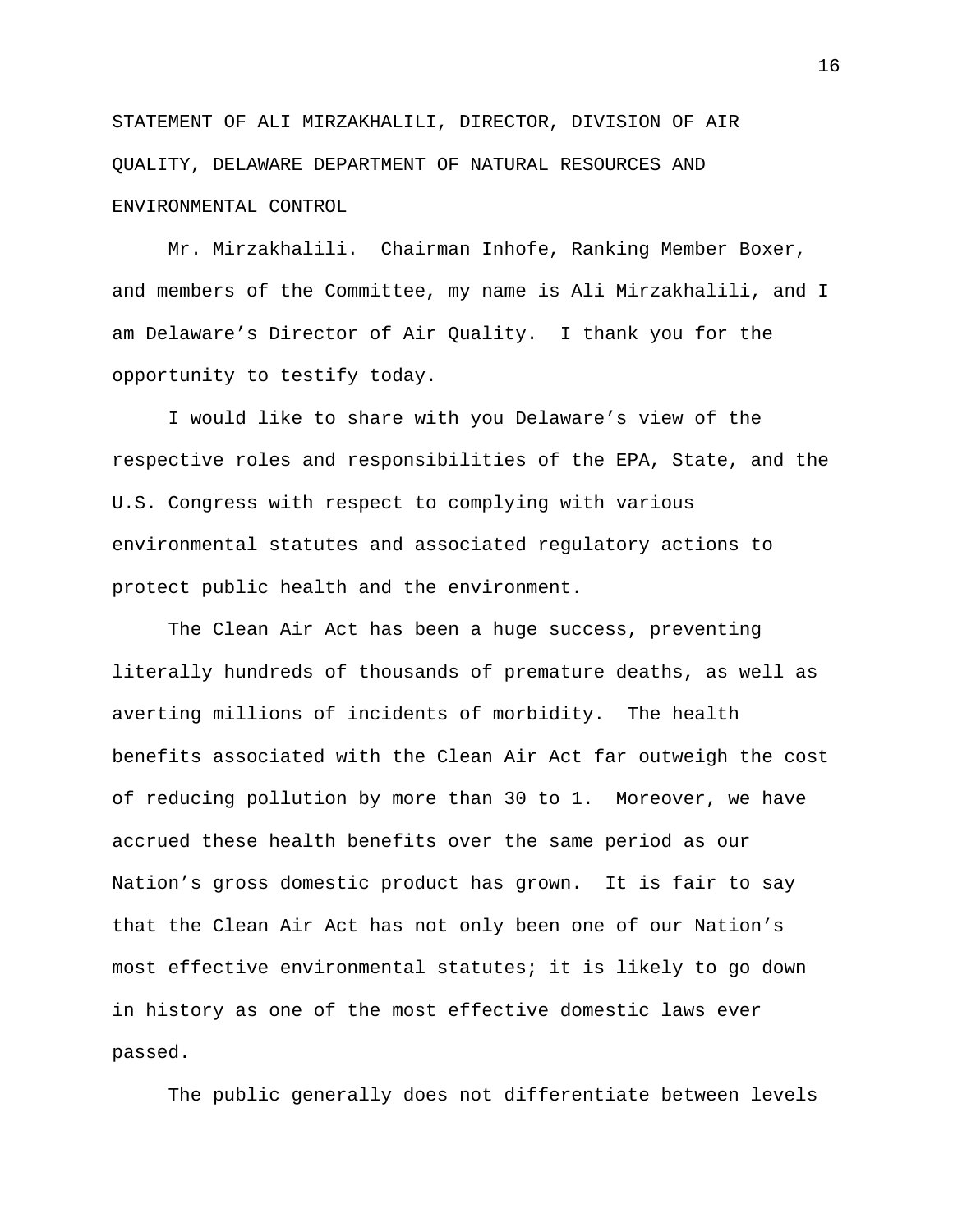STATEMENT OF ALI MIRZAKHALILI, DIRECTOR, DIVISION OF AIR QUALITY, DELAWARE DEPARTMENT OF NATURAL RESOURCES AND ENVIRONMENTAL CONTROL

Mr. Mirzakhalili. Chairman Inhofe, Ranking Member Boxer, and members of the Committee, my name is Ali Mirzakhalili, and I am Delaware's Director of Air Quality. I thank you for the opportunity to testify today.

I would like to share with you Delaware's view of the respective roles and responsibilities of the EPA, State, and the U.S. Congress with respect to complying with various environmental statutes and associated regulatory actions to protect public health and the environment.

The Clean Air Act has been a huge success, preventing literally hundreds of thousands of premature deaths, as well as averting millions of incidents of morbidity. The health benefits associated with the Clean Air Act far outweigh the cost of reducing pollution by more than 30 to 1. Moreover, we have accrued these health benefits over the same period as our Nation's gross domestic product has grown. It is fair to say that the Clean Air Act has not only been one of our Nation's most effective environmental statutes; it is likely to go down in history as one of the most effective domestic laws ever passed.

The public generally does not differentiate between levels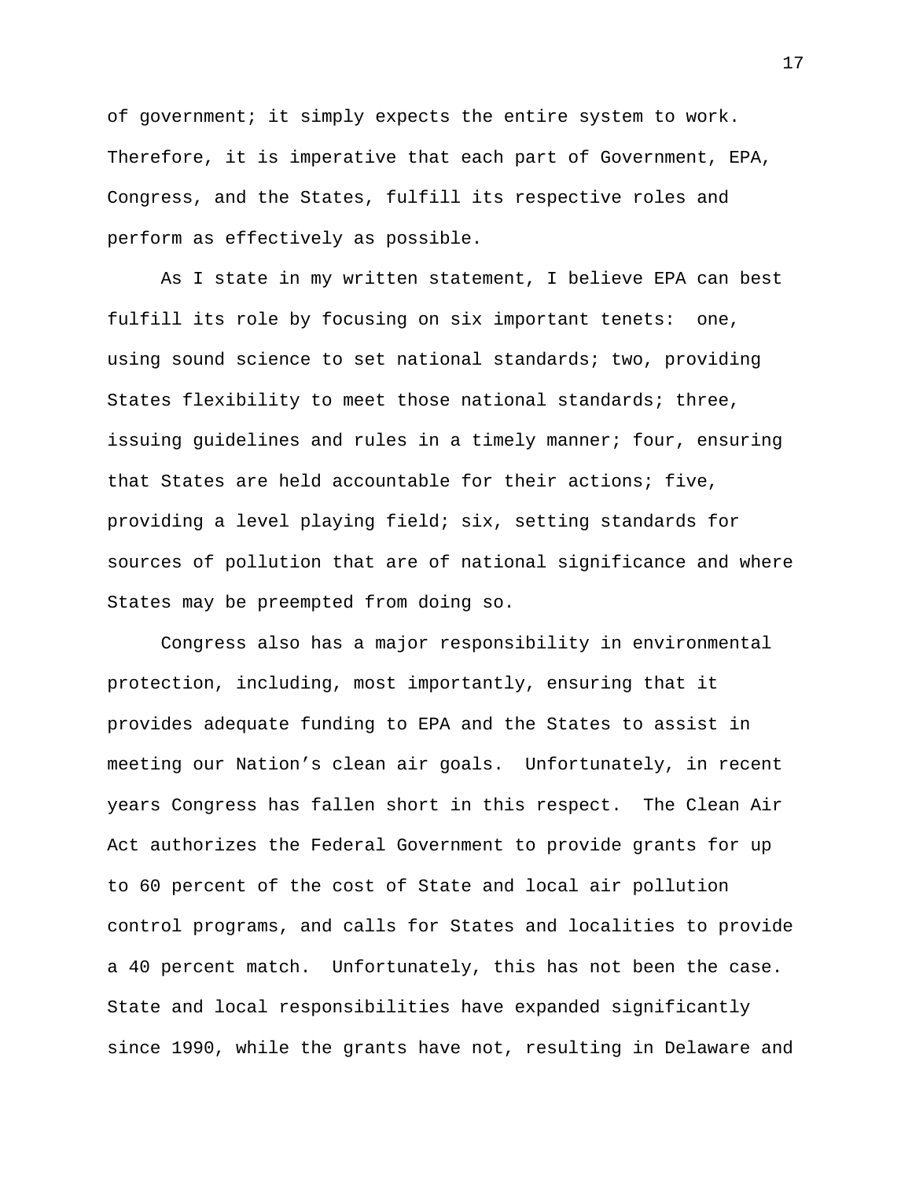of government; it simply expects the entire system to work. Therefore, it is imperative that each part of Government, EPA, Congress, and the States, fulfill its respective roles and perform as effectively as possible.

As I state in my written statement, I believe EPA can best fulfill its role by focusing on six important tenets: one, using sound science to set national standards; two, providing States flexibility to meet those national standards; three, issuing guidelines and rules in a timely manner; four, ensuring that States are held accountable for their actions; five, providing a level playing field; six, setting standards for sources of pollution that are of national significance and where States may be preempted from doing so.

Congress also has a major responsibility in environmental protection, including, most importantly, ensuring that it provides adequate funding to EPA and the States to assist in meeting our Nation's clean air goals. Unfortunately, in recent years Congress has fallen short in this respect. The Clean Air Act authorizes the Federal Government to provide grants for up to 60 percent of the cost of State and local air pollution control programs, and calls for States and localities to provide a 40 percent match. Unfortunately, this has not been the case. State and local responsibilities have expanded significantly since 1990, while the grants have not, resulting in Delaware and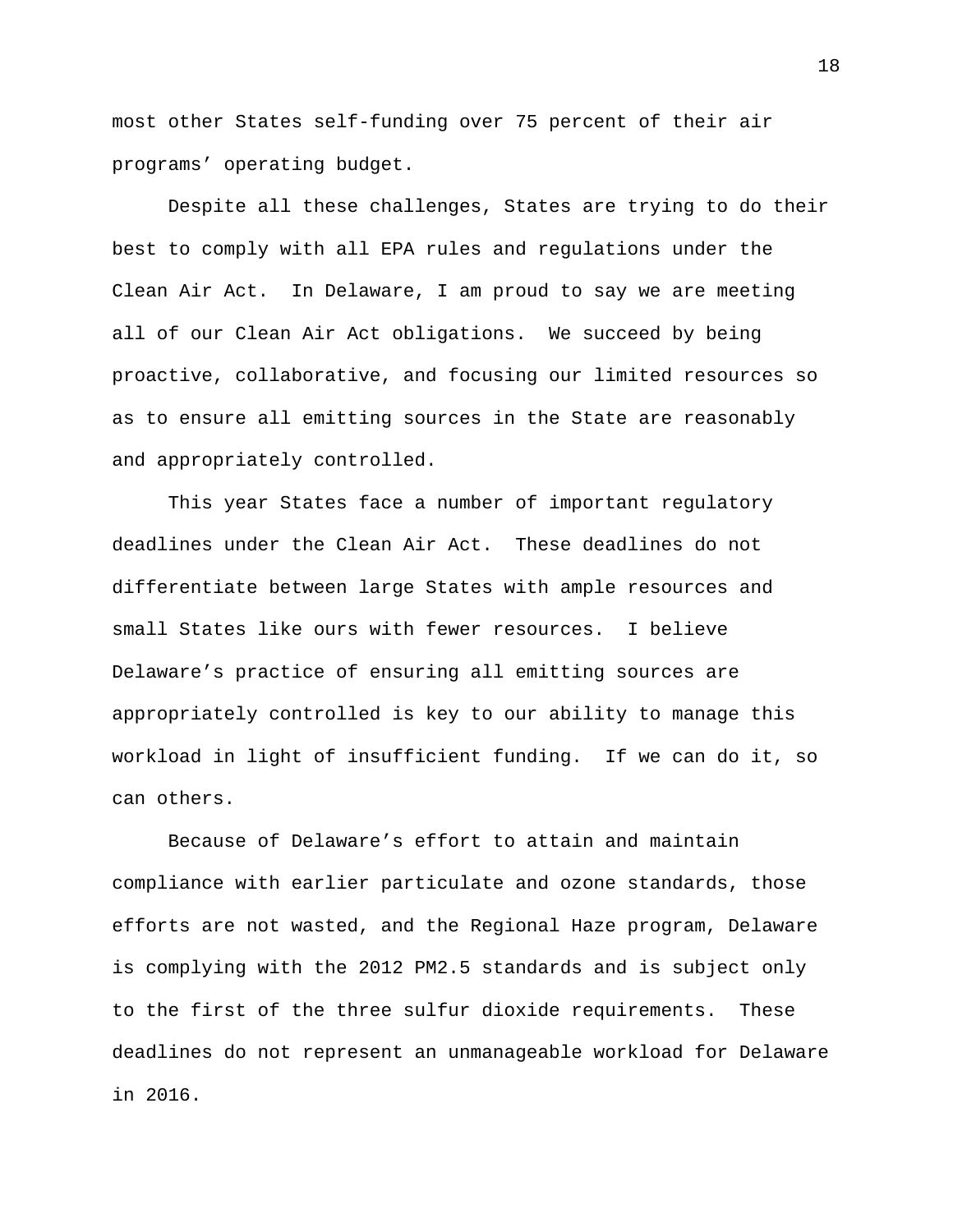most other States self-funding over 75 percent of their air programs' operating budget.

Despite all these challenges, States are trying to do their best to comply with all EPA rules and regulations under the Clean Air Act. In Delaware, I am proud to say we are meeting all of our Clean Air Act obligations. We succeed by being proactive, collaborative, and focusing our limited resources so as to ensure all emitting sources in the State are reasonably and appropriately controlled.

This year States face a number of important regulatory deadlines under the Clean Air Act. These deadlines do not differentiate between large States with ample resources and small States like ours with fewer resources. I believe Delaware's practice of ensuring all emitting sources are appropriately controlled is key to our ability to manage this workload in light of insufficient funding. If we can do it, so can others.

Because of Delaware's effort to attain and maintain compliance with earlier particulate and ozone standards, those efforts are not wasted, and the Regional Haze program, Delaware is complying with the 2012 PM2.5 standards and is subject only to the first of the three sulfur dioxide requirements. These deadlines do not represent an unmanageable workload for Delaware in 2016.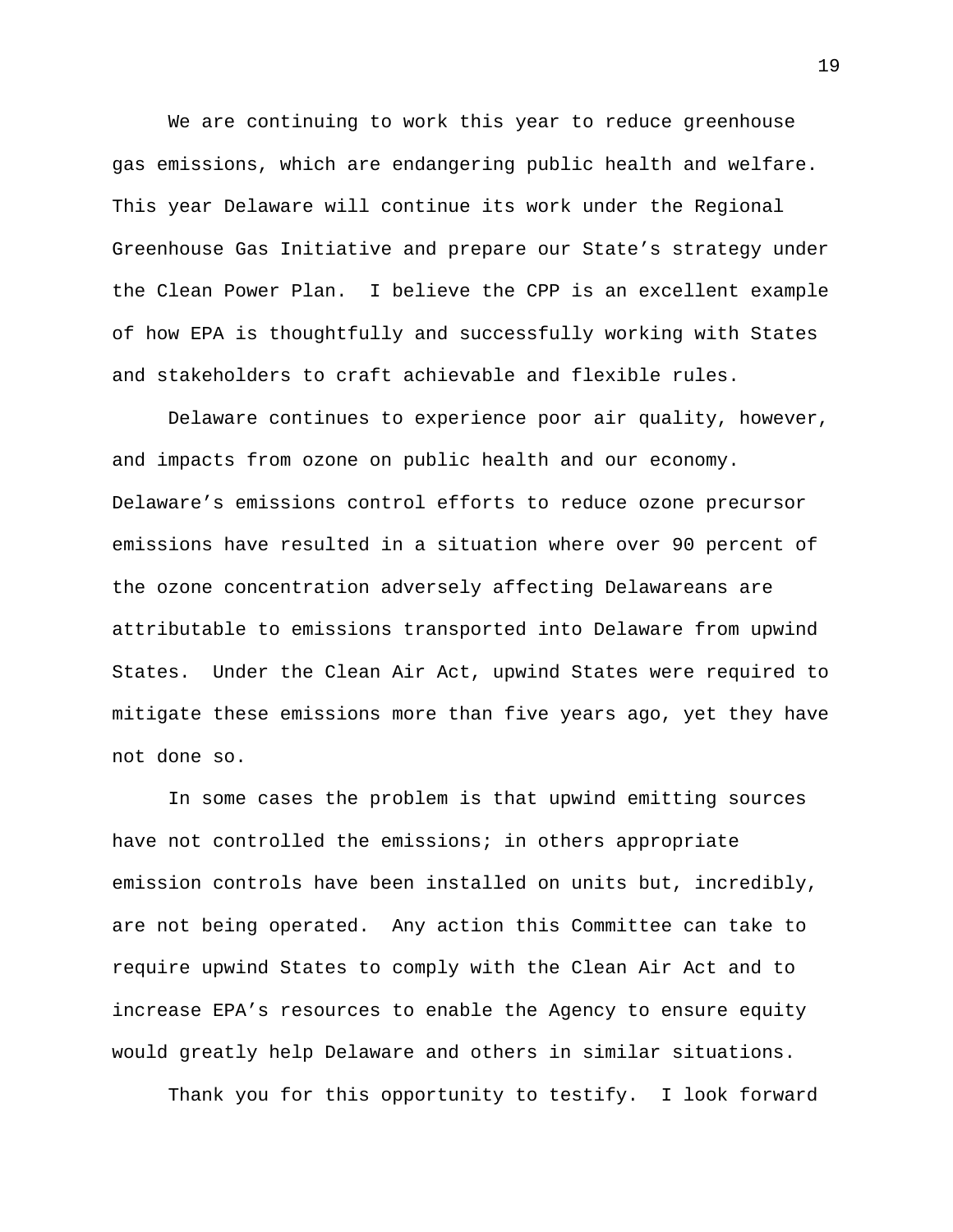We are continuing to work this year to reduce greenhouse gas emissions, which are endangering public health and welfare. This year Delaware will continue its work under the Regional Greenhouse Gas Initiative and prepare our State's strategy under the Clean Power Plan. I believe the CPP is an excellent example of how EPA is thoughtfully and successfully working with States and stakeholders to craft achievable and flexible rules.

Delaware continues to experience poor air quality, however, and impacts from ozone on public health and our economy. Delaware's emissions control efforts to reduce ozone precursor emissions have resulted in a situation where over 90 percent of the ozone concentration adversely affecting Delawareans are attributable to emissions transported into Delaware from upwind States. Under the Clean Air Act, upwind States were required to mitigate these emissions more than five years ago, yet they have not done so.

In some cases the problem is that upwind emitting sources have not controlled the emissions; in others appropriate emission controls have been installed on units but, incredibly, are not being operated. Any action this Committee can take to require upwind States to comply with the Clean Air Act and to increase EPA's resources to enable the Agency to ensure equity would greatly help Delaware and others in similar situations.

Thank you for this opportunity to testify. I look forward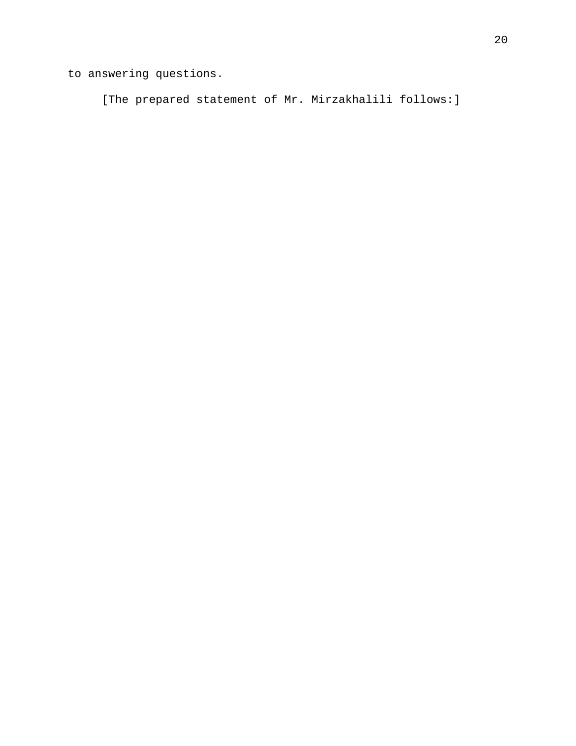to answering questions.

[The prepared statement of Mr. Mirzakhalili follows:]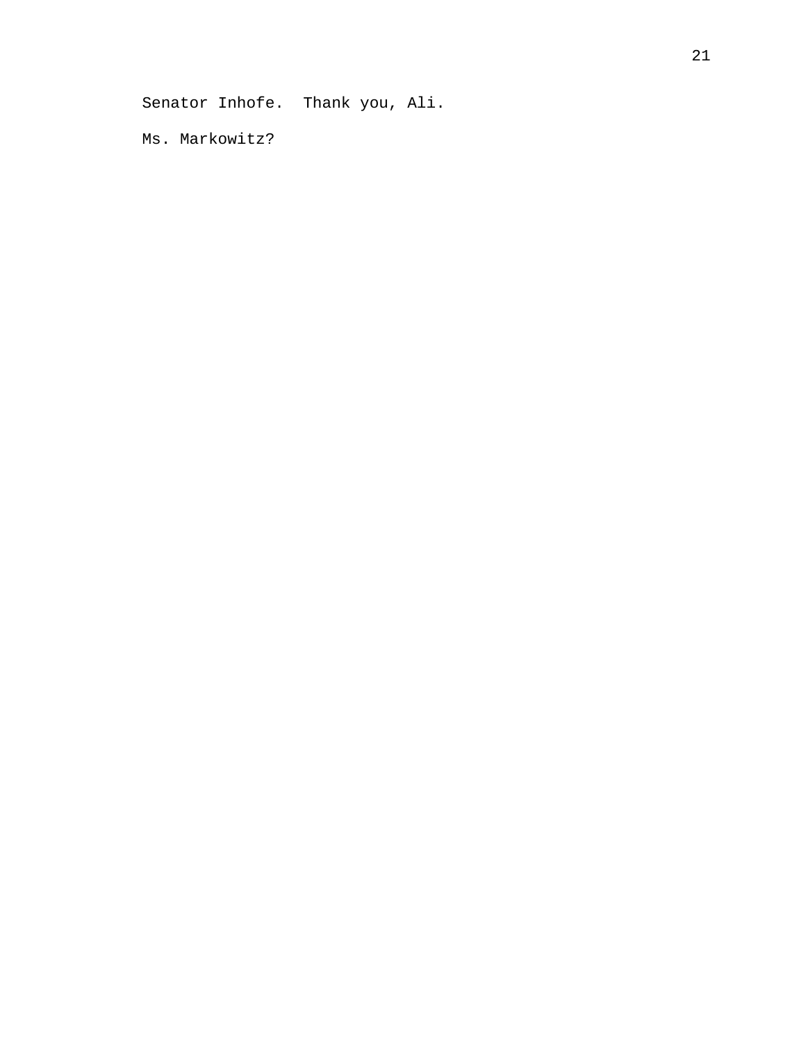Senator Inhofe. Thank you, Ali.

Ms. Markowitz?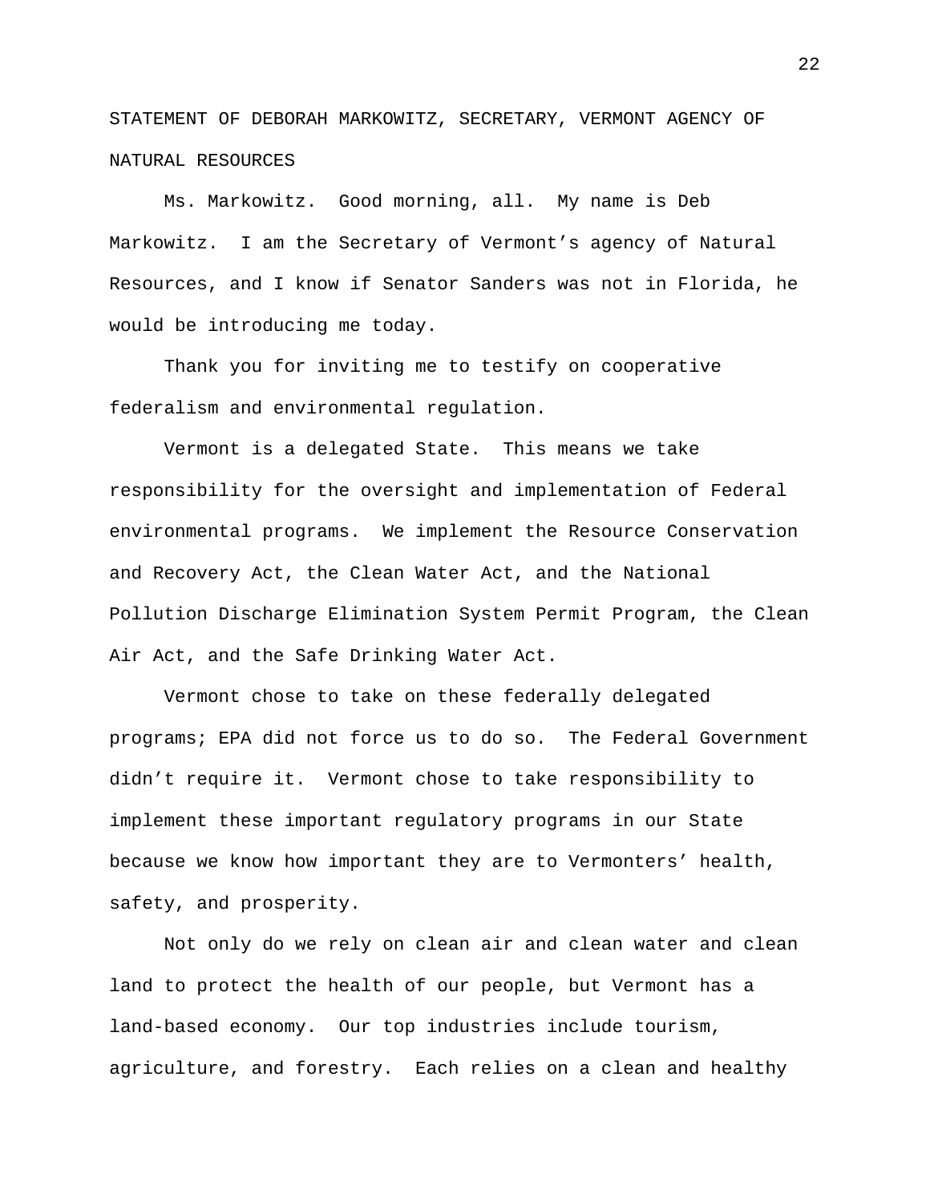STATEMENT OF DEBORAH MARKOWITZ, SECRETARY, VERMONT AGENCY OF NATURAL RESOURCES

Ms. Markowitz. Good morning, all. My name is Deb Markowitz. I am the Secretary of Vermont’s agency of Natural Resources, and I know if Senator Sanders was not in Florida, he would be introducing me today.

Thank you for inviting me to testify on cooperative federalism and environmental regulation.

Vermont is a delegated State. This means we take responsibility for the oversight and implementation of Federal environmental programs. We implement the Resource Conservation and Recovery Act, the Clean Water Act, and the National Pollution Discharge Elimination System Permit Program, the Clean Air Act, and the Safe Drinking Water Act.

Vermont chose to take on these federally delegated programs; EPA did not force us to do so. The Federal Government didn’t require it. Vermont chose to take responsibility to implement these important regulatory programs in our State because we know how important they are to Vermonters’ health, safety, and prosperity.

Not only do we rely on clean air and clean water and clean land to protect the health of our people, but Vermont has a land-based economy. Our top industries include tourism, agriculture, and forestry. Each relies on a clean and healthy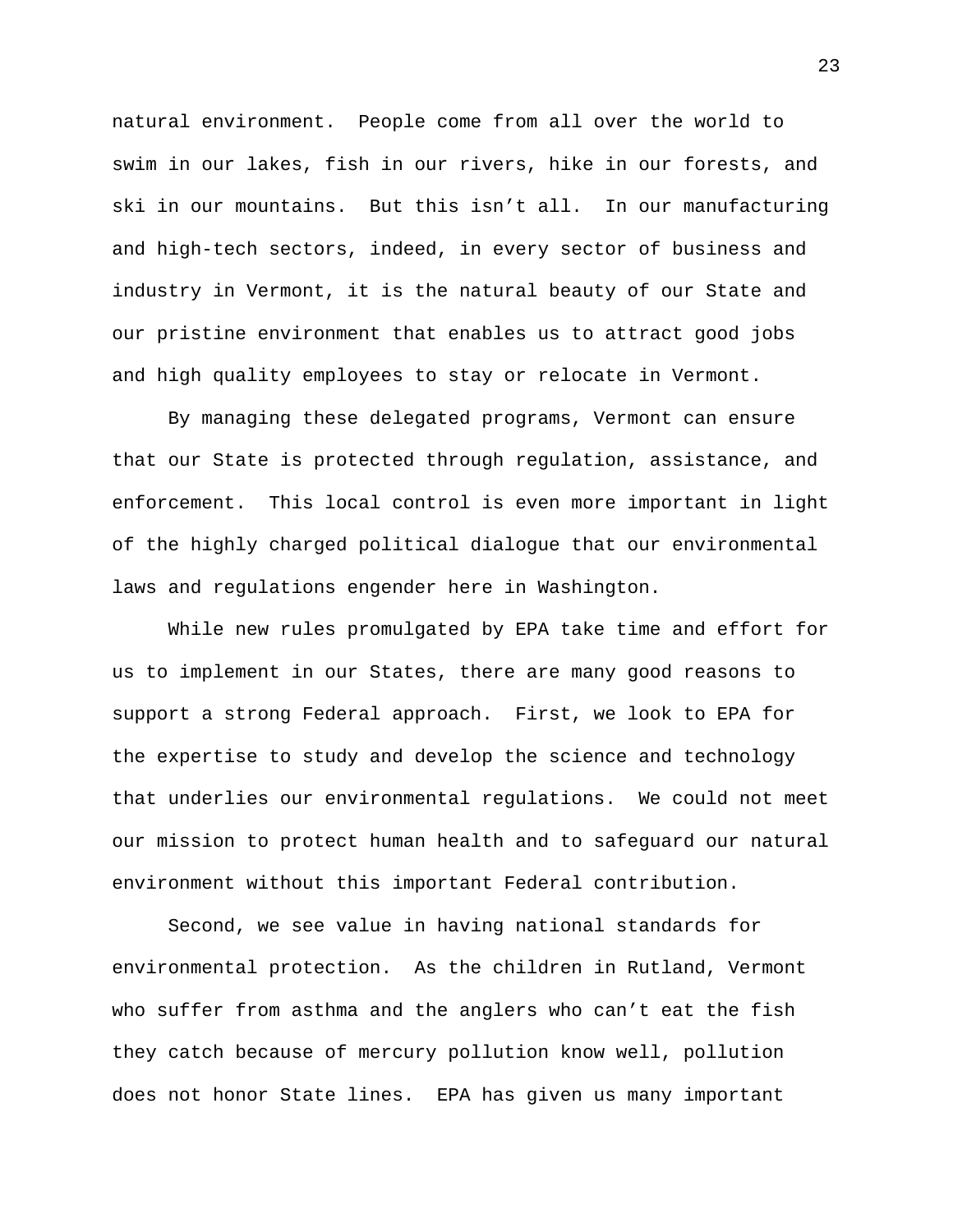natural environment. People come from all over the world to swim in our lakes, fish in our rivers, hike in our forests, and ski in our mountains. But this isn't all. In our manufacturing and high-tech sectors, indeed, in every sector of business and industry in Vermont, it is the natural beauty of our State and our pristine environment that enables us to attract good jobs and high quality employees to stay or relocate in Vermont.

By managing these delegated programs, Vermont can ensure that our State is protected through regulation, assistance, and enforcement. This local control is even more important in light of the highly charged political dialogue that our environmental laws and regulations engender here in Washington.

While new rules promulgated by EPA take time and effort for us to implement in our States, there are many good reasons to support a strong Federal approach. First, we look to EPA for the expertise to study and develop the science and technology that underlies our environmental regulations. We could not meet our mission to protect human health and to safeguard our natural environment without this important Federal contribution.

Second, we see value in having national standards for environmental protection. As the children in Rutland, Vermont who suffer from asthma and the anglers who can't eat the fish they catch because of mercury pollution know well, pollution does not honor State lines. EPA has given us many important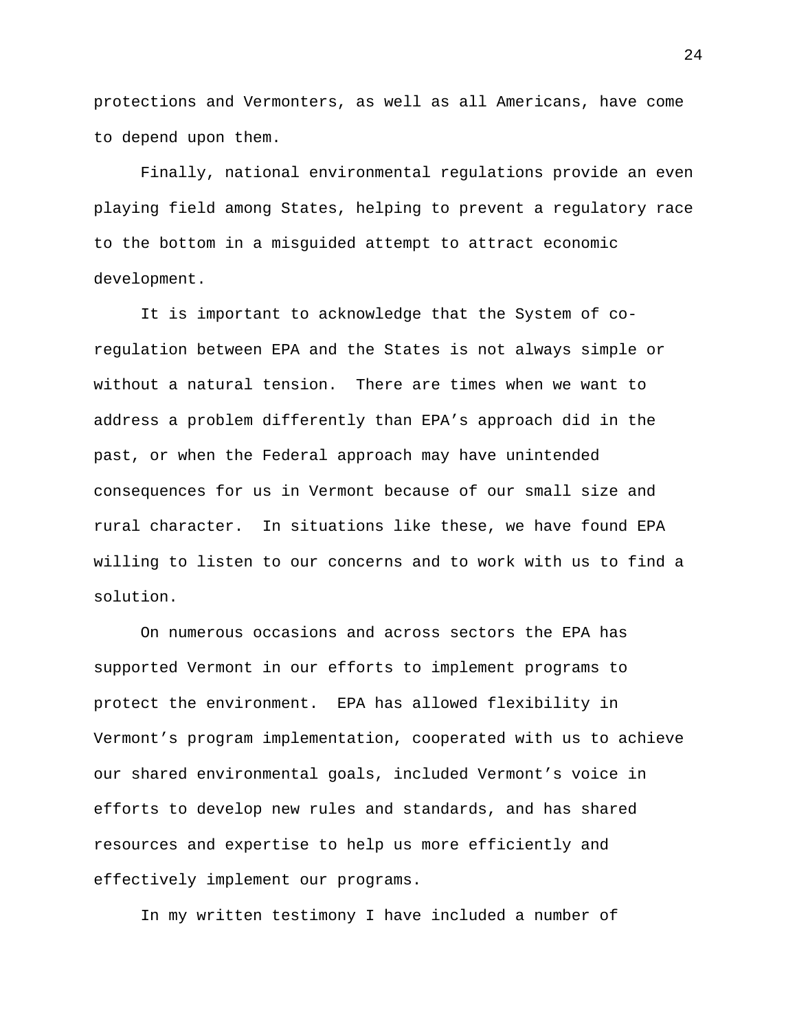protections and Vermonters, as well as all Americans, have come to depend upon them.

Finally, national environmental regulations provide an even playing field among States, helping to prevent a regulatory race to the bottom in a misguided attempt to attract economic development.

It is important to acknowledge that the System of co-regulation between EPA and the States is not always simple or without a natural tension. There are times when we want to address a problem differently than EPA's approach did in the past, or when the Federal approach may have unintended consequences for us in Vermont because of our small size and rural character. In situations like these, we have found EPA willing to listen to our concerns and to work with us to find a solution.

On numerous occasions and across sectors the EPA has supported Vermont in our efforts to implement programs to protect the environment. EPA has allowed flexibility in Vermont's program implementation, cooperated with us to achieve our shared environmental goals, included Vermont's voice in efforts to develop new rules and standards, and has shared resources and expertise to help us more efficiently and effectively implement our programs.

In my written testimony I have included a number of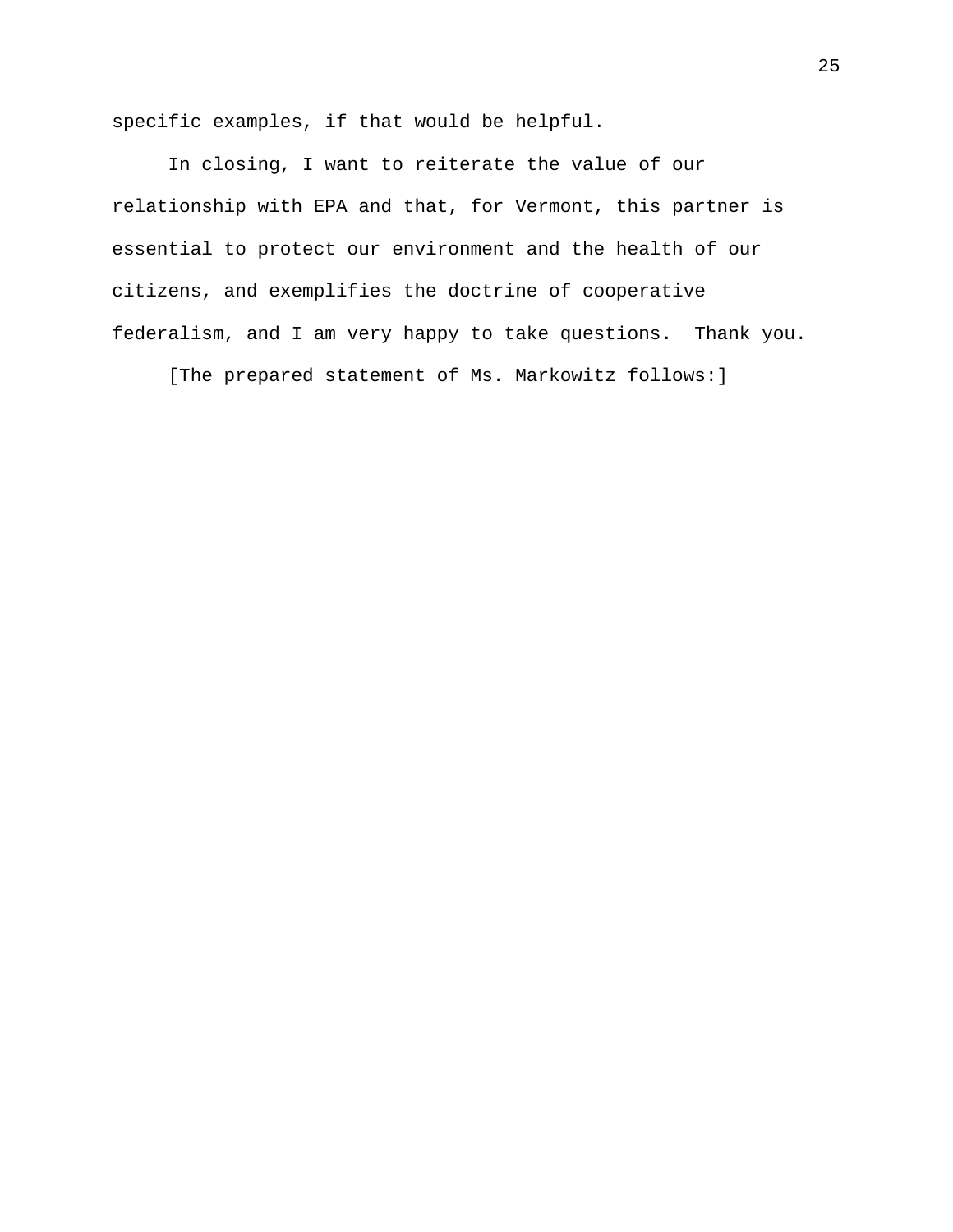specific examples, if that would be helpful.

In closing, I want to reiterate the value of our relationship with EPA and that, for Vermont, this partner is essential to protect our environment and the health of our citizens, and exemplifies the doctrine of cooperative federalism, and I am very happy to take questions.  Thank you.

[The prepared statement of Ms. Markowitz follows:]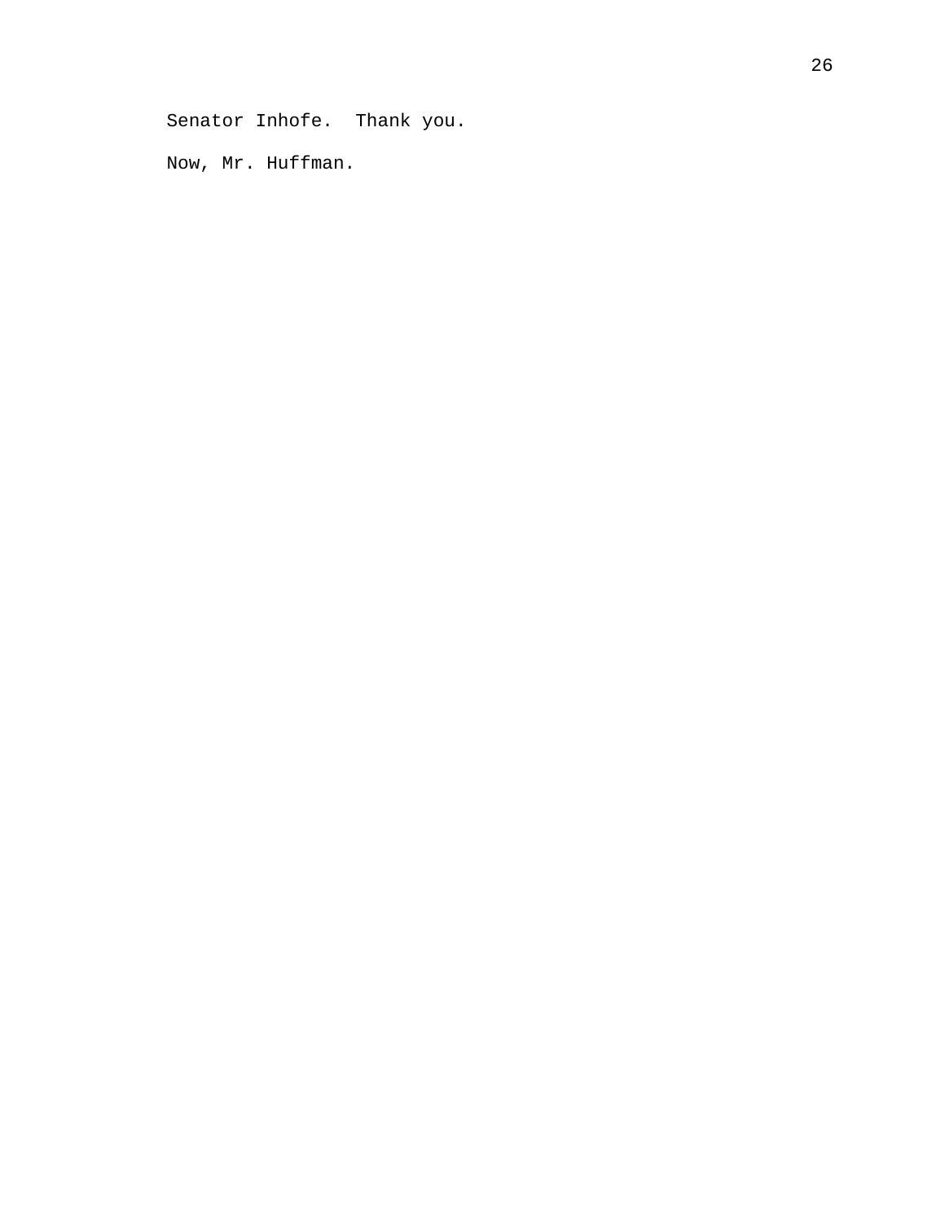Senator Inhofe.  Thank you.

Now, Mr. Huffman.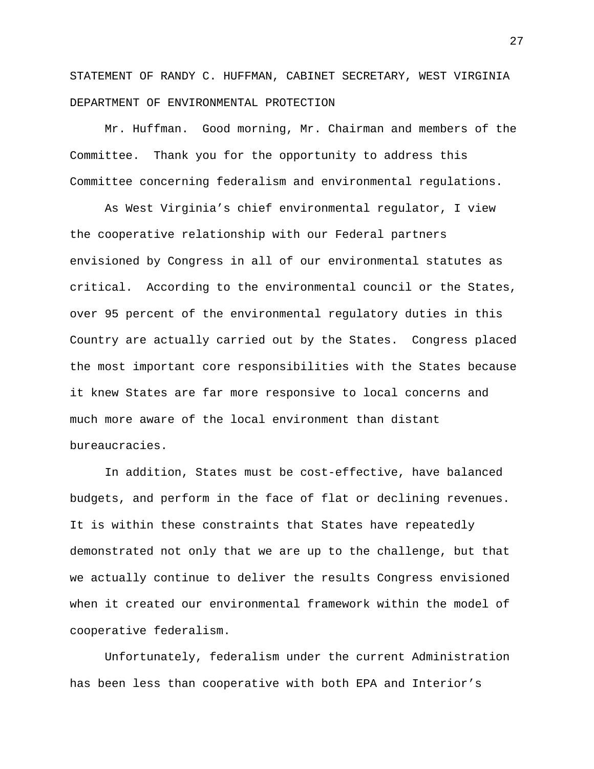STATEMENT OF RANDY C. HUFFMAN, CABINET SECRETARY, WEST VIRGINIA DEPARTMENT OF ENVIRONMENTAL PROTECTION

Mr. Huffman. Good morning, Mr. Chairman and members of the Committee. Thank you for the opportunity to address this Committee concerning federalism and environmental regulations.

As West Virginia's chief environmental regulator, I view the cooperative relationship with our Federal partners envisioned by Congress in all of our environmental statutes as critical. According to the environmental council or the States, over 95 percent of the environmental regulatory duties in this Country are actually carried out by the States. Congress placed the most important core responsibilities with the States because it knew States are far more responsive to local concerns and much more aware of the local environment than distant bureaucracies.

In addition, States must be cost-effective, have balanced budgets, and perform in the face of flat or declining revenues. It is within these constraints that States have repeatedly demonstrated not only that we are up to the challenge, but that we actually continue to deliver the results Congress envisioned when it created our environmental framework within the model of cooperative federalism.

Unfortunately, federalism under the current Administration has been less than cooperative with both EPA and Interior's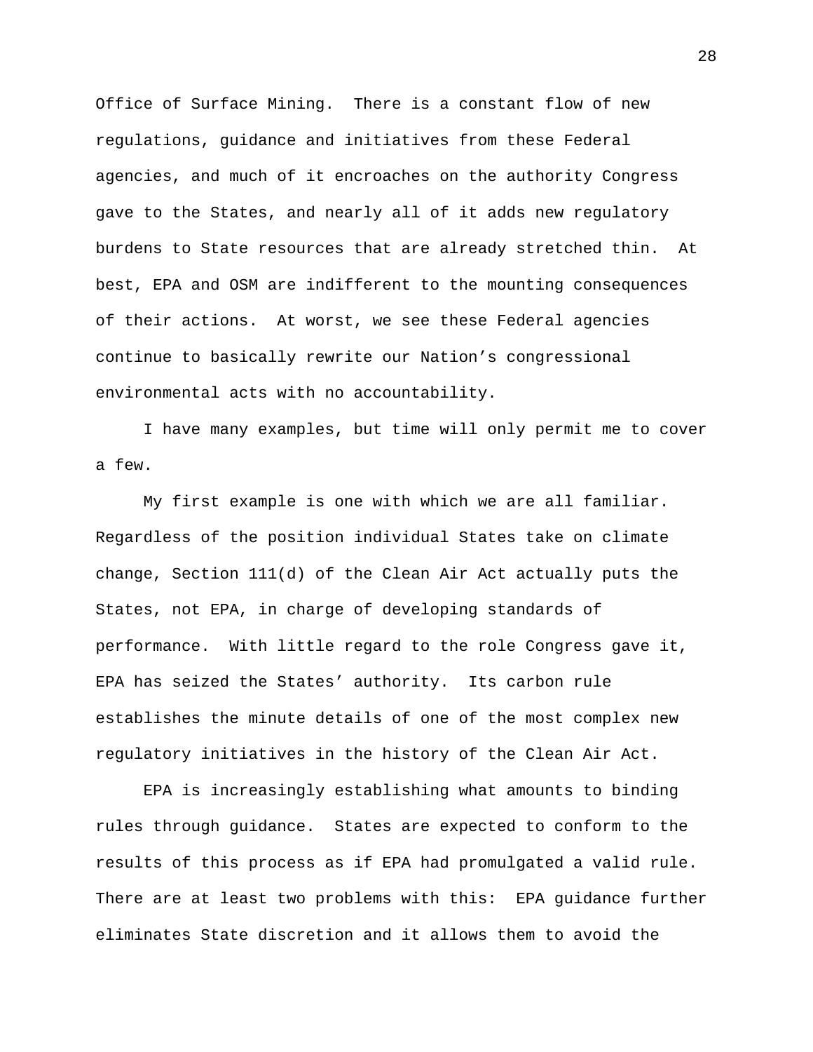Office of Surface Mining. There is a constant flow of new regulations, guidance and initiatives from these Federal agencies, and much of it encroaches on the authority Congress gave to the States, and nearly all of it adds new regulatory burdens to State resources that are already stretched thin. At best, EPA and OSM are indifferent to the mounting consequences of their actions. At worst, we see these Federal agencies continue to basically rewrite our Nation's congressional environmental acts with no accountability.

I have many examples, but time will only permit me to cover a few.

My first example is one with which we are all familiar. Regardless of the position individual States take on climate change, Section 111(d) of the Clean Air Act actually puts the States, not EPA, in charge of developing standards of performance. With little regard to the role Congress gave it, EPA has seized the States' authority. Its carbon rule establishes the minute details of one of the most complex new regulatory initiatives in the history of the Clean Air Act.

EPA is increasingly establishing what amounts to binding rules through guidance. States are expected to conform to the results of this process as if EPA had promulgated a valid rule. There are at least two problems with this: EPA guidance further eliminates State discretion and it allows them to avoid the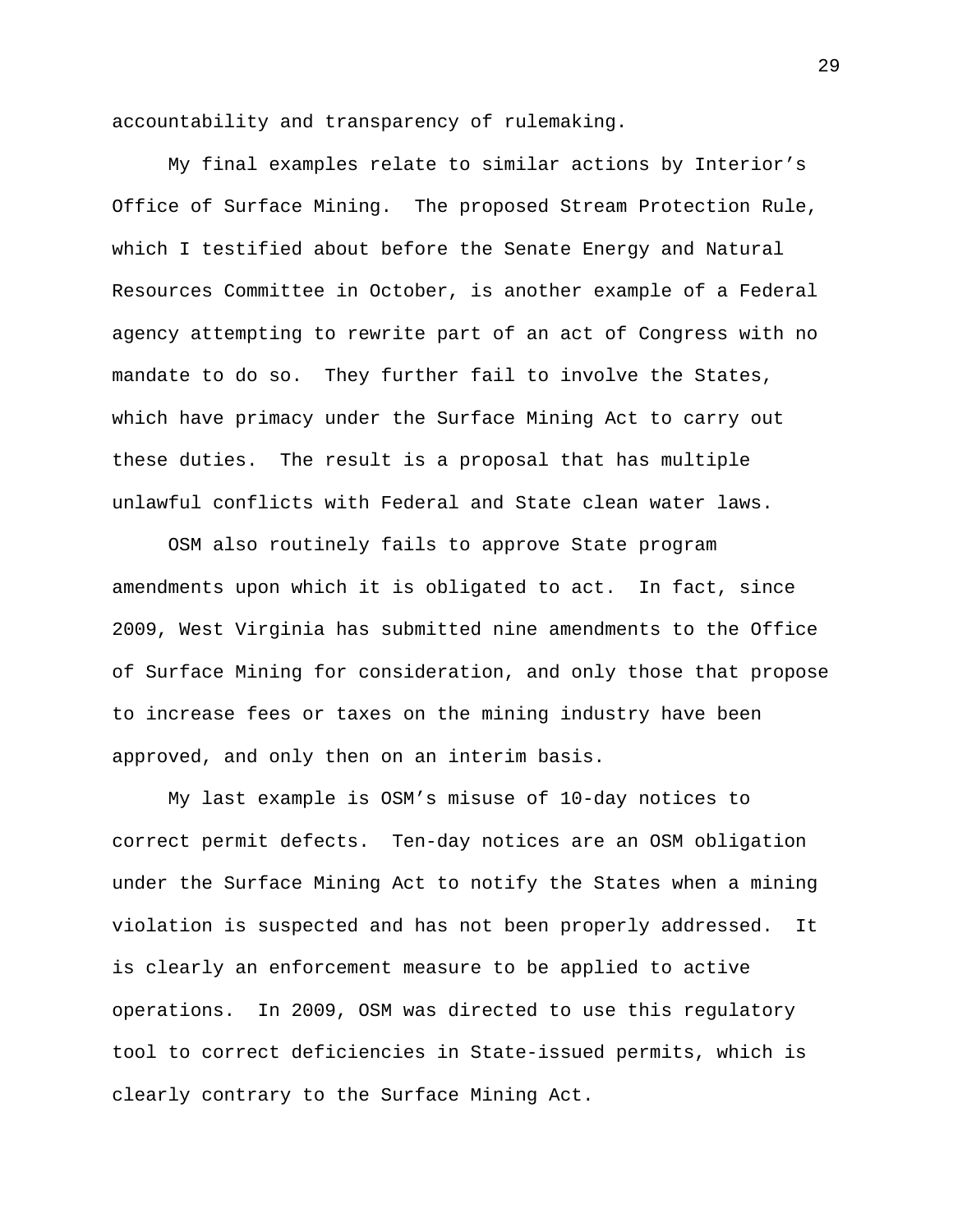accountability and transparency of rulemaking.

My final examples relate to similar actions by Interior's Office of Surface Mining. The proposed Stream Protection Rule, which I testified about before the Senate Energy and Natural Resources Committee in October, is another example of a Federal agency attempting to rewrite part of an act of Congress with no mandate to do so. They further fail to involve the States, which have primacy under the Surface Mining Act to carry out these duties. The result is a proposal that has multiple unlawful conflicts with Federal and State clean water laws.

OSM also routinely fails to approve State program amendments upon which it is obligated to act. In fact, since 2009, West Virginia has submitted nine amendments to the Office of Surface Mining for consideration, and only those that propose to increase fees or taxes on the mining industry have been approved, and only then on an interim basis.

My last example is OSM's misuse of 10-day notices to correct permit defects. Ten-day notices are an OSM obligation under the Surface Mining Act to notify the States when a mining violation is suspected and has not been properly addressed. It is clearly an enforcement measure to be applied to active operations. In 2009, OSM was directed to use this regulatory tool to correct deficiencies in State-issued permits, which is clearly contrary to the Surface Mining Act.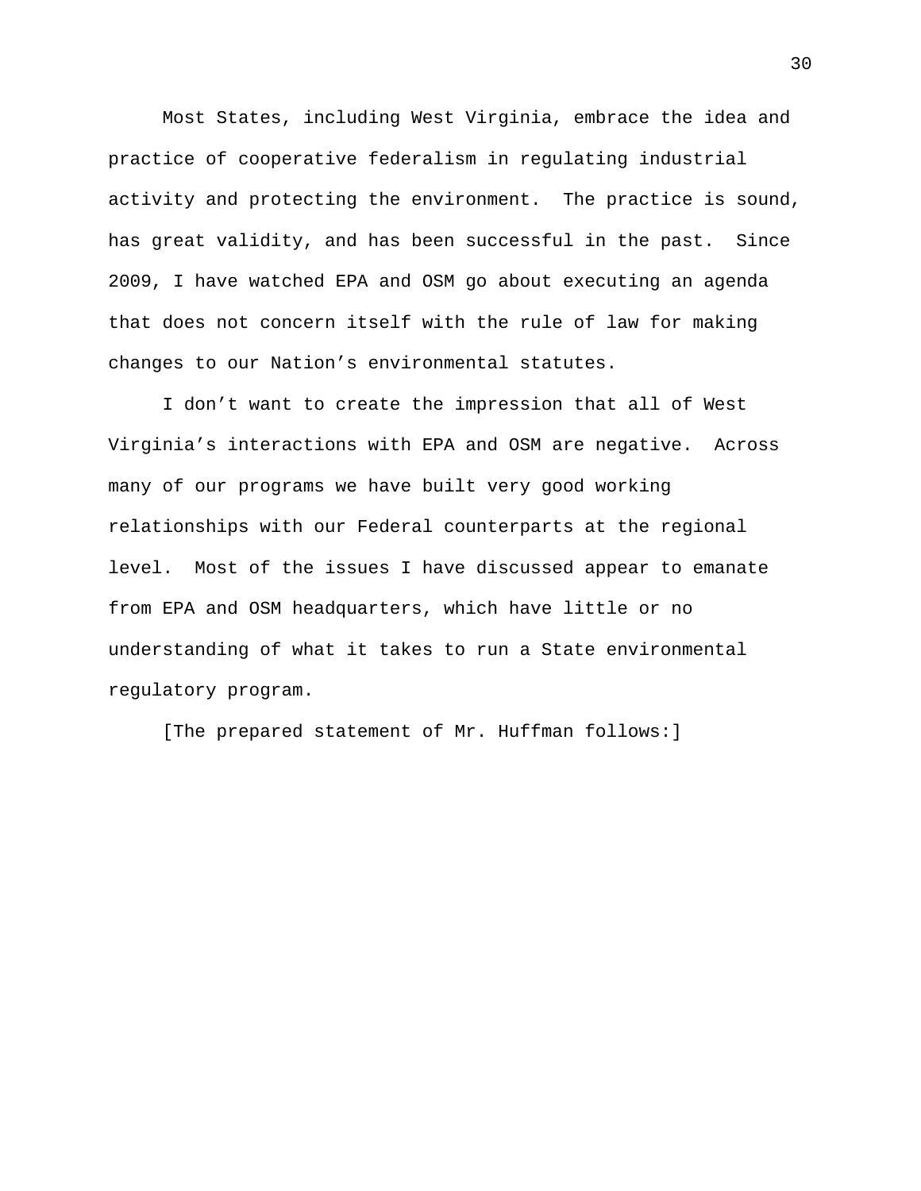Most States, including West Virginia, embrace the idea and practice of cooperative federalism in regulating industrial activity and protecting the environment. The practice is sound, has great validity, and has been successful in the past. Since 2009, I have watched EPA and OSM go about executing an agenda that does not concern itself with the rule of law for making changes to our Nation's environmental statutes.

I don't want to create the impression that all of West Virginia's interactions with EPA and OSM are negative. Across many of our programs we have built very good working relationships with our Federal counterparts at the regional level. Most of the issues I have discussed appear to emanate from EPA and OSM headquarters, which have little or no understanding of what it takes to run a State environmental regulatory program.

[The prepared statement of Mr. Huffman follows:]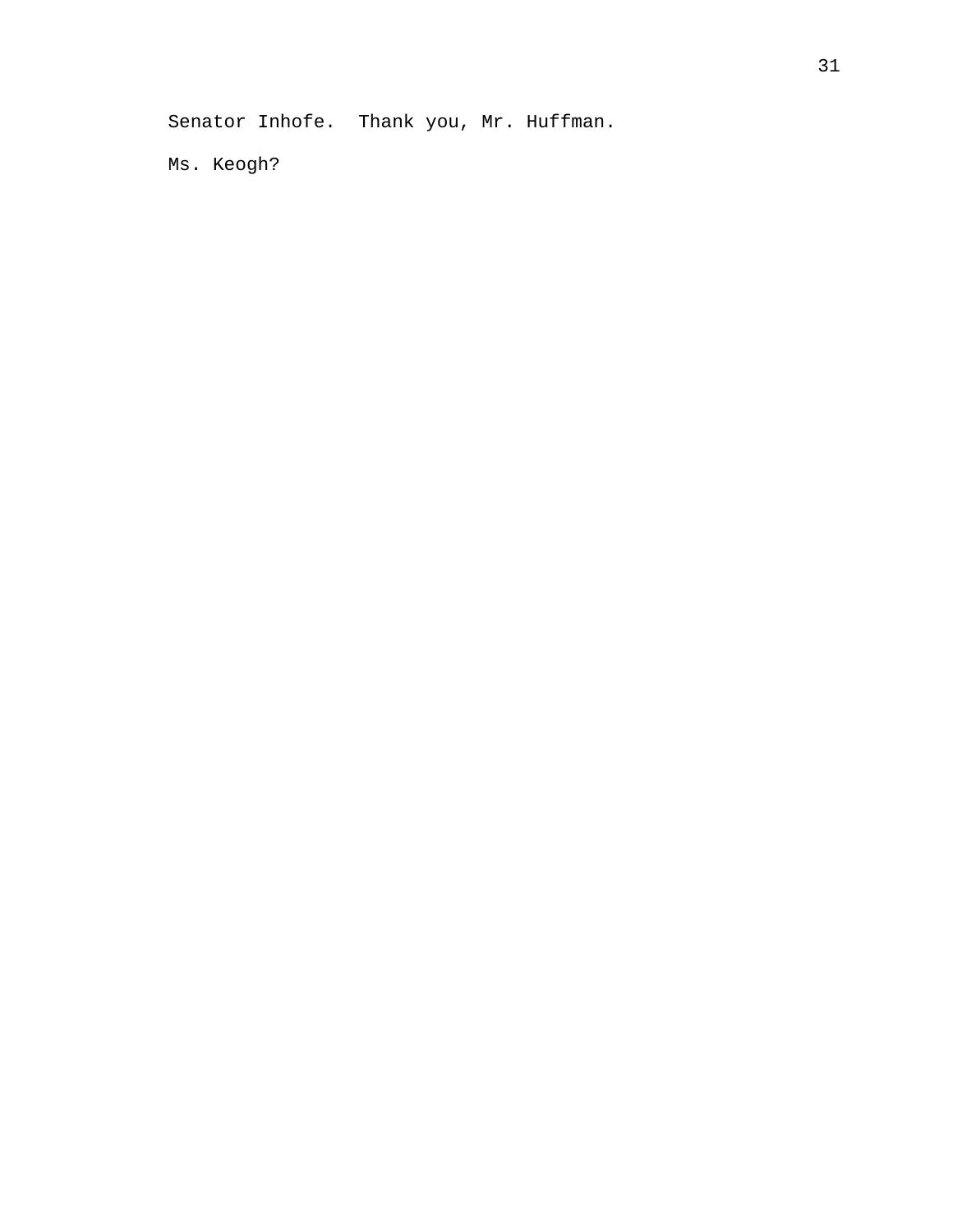Senator Inhofe. Thank you, Mr. Huffman.

Ms. Keogh?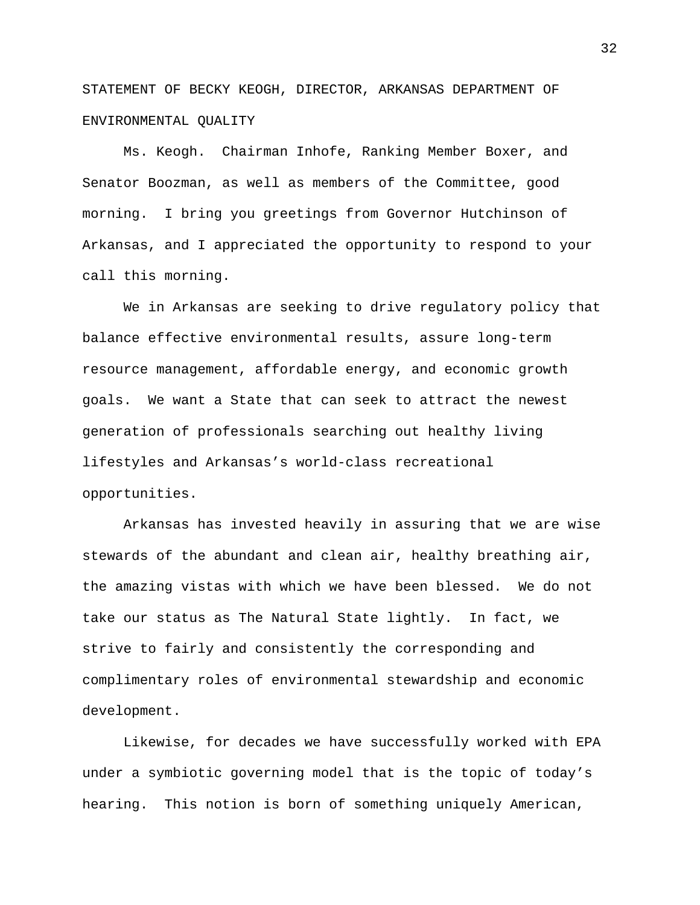STATEMENT OF BECKY KEOGH, DIRECTOR, ARKANSAS DEPARTMENT OF ENVIRONMENTAL QUALITY

Ms. Keogh. Chairman Inhofe, Ranking Member Boxer, and Senator Boozman, as well as members of the Committee, good morning. I bring you greetings from Governor Hutchinson of Arkansas, and I appreciated the opportunity to respond to your call this morning.

We in Arkansas are seeking to drive regulatory policy that balance effective environmental results, assure long-term resource management, affordable energy, and economic growth goals. We want a State that can seek to attract the newest generation of professionals searching out healthy living lifestyles and Arkansas's world-class recreational opportunities.

Arkansas has invested heavily in assuring that we are wise stewards of the abundant and clean air, healthy breathing air, the amazing vistas with which we have been blessed. We do not take our status as The Natural State lightly. In fact, we strive to fairly and consistently the corresponding and complimentary roles of environmental stewardship and economic development.

Likewise, for decades we have successfully worked with EPA under a symbiotic governing model that is the topic of today's hearing. This notion is born of something uniquely American,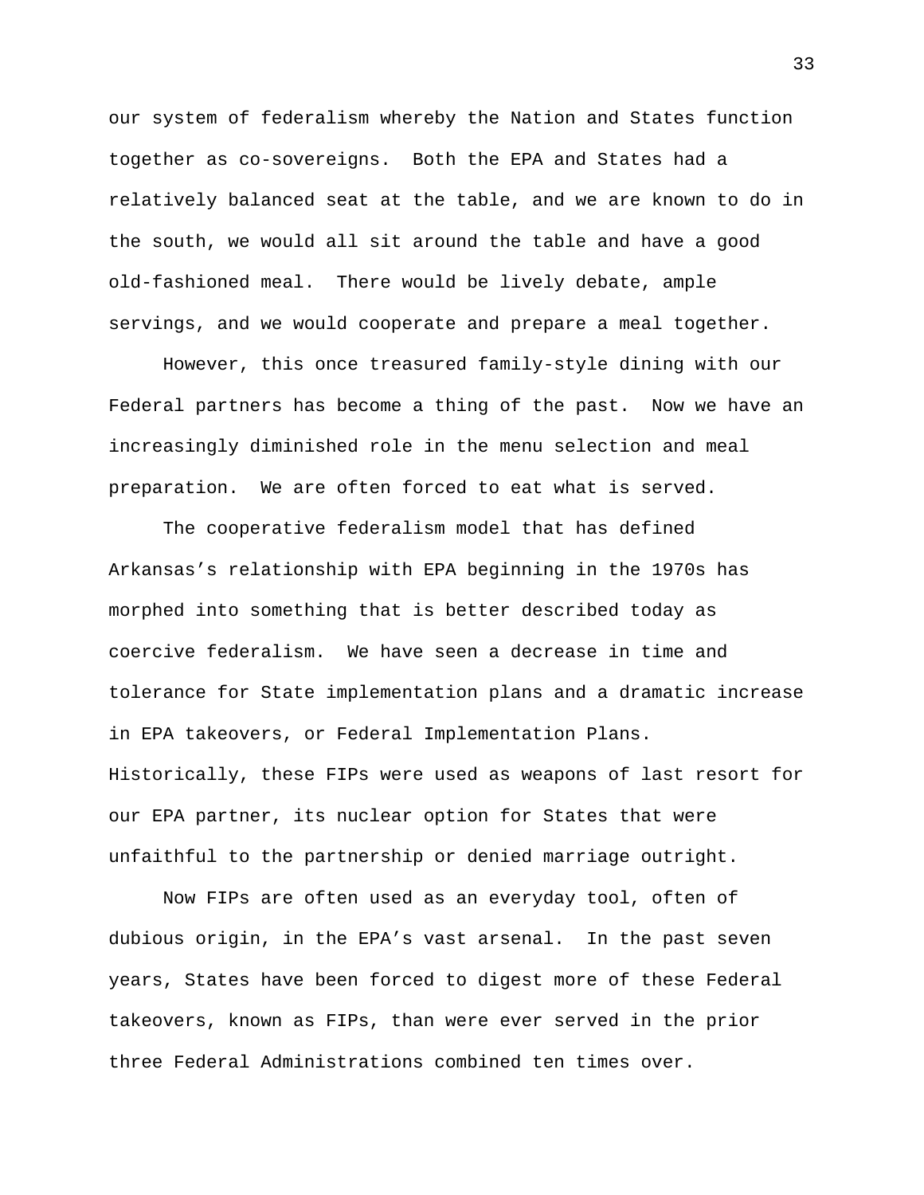our system of federalism whereby the Nation and States function together as co-sovereigns. Both the EPA and States had a relatively balanced seat at the table, and we are known to do in the south, we would all sit around the table and have a good old-fashioned meal. There would be lively debate, ample servings, and we would cooperate and prepare a meal together.

However, this once treasured family-style dining with our Federal partners has become a thing of the past. Now we have an increasingly diminished role in the menu selection and meal preparation. We are often forced to eat what is served.

The cooperative federalism model that has defined Arkansas's relationship with EPA beginning in the 1970s has morphed into something that is better described today as coercive federalism. We have seen a decrease in time and tolerance for State implementation plans and a dramatic increase in EPA takeovers, or Federal Implementation Plans. Historically, these FIPs were used as weapons of last resort for our EPA partner, its nuclear option for States that were unfaithful to the partnership or denied marriage outright.

Now FIPs are often used as an everyday tool, often of dubious origin, in the EPA's vast arsenal. In the past seven years, States have been forced to digest more of these Federal takeovers, known as FIPs, than were ever served in the prior three Federal Administrations combined ten times over.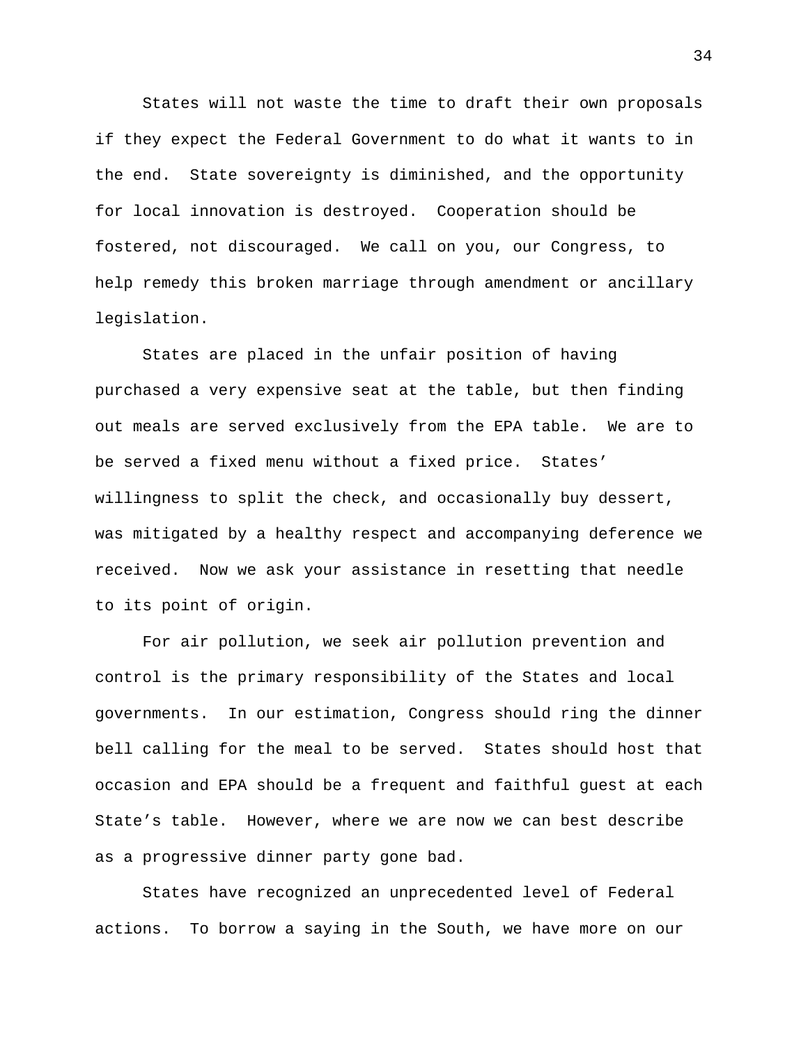States will not waste the time to draft their own proposals if they expect the Federal Government to do what it wants to in the end. State sovereignty is diminished, and the opportunity for local innovation is destroyed. Cooperation should be fostered, not discouraged. We call on you, our Congress, to help remedy this broken marriage through amendment or ancillary legislation.

States are placed in the unfair position of having purchased a very expensive seat at the table, but then finding out meals are served exclusively from the EPA table. We are to be served a fixed menu without a fixed price. States' willingness to split the check, and occasionally buy dessert, was mitigated by a healthy respect and accompanying deference we received. Now we ask your assistance in resetting that needle to its point of origin.

For air pollution, we seek air pollution prevention and control is the primary responsibility of the States and local governments. In our estimation, Congress should ring the dinner bell calling for the meal to be served. States should host that occasion and EPA should be a frequent and faithful guest at each State's table. However, where we are now we can best describe as a progressive dinner party gone bad.

States have recognized an unprecedented level of Federal actions. To borrow a saying in the South, we have more on our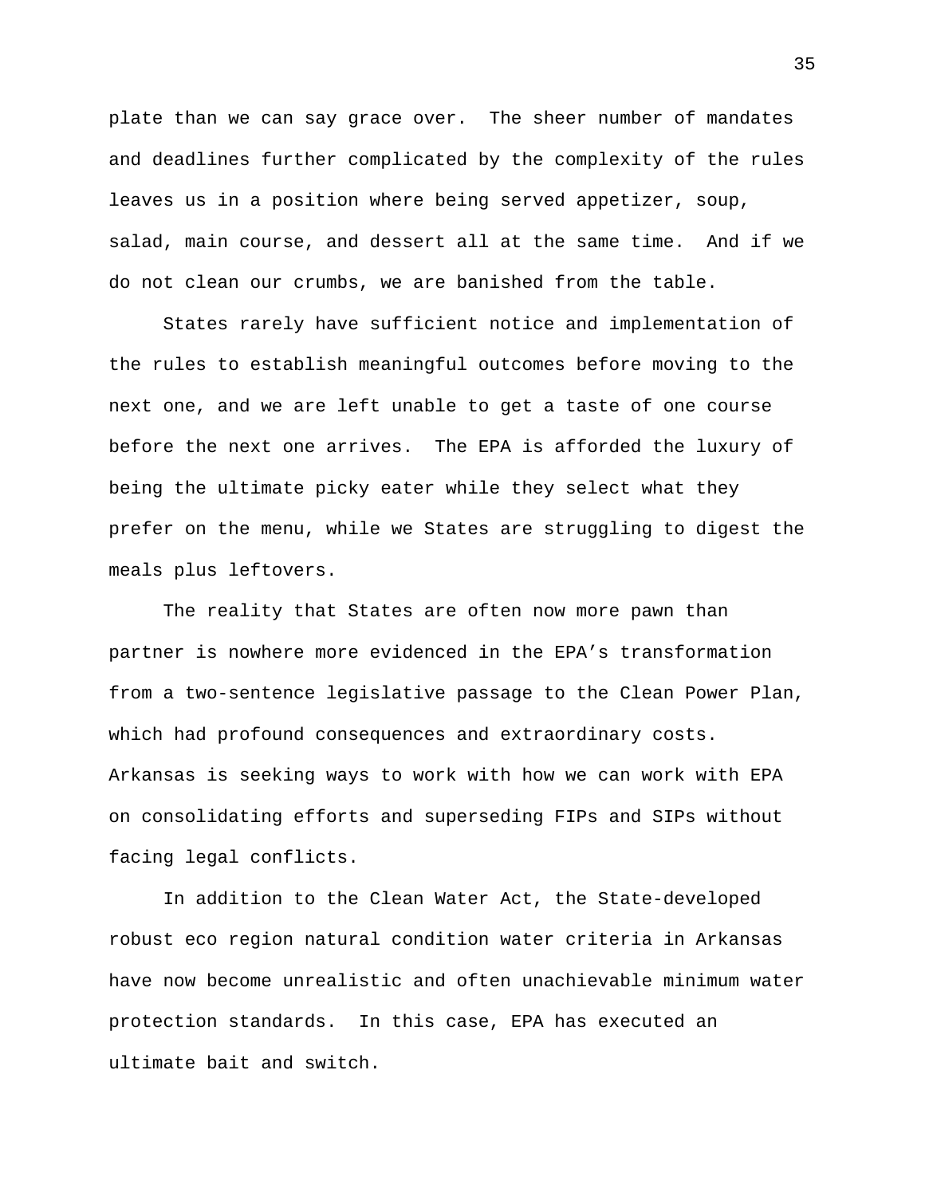plate than we can say grace over. The sheer number of mandates and deadlines further complicated by the complexity of the rules leaves us in a position where being served appetizer, soup, salad, main course, and dessert all at the same time. And if we do not clean our crumbs, we are banished from the table.

States rarely have sufficient notice and implementation of the rules to establish meaningful outcomes before moving to the next one, and we are left unable to get a taste of one course before the next one arrives. The EPA is afforded the luxury of being the ultimate picky eater while they select what they prefer on the menu, while we States are struggling to digest the meals plus leftovers.

The reality that States are often now more pawn than partner is nowhere more evidenced in the EPA's transformation from a two-sentence legislative passage to the Clean Power Plan, which had profound consequences and extraordinary costs. Arkansas is seeking ways to work with how we can work with EPA on consolidating efforts and superseding FIPs and SIPs without facing legal conflicts.

In addition to the Clean Water Act, the State-developed robust eco region natural condition water criteria in Arkansas have now become unrealistic and often unachievable minimum water protection standards. In this case, EPA has executed an ultimate bait and switch.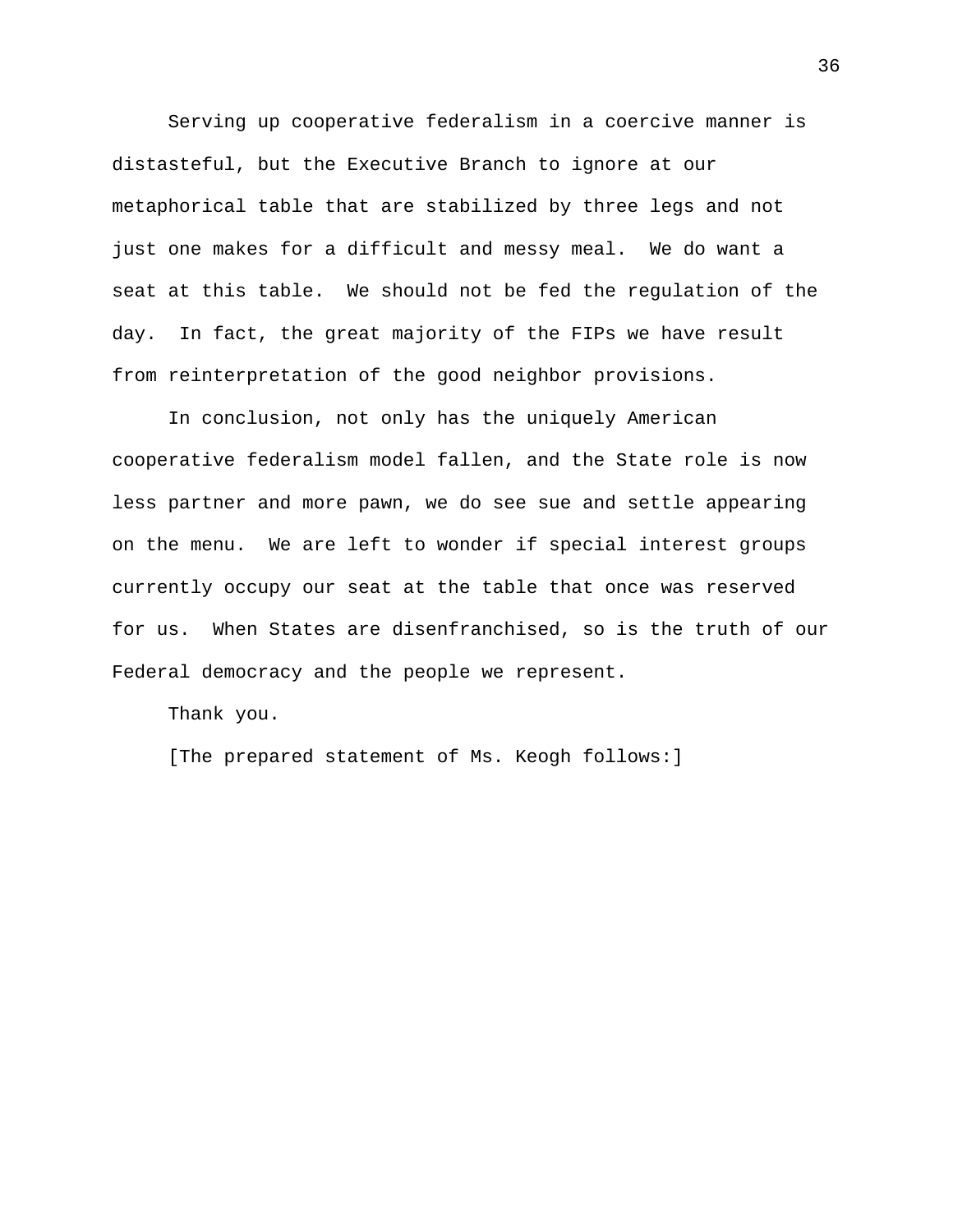Serving up cooperative federalism in a coercive manner is distasteful, but the Executive Branch to ignore at our metaphorical table that are stabilized by three legs and not just one makes for a difficult and messy meal.  We do want a seat at this table.  We should not be fed the regulation of the day.  In fact, the great majority of the FIPs we have result from reinterpretation of the good neighbor provisions.

In conclusion, not only has the uniquely American cooperative federalism model fallen, and the State role is now less partner and more pawn, we do see sue and settle appearing on the menu.  We are left to wonder if special interest groups currently occupy our seat at the table that once was reserved for us.  When States are disenfranchised, so is the truth of our Federal democracy and the people we represent.

Thank you.

[The prepared statement of Ms. Keogh follows:]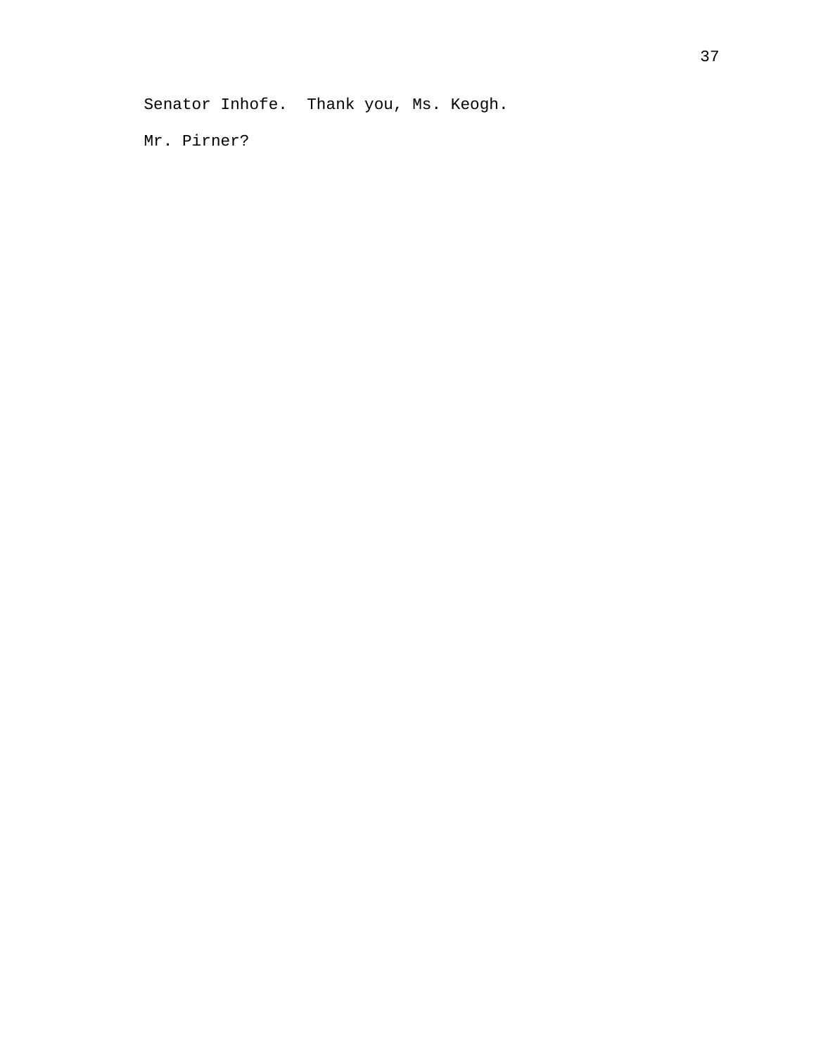Senator Inhofe.  Thank you, Ms. Keogh.

Mr. Pirner?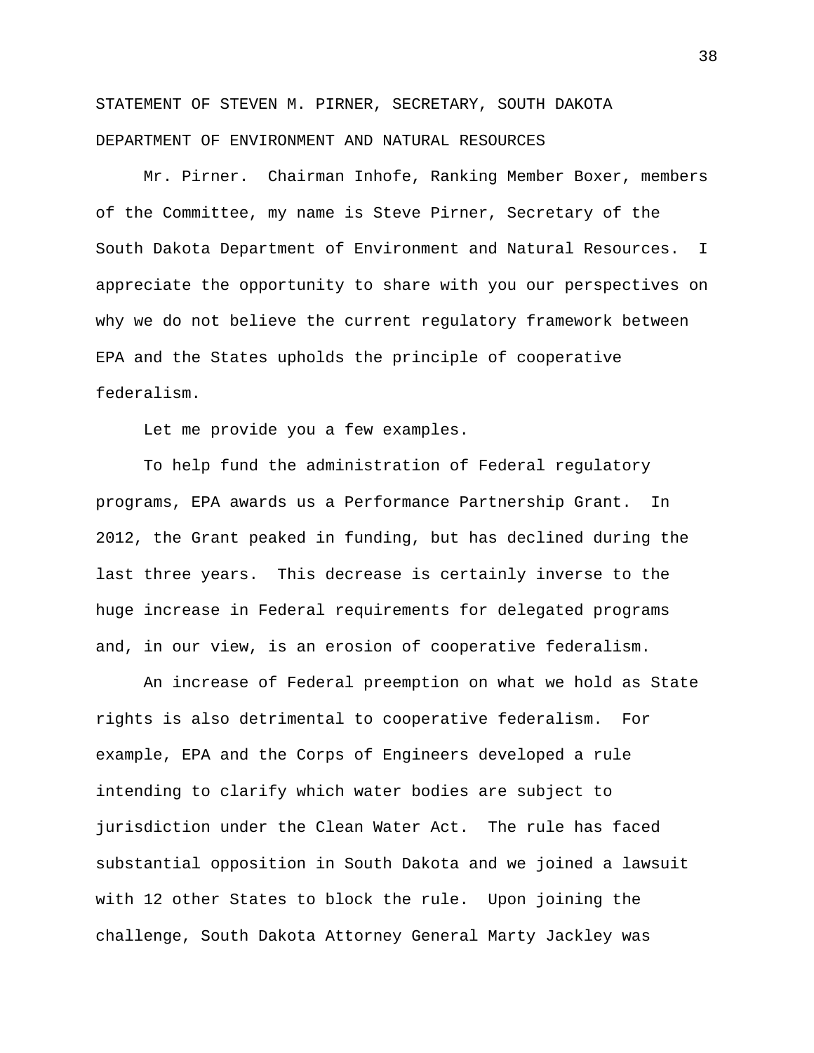STATEMENT OF STEVEN M. PIRNER, SECRETARY, SOUTH DAKOTA DEPARTMENT OF ENVIRONMENT AND NATURAL RESOURCES

Mr. Pirner. Chairman Inhofe, Ranking Member Boxer, members of the Committee, my name is Steve Pirner, Secretary of the South Dakota Department of Environment and Natural Resources. I appreciate the opportunity to share with you our perspectives on why we do not believe the current regulatory framework between EPA and the States upholds the principle of cooperative federalism.

Let me provide you a few examples.

To help fund the administration of Federal regulatory programs, EPA awards us a Performance Partnership Grant. In 2012, the Grant peaked in funding, but has declined during the last three years. This decrease is certainly inverse to the huge increase in Federal requirements for delegated programs and, in our view, is an erosion of cooperative federalism.

An increase of Federal preemption on what we hold as State rights is also detrimental to cooperative federalism. For example, EPA and the Corps of Engineers developed a rule intending to clarify which water bodies are subject to jurisdiction under the Clean Water Act. The rule has faced substantial opposition in South Dakota and we joined a lawsuit with 12 other States to block the rule. Upon joining the challenge, South Dakota Attorney General Marty Jackley was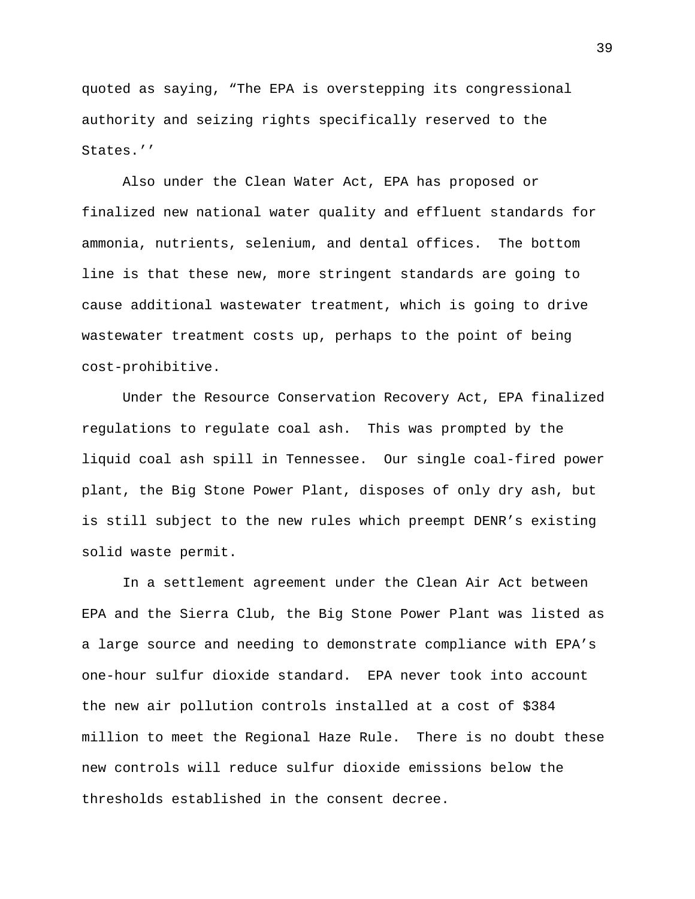quoted as saying, "The EPA is overstepping its congressional authority and seizing rights specifically reserved to the States.''

Also under the Clean Water Act, EPA has proposed or finalized new national water quality and effluent standards for ammonia, nutrients, selenium, and dental offices. The bottom line is that these new, more stringent standards are going to cause additional wastewater treatment, which is going to drive wastewater treatment costs up, perhaps to the point of being cost-prohibitive.

Under the Resource Conservation Recovery Act, EPA finalized regulations to regulate coal ash. This was prompted by the liquid coal ash spill in Tennessee. Our single coal-fired power plant, the Big Stone Power Plant, disposes of only dry ash, but is still subject to the new rules which preempt DENR's existing solid waste permit.

In a settlement agreement under the Clean Air Act between EPA and the Sierra Club, the Big Stone Power Plant was listed as a large source and needing to demonstrate compliance with EPA's one-hour sulfur dioxide standard. EPA never took into account the new air pollution controls installed at a cost of $384 million to meet the Regional Haze Rule. There is no doubt these new controls will reduce sulfur dioxide emissions below the thresholds established in the consent decree.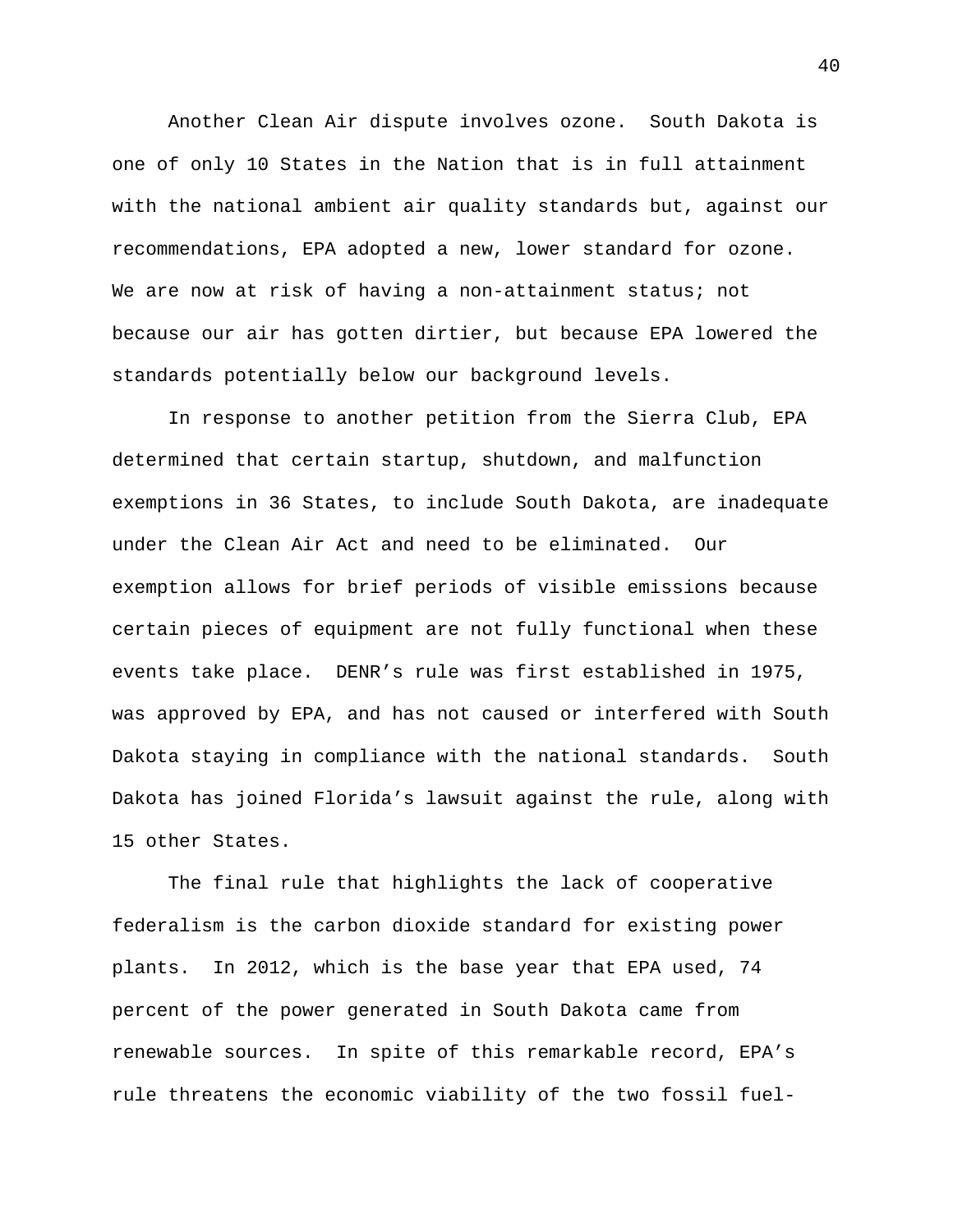Another Clean Air dispute involves ozone. South Dakota is one of only 10 States in the Nation that is in full attainment with the national ambient air quality standards but, against our recommendations, EPA adopted a new, lower standard for ozone. We are now at risk of having a non-attainment status; not because our air has gotten dirtier, but because EPA lowered the standards potentially below our background levels.

In response to another petition from the Sierra Club, EPA determined that certain startup, shutdown, and malfunction exemptions in 36 States, to include South Dakota, are inadequate under the Clean Air Act and need to be eliminated. Our exemption allows for brief periods of visible emissions because certain pieces of equipment are not fully functional when these events take place. DENR's rule was first established in 1975, was approved by EPA, and has not caused or interfered with South Dakota staying in compliance with the national standards. South Dakota has joined Florida's lawsuit against the rule, along with 15 other States.

The final rule that highlights the lack of cooperative federalism is the carbon dioxide standard for existing power plants. In 2012, which is the base year that EPA used, 74 percent of the power generated in South Dakota came from renewable sources. In spite of this remarkable record, EPA's rule threatens the economic viability of the two fossil fuel-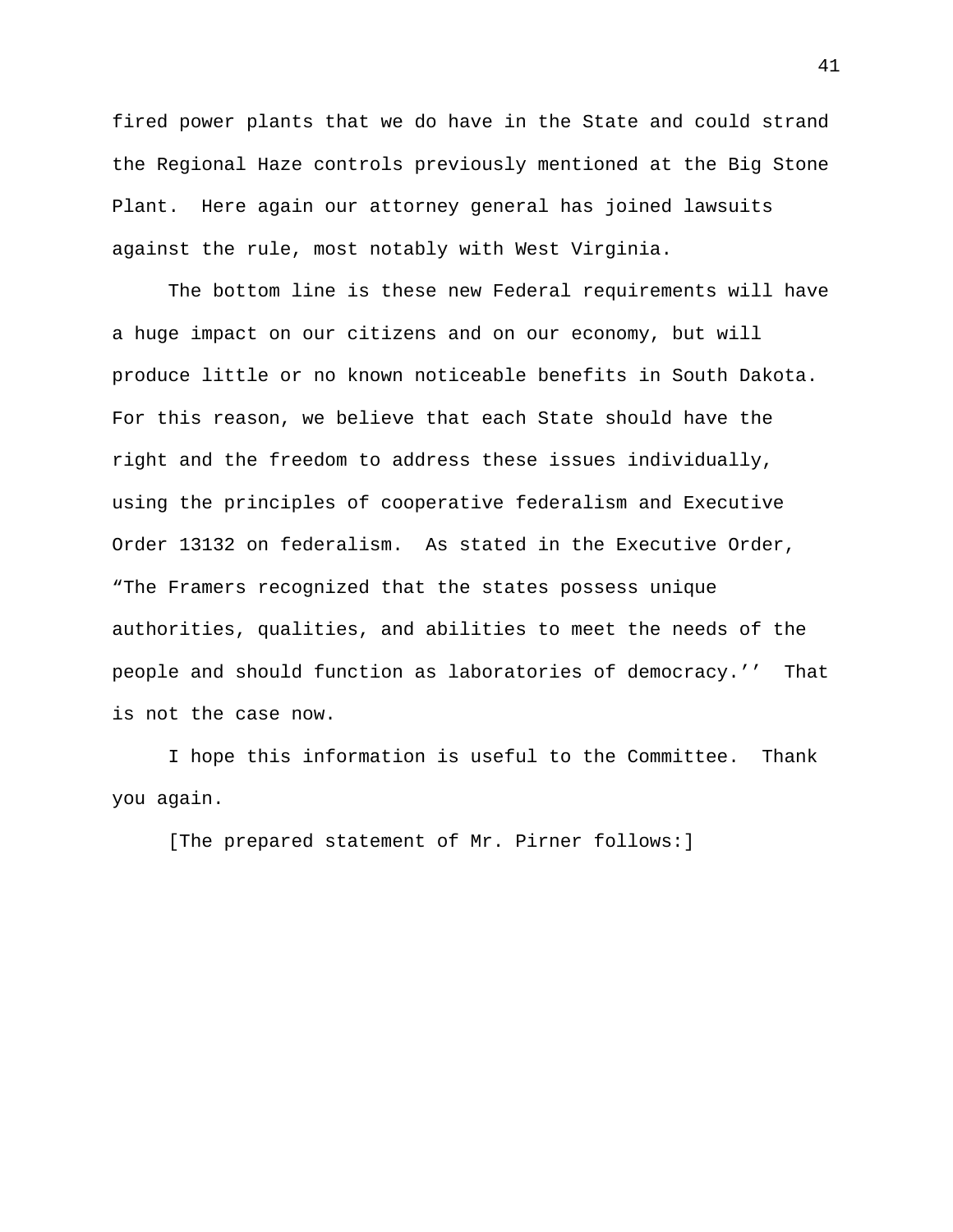fired power plants that we do have in the State and could strand the Regional Haze controls previously mentioned at the Big Stone Plant. Here again our attorney general has joined lawsuits against the rule, most notably with West Virginia.

The bottom line is these new Federal requirements will have a huge impact on our citizens and on our economy, but will produce little or no known noticeable benefits in South Dakota. For this reason, we believe that each State should have the right and the freedom to address these issues individually, using the principles of cooperative federalism and Executive Order 13132 on federalism. As stated in the Executive Order, "The Framers recognized that the states possess unique authorities, qualities, and abilities to meet the needs of the people and should function as laboratories of democracy.'' That is not the case now.

I hope this information is useful to the Committee. Thank you again.

[The prepared statement of Mr. Pirner follows:]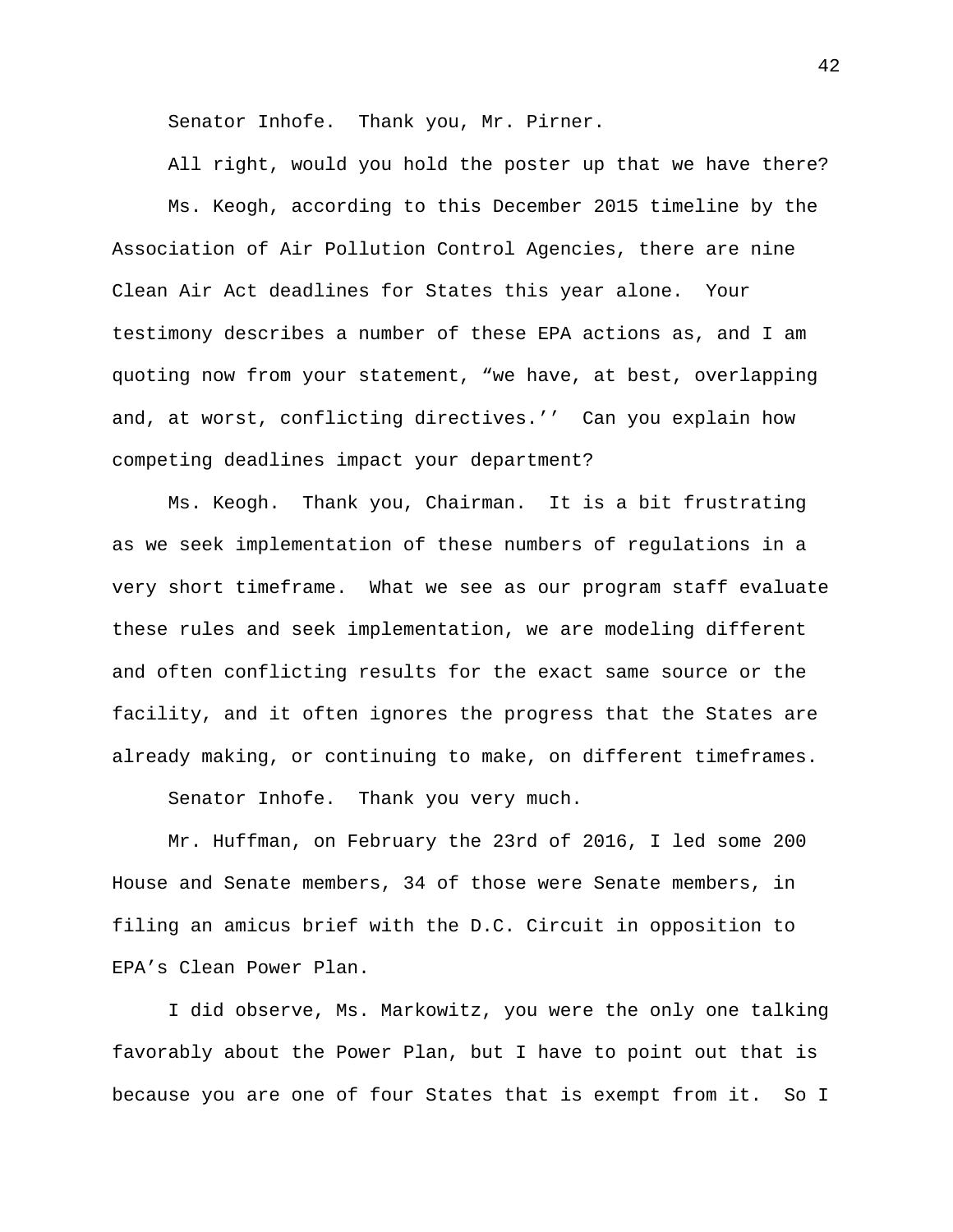Senator Inhofe. Thank you, Mr. Pirner.

All right, would you hold the poster up that we have there?

Ms. Keogh, according to this December 2015 timeline by the Association of Air Pollution Control Agencies, there are nine Clean Air Act deadlines for States this year alone. Your testimony describes a number of these EPA actions as, and I am quoting now from your statement, "we have, at best, overlapping and, at worst, conflicting directives.'' Can you explain how competing deadlines impact your department?

Ms. Keogh. Thank you, Chairman. It is a bit frustrating as we seek implementation of these numbers of regulations in a very short timeframe. What we see as our program staff evaluate these rules and seek implementation, we are modeling different and often conflicting results for the exact same source or the facility, and it often ignores the progress that the States are already making, or continuing to make, on different timeframes.

Senator Inhofe. Thank you very much.

Mr. Huffman, on February the 23rd of 2016, I led some 200 House and Senate members, 34 of those were Senate members, in filing an amicus brief with the D.C. Circuit in opposition to EPA's Clean Power Plan.

I did observe, Ms. Markowitz, you were the only one talking favorably about the Power Plan, but I have to point out that is because you are one of four States that is exempt from it. So I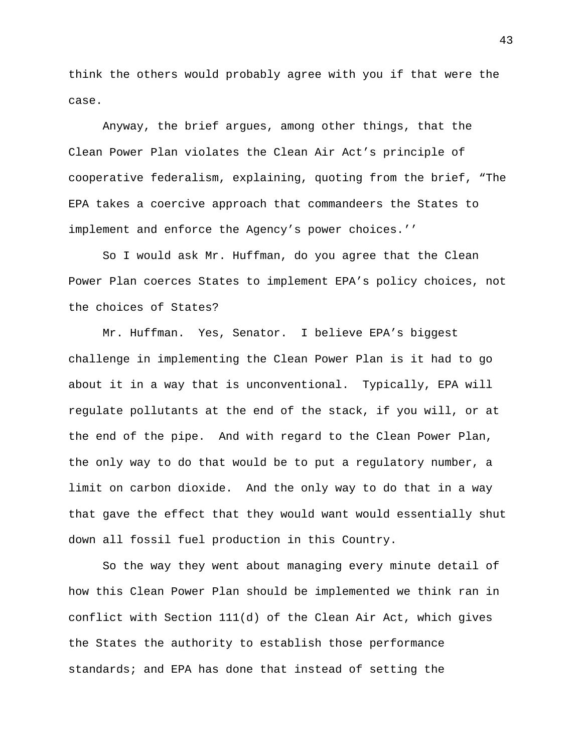think the others would probably agree with you if that were the case.

Anyway, the brief argues, among other things, that the Clean Power Plan violates the Clean Air Act's principle of cooperative federalism, explaining, quoting from the brief, "The EPA takes a coercive approach that commandeers the States to implement and enforce the Agency's power choices.''

So I would ask Mr. Huffman, do you agree that the Clean Power Plan coerces States to implement EPA's policy choices, not the choices of States?

Mr. Huffman. Yes, Senator. I believe EPA's biggest challenge in implementing the Clean Power Plan is it had to go about it in a way that is unconventional. Typically, EPA will regulate pollutants at the end of the stack, if you will, or at the end of the pipe. And with regard to the Clean Power Plan, the only way to do that would be to put a regulatory number, a limit on carbon dioxide. And the only way to do that in a way that gave the effect that they would want would essentially shut down all fossil fuel production in this Country.

So the way they went about managing every minute detail of how this Clean Power Plan should be implemented we think ran in conflict with Section 111(d) of the Clean Air Act, which gives the States the authority to establish those performance standards; and EPA has done that instead of setting the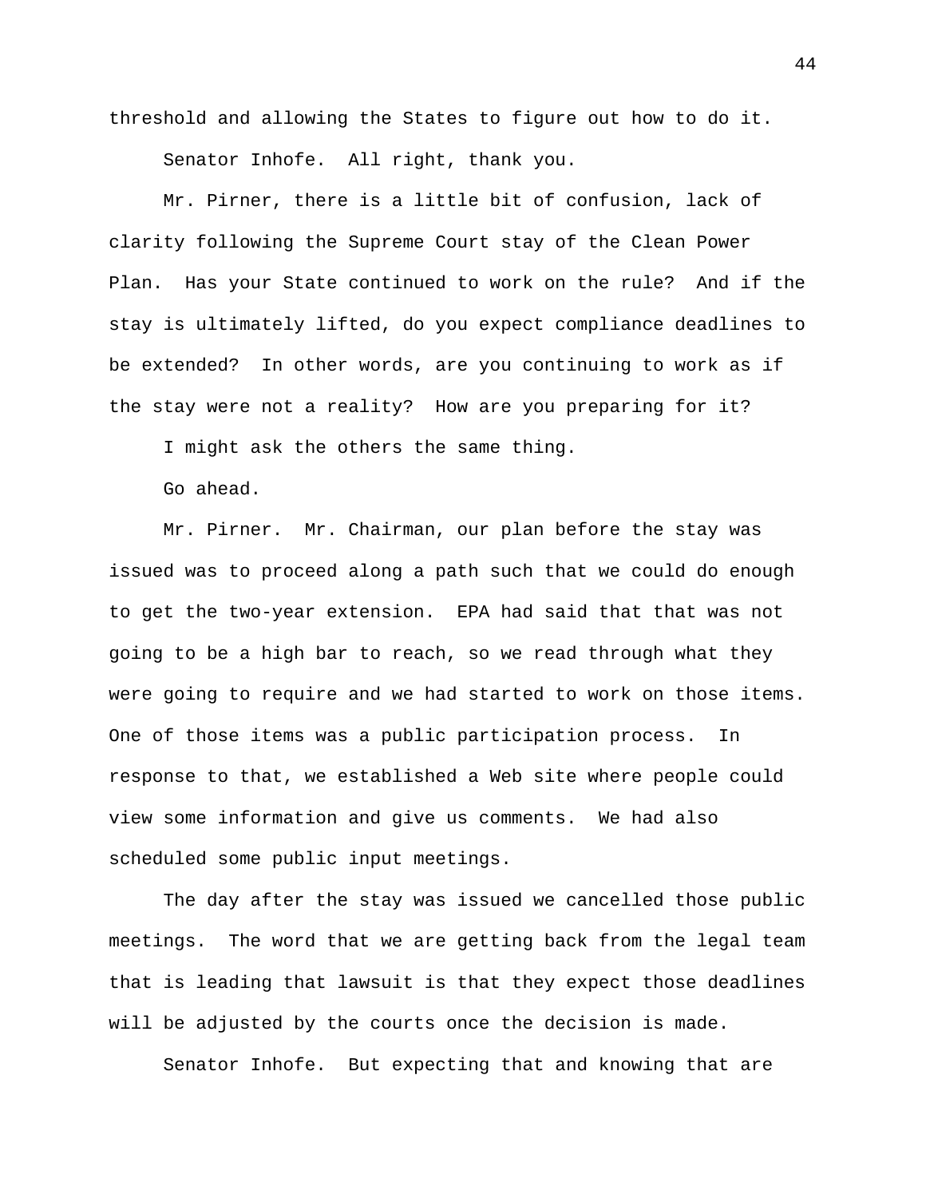threshold and allowing the States to figure out how to do it.

Senator Inhofe. All right, thank you.

Mr. Pirner, there is a little bit of confusion, lack of clarity following the Supreme Court stay of the Clean Power Plan. Has your State continued to work on the rule? And if the stay is ultimately lifted, do you expect compliance deadlines to be extended? In other words, are you continuing to work as if the stay were not a reality? How are you preparing for it?

I might ask the others the same thing.

Go ahead.

Mr. Pirner. Mr. Chairman, our plan before the stay was issued was to proceed along a path such that we could do enough to get the two-year extension. EPA had said that that was not going to be a high bar to reach, so we read through what they were going to require and we had started to work on those items. One of those items was a public participation process. In response to that, we established a Web site where people could view some information and give us comments. We had also scheduled some public input meetings.

The day after the stay was issued we cancelled those public meetings. The word that we are getting back from the legal team that is leading that lawsuit is that they expect those deadlines will be adjusted by the courts once the decision is made.

Senator Inhofe. But expecting that and knowing that are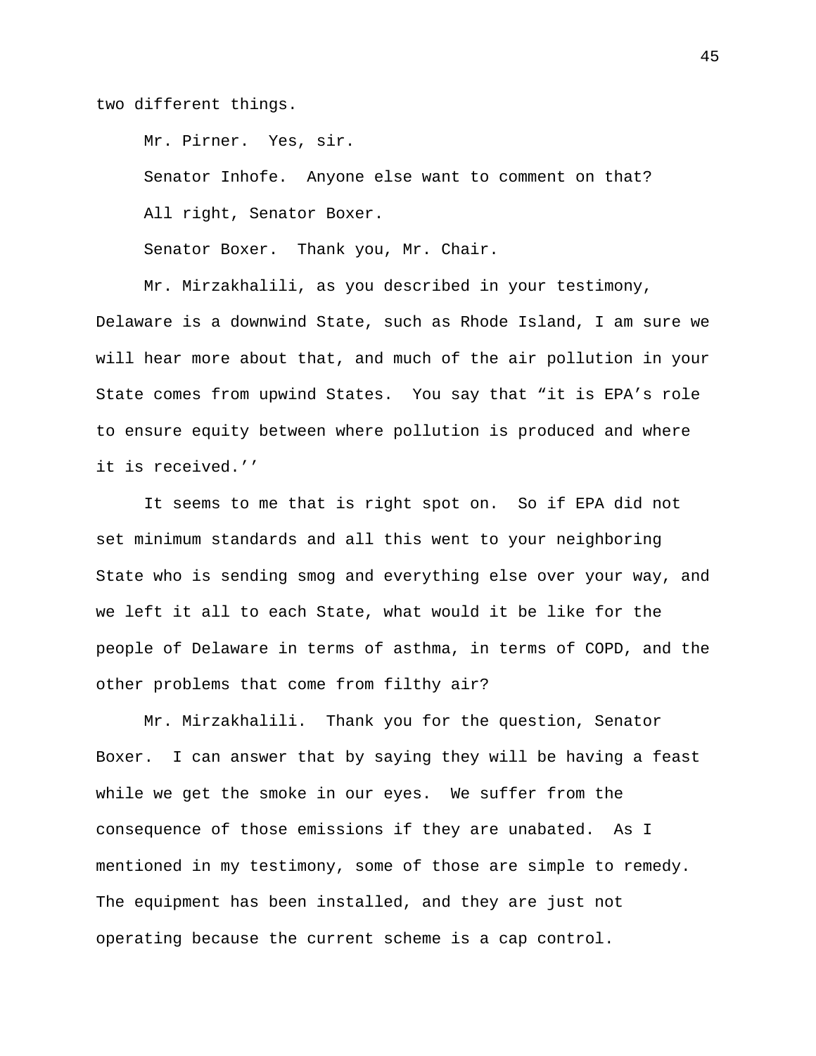two different things.

Mr. Pirner. Yes, sir.

Senator Inhofe. Anyone else want to comment on that?

All right, Senator Boxer.

Senator Boxer. Thank you, Mr. Chair.

Mr. Mirzakhalili, as you described in your testimony, Delaware is a downwind State, such as Rhode Island, I am sure we will hear more about that, and much of the air pollution in your State comes from upwind States. You say that "it is EPA's role to ensure equity between where pollution is produced and where it is received.''

It seems to me that is right spot on. So if EPA did not set minimum standards and all this went to your neighboring State who is sending smog and everything else over your way, and we left it all to each State, what would it be like for the people of Delaware in terms of asthma, in terms of COPD, and the other problems that come from filthy air?

Mr. Mirzakhalili. Thank you for the question, Senator Boxer. I can answer that by saying they will be having a feast while we get the smoke in our eyes. We suffer from the consequence of those emissions if they are unabated. As I mentioned in my testimony, some of those are simple to remedy. The equipment has been installed, and they are just not operating because the current scheme is a cap control.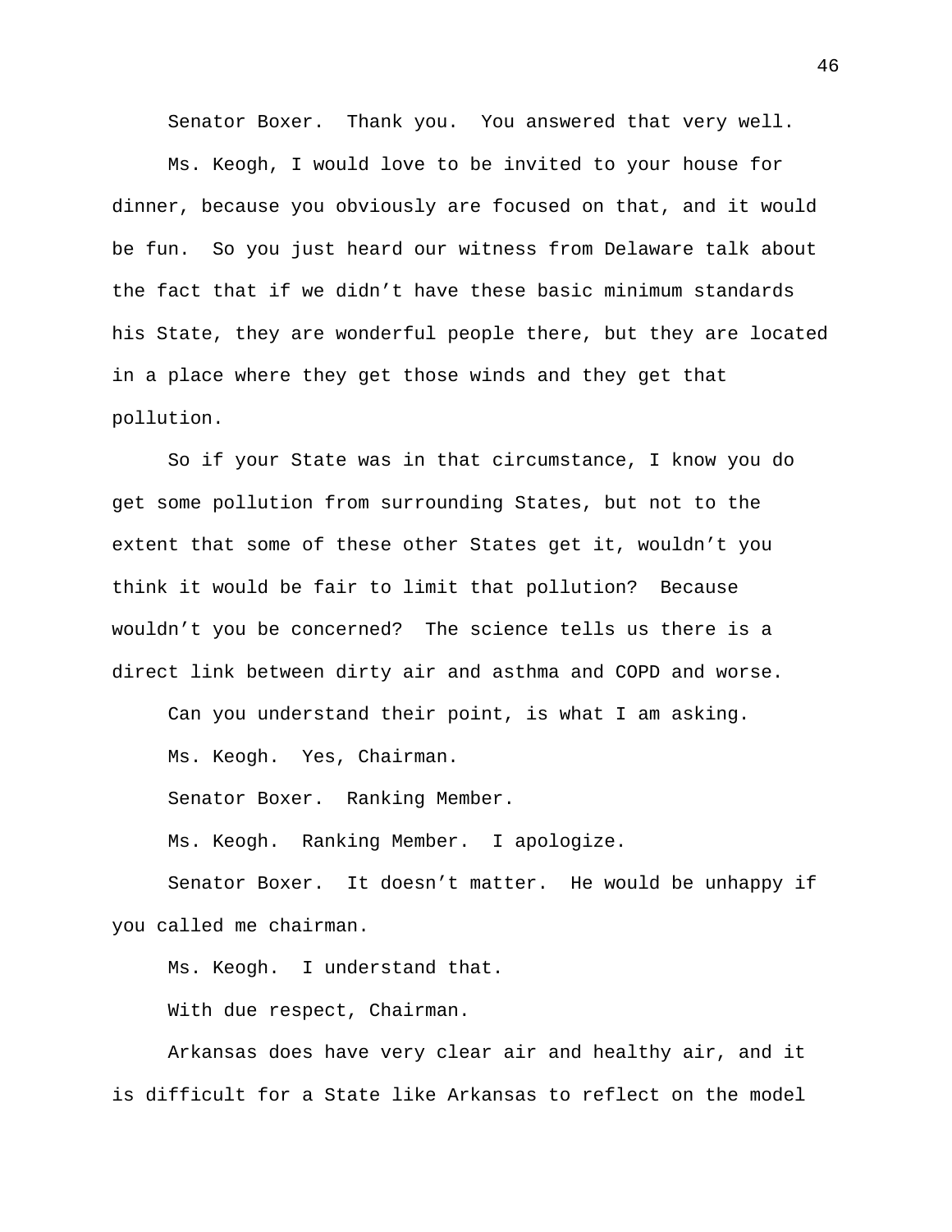Senator Boxer. Thank you. You answered that very well.

Ms. Keogh, I would love to be invited to your house for dinner, because you obviously are focused on that, and it would be fun. So you just heard our witness from Delaware talk about the fact that if we didn't have these basic minimum standards his State, they are wonderful people there, but they are located in a place where they get those winds and they get that pollution.

So if your State was in that circumstance, I know you do get some pollution from surrounding States, but not to the extent that some of these other States get it, wouldn't you think it would be fair to limit that pollution? Because wouldn't you be concerned? The science tells us there is a direct link between dirty air and asthma and COPD and worse.

Can you understand their point, is what I am asking.

Ms. Keogh. Yes, Chairman.

Senator Boxer. Ranking Member.

Ms. Keogh. Ranking Member. I apologize.

Senator Boxer. It doesn't matter. He would be unhappy if you called me chairman.

Ms. Keogh. I understand that.

With due respect, Chairman.

Arkansas does have very clear air and healthy air, and it is difficult for a State like Arkansas to reflect on the model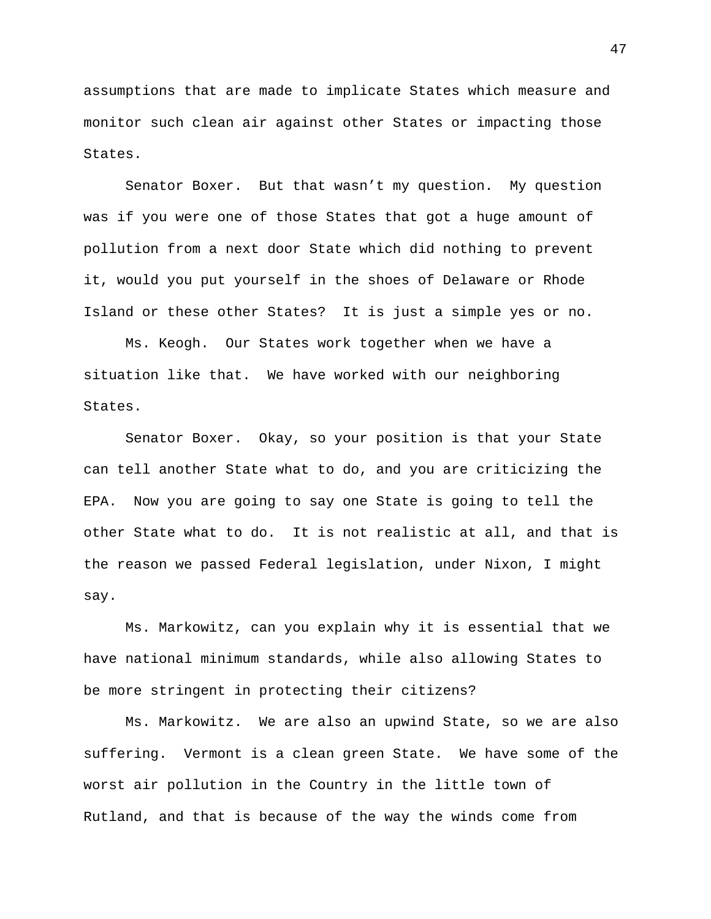assumptions that are made to implicate States which measure and monitor such clean air against other States or impacting those States.

Senator Boxer. But that wasn't my question. My question was if you were one of those States that got a huge amount of pollution from a next door State which did nothing to prevent it, would you put yourself in the shoes of Delaware or Rhode Island or these other States? It is just a simple yes or no.

Ms. Keogh. Our States work together when we have a situation like that. We have worked with our neighboring States.

Senator Boxer. Okay, so your position is that your State can tell another State what to do, and you are criticizing the EPA. Now you are going to say one State is going to tell the other State what to do. It is not realistic at all, and that is the reason we passed Federal legislation, under Nixon, I might say.

Ms. Markowitz, can you explain why it is essential that we have national minimum standards, while also allowing States to be more stringent in protecting their citizens?

Ms. Markowitz. We are also an upwind State, so we are also suffering. Vermont is a clean green State. We have some of the worst air pollution in the Country in the little town of Rutland, and that is because of the way the winds come from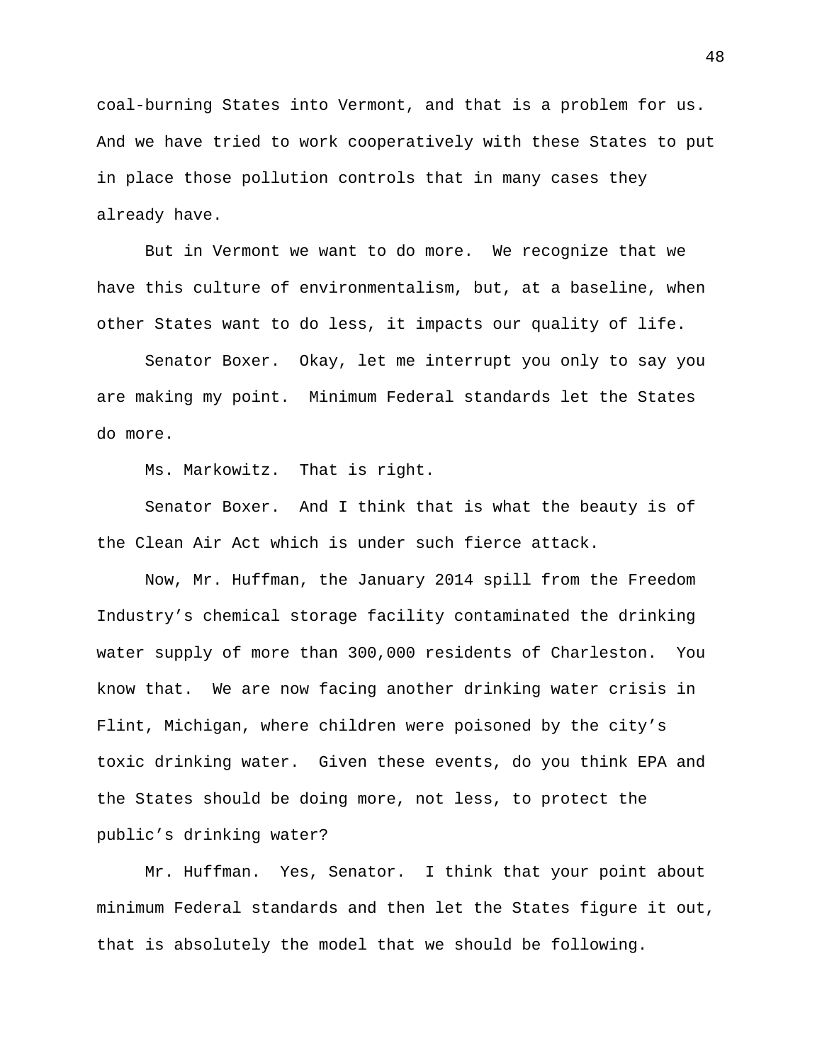coal-burning States into Vermont, and that is a problem for us. And we have tried to work cooperatively with these States to put in place those pollution controls that in many cases they already have.

But in Vermont we want to do more. We recognize that we have this culture of environmentalism, but, at a baseline, when other States want to do less, it impacts our quality of life.

Senator Boxer. Okay, let me interrupt you only to say you are making my point. Minimum Federal standards let the States do more.

Ms. Markowitz. That is right.

Senator Boxer. And I think that is what the beauty is of the Clean Air Act which is under such fierce attack.

Now, Mr. Huffman, the January 2014 spill from the Freedom Industry's chemical storage facility contaminated the drinking water supply of more than 300,000 residents of Charleston. You know that. We are now facing another drinking water crisis in Flint, Michigan, where children were poisoned by the city's toxic drinking water. Given these events, do you think EPA and the States should be doing more, not less, to protect the public's drinking water?

Mr. Huffman. Yes, Senator. I think that your point about minimum Federal standards and then let the States figure it out, that is absolutely the model that we should be following.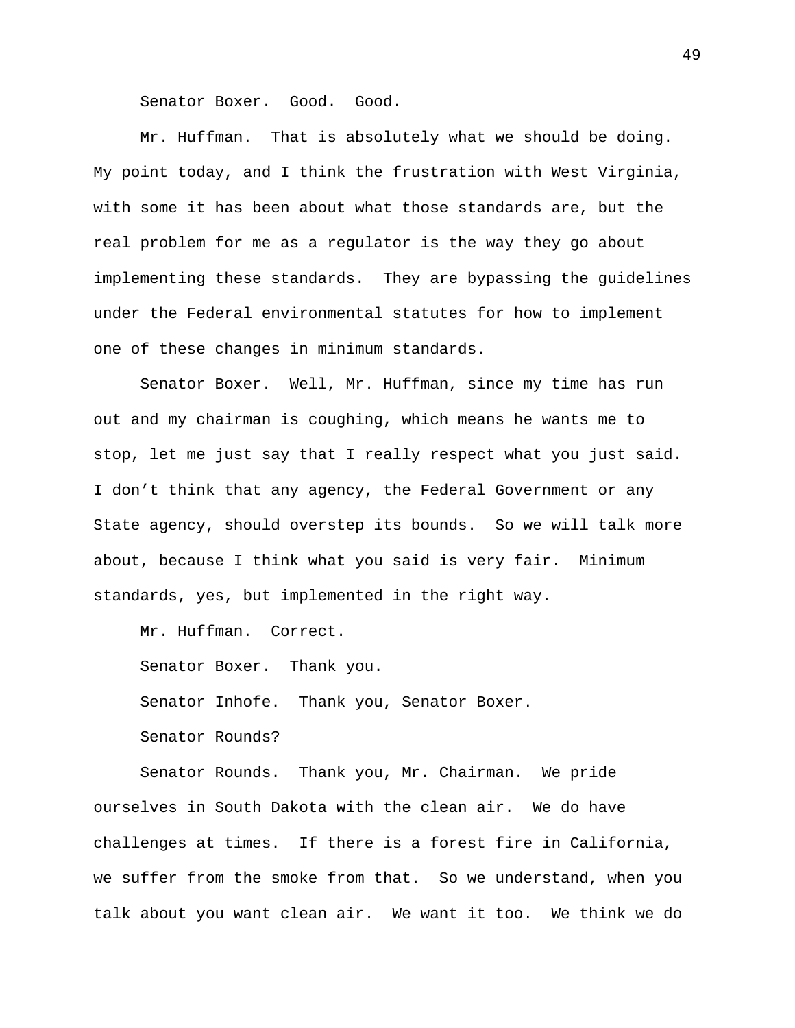Senator Boxer. Good. Good.

Mr. Huffman. That is absolutely what we should be doing. My point today, and I think the frustration with West Virginia, with some it has been about what those standards are, but the real problem for me as a regulator is the way they go about implementing these standards. They are bypassing the guidelines under the Federal environmental statutes for how to implement one of these changes in minimum standards.

Senator Boxer. Well, Mr. Huffman, since my time has run out and my chairman is coughing, which means he wants me to stop, let me just say that I really respect what you just said. I don't think that any agency, the Federal Government or any State agency, should overstep its bounds. So we will talk more about, because I think what you said is very fair. Minimum standards, yes, but implemented in the right way.

Mr. Huffman. Correct.

Senator Boxer. Thank you.

Senator Inhofe. Thank you, Senator Boxer.

Senator Rounds?

Senator Rounds. Thank you, Mr. Chairman. We pride ourselves in South Dakota with the clean air. We do have challenges at times. If there is a forest fire in California, we suffer from the smoke from that. So we understand, when you talk about you want clean air. We want it too. We think we do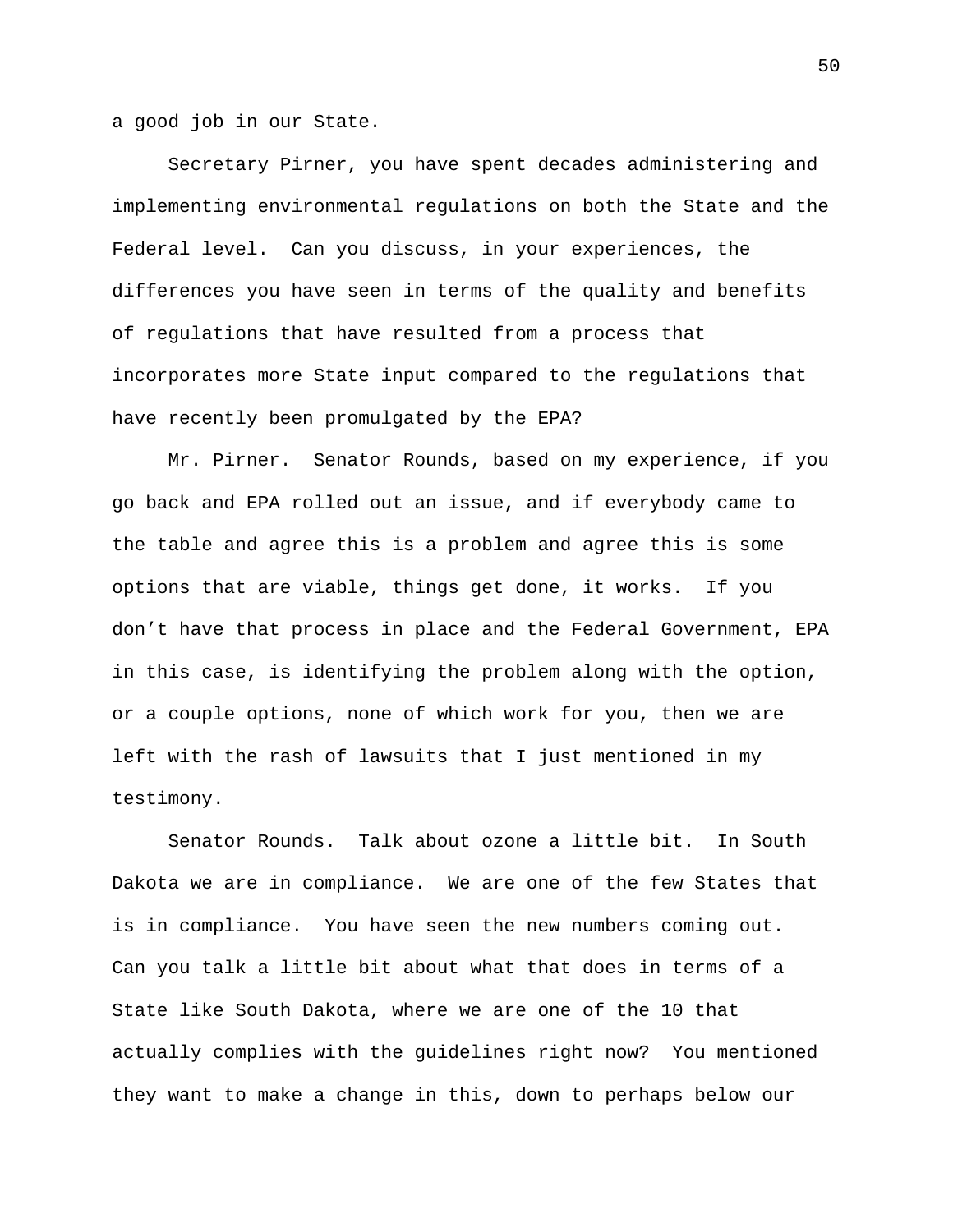a good job in our State.

Secretary Pirner, you have spent decades administering and implementing environmental regulations on both the State and the Federal level. Can you discuss, in your experiences, the differences you have seen in terms of the quality and benefits of regulations that have resulted from a process that incorporates more State input compared to the regulations that have recently been promulgated by the EPA?

Mr. Pirner. Senator Rounds, based on my experience, if you go back and EPA rolled out an issue, and if everybody came to the table and agree this is a problem and agree this is some options that are viable, things get done, it works. If you don't have that process in place and the Federal Government, EPA in this case, is identifying the problem along with the option, or a couple options, none of which work for you, then we are left with the rash of lawsuits that I just mentioned in my testimony.

Senator Rounds. Talk about ozone a little bit. In South Dakota we are in compliance. We are one of the few States that is in compliance. You have seen the new numbers coming out. Can you talk a little bit about what that does in terms of a State like South Dakota, where we are one of the 10 that actually complies with the guidelines right now? You mentioned they want to make a change in this, down to perhaps below our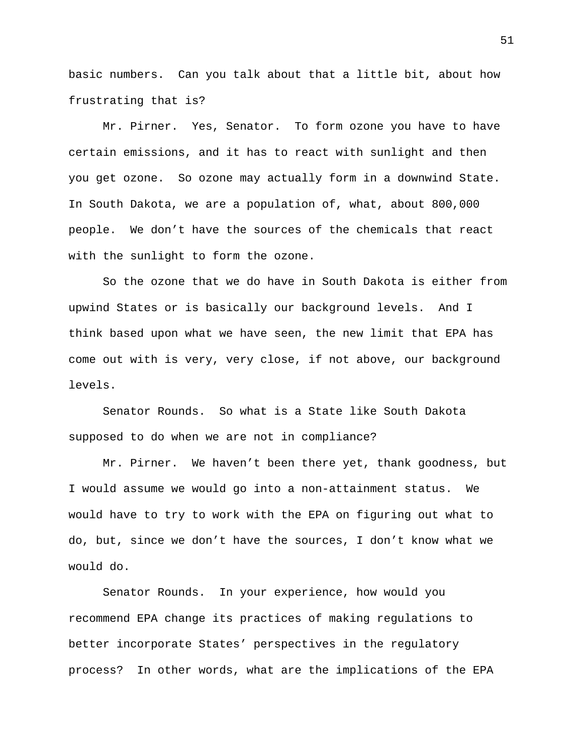basic numbers. Can you talk about that a little bit, about how frustrating that is?

Mr. Pirner. Yes, Senator. To form ozone you have to have certain emissions, and it has to react with sunlight and then you get ozone. So ozone may actually form in a downwind State. In South Dakota, we are a population of, what, about 800,000 people. We don't have the sources of the chemicals that react with the sunlight to form the ozone.

So the ozone that we do have in South Dakota is either from upwind States or is basically our background levels. And I think based upon what we have seen, the new limit that EPA has come out with is very, very close, if not above, our background levels.

Senator Rounds. So what is a State like South Dakota supposed to do when we are not in compliance?

Mr. Pirner. We haven't been there yet, thank goodness, but I would assume we would go into a non-attainment status. We would have to try to work with the EPA on figuring out what to do, but, since we don't have the sources, I don't know what we would do.

Senator Rounds. In your experience, how would you recommend EPA change its practices of making regulations to better incorporate States' perspectives in the regulatory process? In other words, what are the implications of the EPA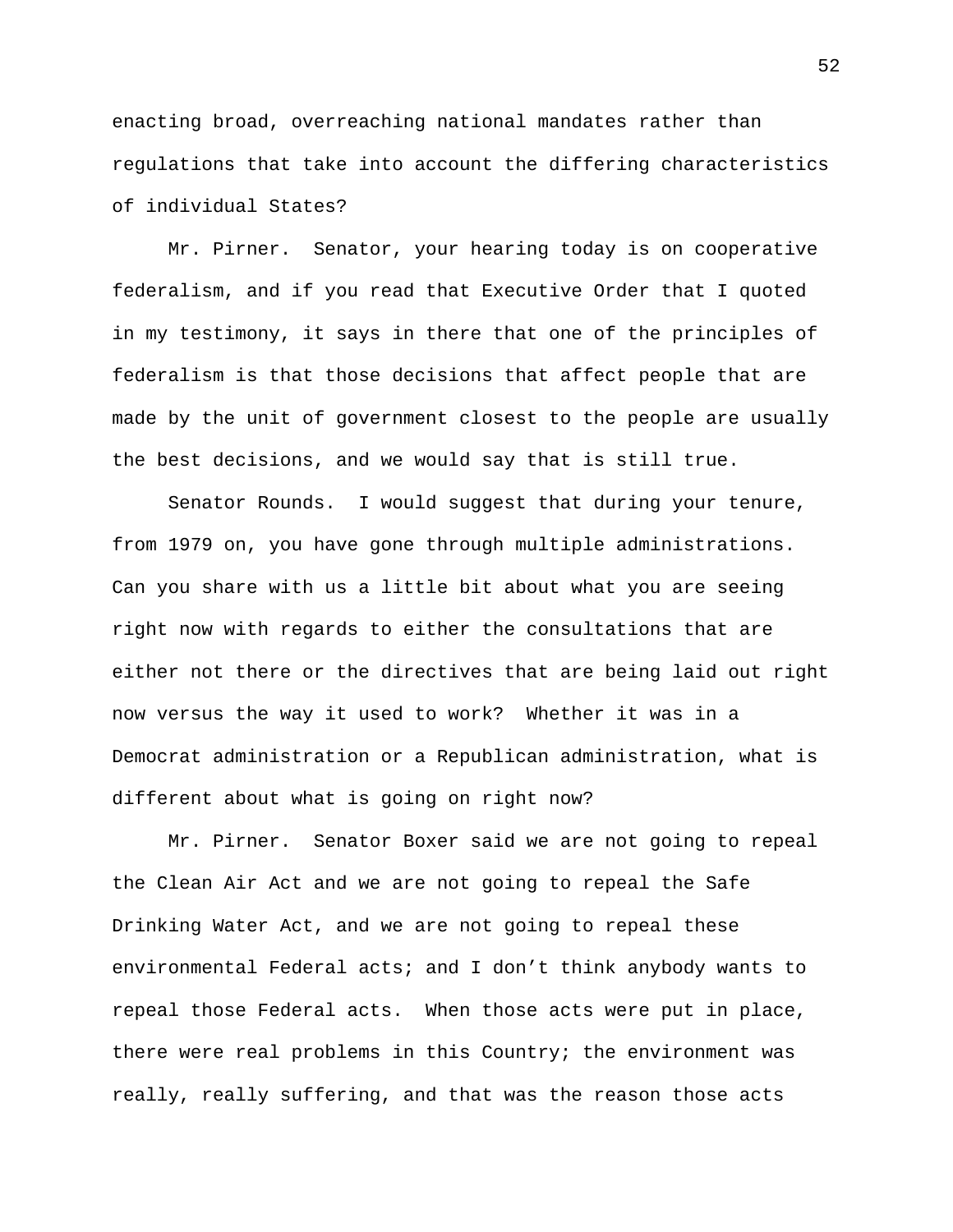enacting broad, overreaching national mandates rather than regulations that take into account the differing characteristics of individual States?

Mr. Pirner. Senator, your hearing today is on cooperative federalism, and if you read that Executive Order that I quoted in my testimony, it says in there that one of the principles of federalism is that those decisions that affect people that are made by the unit of government closest to the people are usually the best decisions, and we would say that is still true.

Senator Rounds. I would suggest that during your tenure, from 1979 on, you have gone through multiple administrations. Can you share with us a little bit about what you are seeing right now with regards to either the consultations that are either not there or the directives that are being laid out right now versus the way it used to work? Whether it was in a Democrat administration or a Republican administration, what is different about what is going on right now?

Mr. Pirner. Senator Boxer said we are not going to repeal the Clean Air Act and we are not going to repeal the Safe Drinking Water Act, and we are not going to repeal these environmental Federal acts; and I don't think anybody wants to repeal those Federal acts. When those acts were put in place, there were real problems in this Country; the environment was really, really suffering, and that was the reason those acts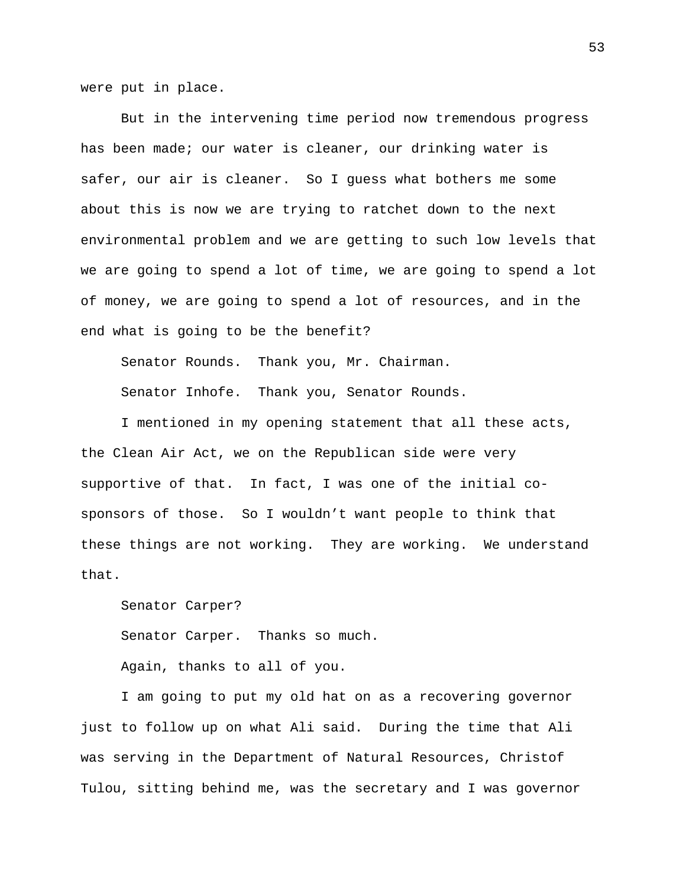were put in place.

But in the intervening time period now tremendous progress has been made; our water is cleaner, our drinking water is safer, our air is cleaner. So I guess what bothers me some about this is now we are trying to ratchet down to the next environmental problem and we are getting to such low levels that we are going to spend a lot of time, we are going to spend a lot of money, we are going to spend a lot of resources, and in the end what is going to be the benefit?

Senator Rounds. Thank you, Mr. Chairman.

Senator Inhofe. Thank you, Senator Rounds.

I mentioned in my opening statement that all these acts, the Clean Air Act, we on the Republican side were very supportive of that. In fact, I was one of the initial co-sponsors of those. So I wouldn't want people to think that these things are not working. They are working. We understand that.

Senator Carper?

Senator Carper. Thanks so much.

Again, thanks to all of you.

I am going to put my old hat on as a recovering governor just to follow up on what Ali said. During the time that Ali was serving in the Department of Natural Resources, Christof Tulou, sitting behind me, was the secretary and I was governor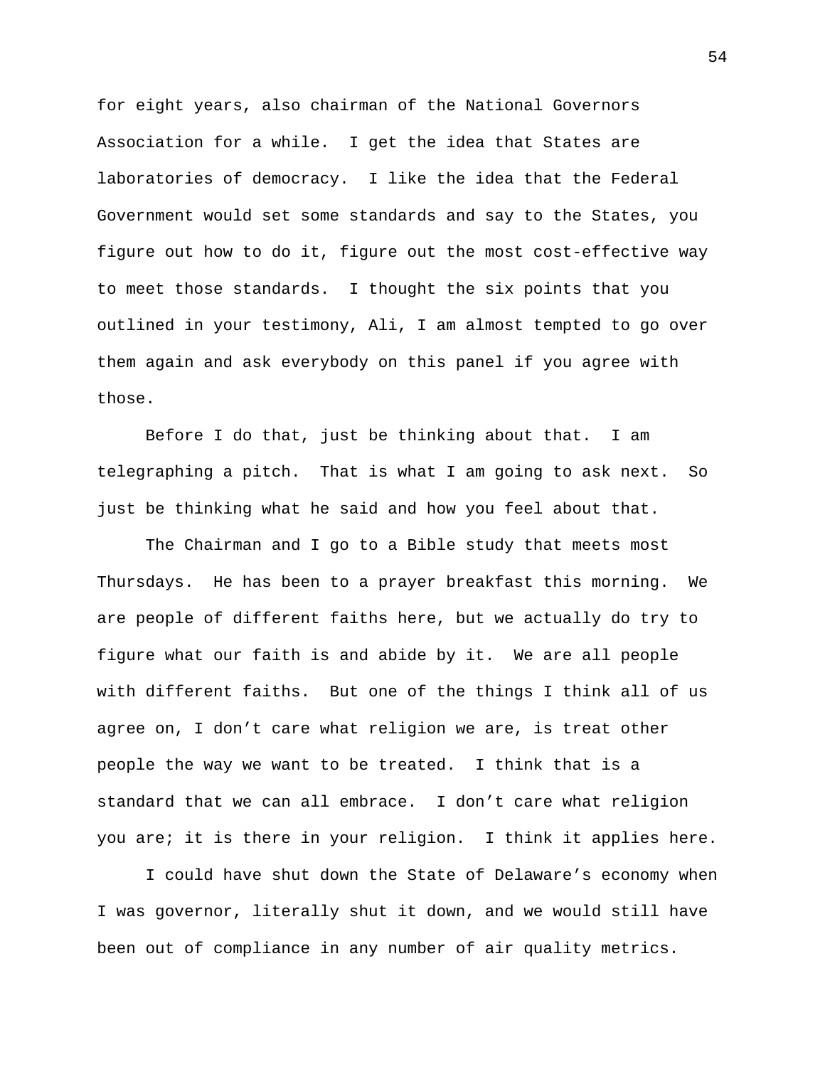for eight years, also chairman of the National Governors Association for a while. I get the idea that States are laboratories of democracy. I like the idea that the Federal Government would set some standards and say to the States, you figure out how to do it, figure out the most cost-effective way to meet those standards. I thought the six points that you outlined in your testimony, Ali, I am almost tempted to go over them again and ask everybody on this panel if you agree with those.

Before I do that, just be thinking about that. I am telegraphing a pitch. That is what I am going to ask next. So just be thinking what he said and how you feel about that.

The Chairman and I go to a Bible study that meets most Thursdays. He has been to a prayer breakfast this morning. We are people of different faiths here, but we actually do try to figure what our faith is and abide by it. We are all people with different faiths. But one of the things I think all of us agree on, I don't care what religion we are, is treat other people the way we want to be treated. I think that is a standard that we can all embrace. I don't care what religion you are; it is there in your religion. I think it applies here.

I could have shut down the State of Delaware's economy when I was governor, literally shut it down, and we would still have been out of compliance in any number of air quality metrics.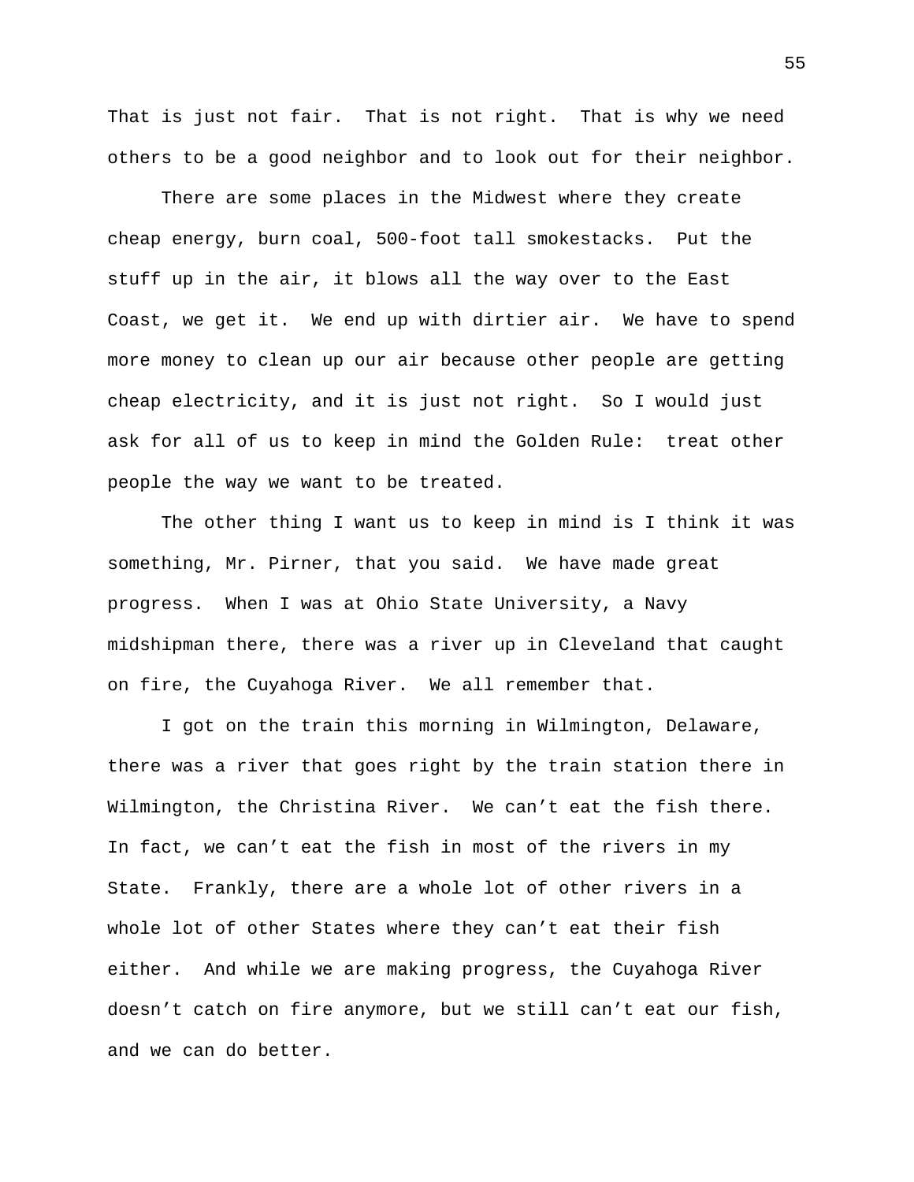That is just not fair. That is not right. That is why we need others to be a good neighbor and to look out for their neighbor.

There are some places in the Midwest where they create cheap energy, burn coal, 500-foot tall smokestacks. Put the stuff up in the air, it blows all the way over to the East Coast, we get it. We end up with dirtier air. We have to spend more money to clean up our air because other people are getting cheap electricity, and it is just not right. So I would just ask for all of us to keep in mind the Golden Rule: treat other people the way we want to be treated.

The other thing I want us to keep in mind is I think it was something, Mr. Pirner, that you said. We have made great progress. When I was at Ohio State University, a Navy midshipman there, there was a river up in Cleveland that caught on fire, the Cuyahoga River. We all remember that.

I got on the train this morning in Wilmington, Delaware, there was a river that goes right by the train station there in Wilmington, the Christina River. We can't eat the fish there. In fact, we can't eat the fish in most of the rivers in my State. Frankly, there are a whole lot of other rivers in a whole lot of other States where they can't eat their fish either. And while we are making progress, the Cuyahoga River doesn't catch on fire anymore, but we still can't eat our fish, and we can do better.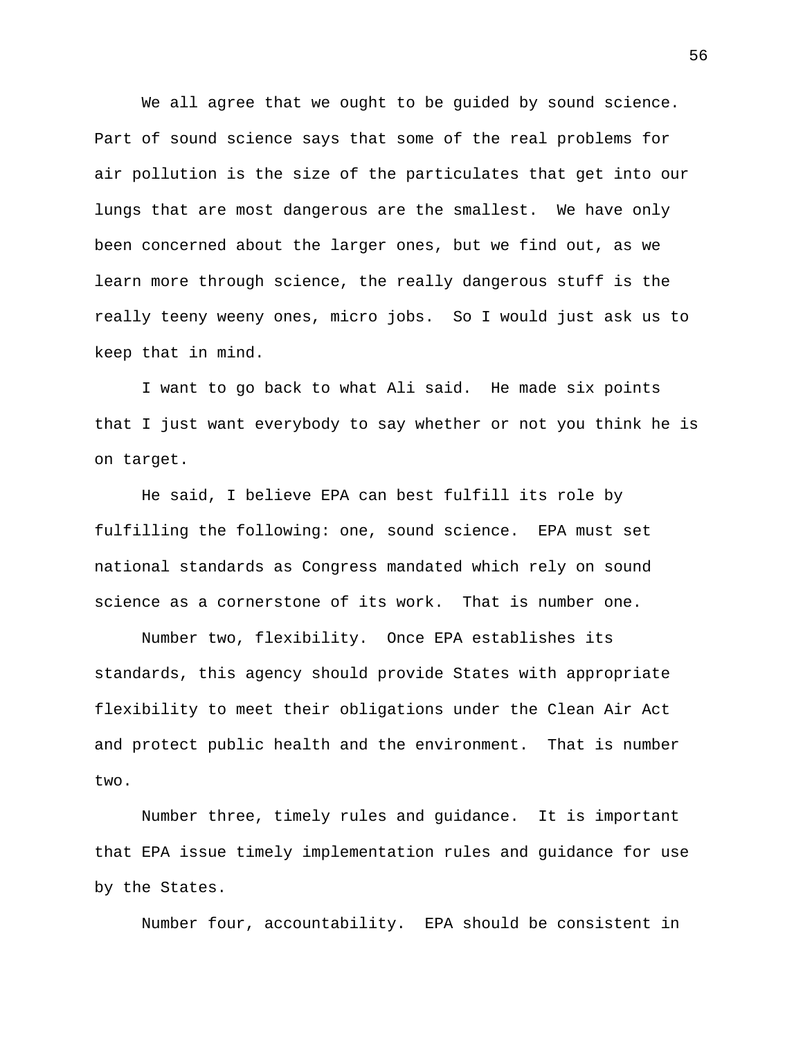We all agree that we ought to be guided by sound science. Part of sound science says that some of the real problems for air pollution is the size of the particulates that get into our lungs that are most dangerous are the smallest. We have only been concerned about the larger ones, but we find out, as we learn more through science, the really dangerous stuff is the really teeny weeny ones, micro jobs. So I would just ask us to keep that in mind.

I want to go back to what Ali said. He made six points that I just want everybody to say whether or not you think he is on target.

He said, I believe EPA can best fulfill its role by fulfilling the following: one, sound science. EPA must set national standards as Congress mandated which rely on sound science as a cornerstone of its work. That is number one.

Number two, flexibility. Once EPA establishes its standards, this agency should provide States with appropriate flexibility to meet their obligations under the Clean Air Act and protect public health and the environment. That is number two.

Number three, timely rules and guidance. It is important that EPA issue timely implementation rules and guidance for use by the States.

Number four, accountability. EPA should be consistent in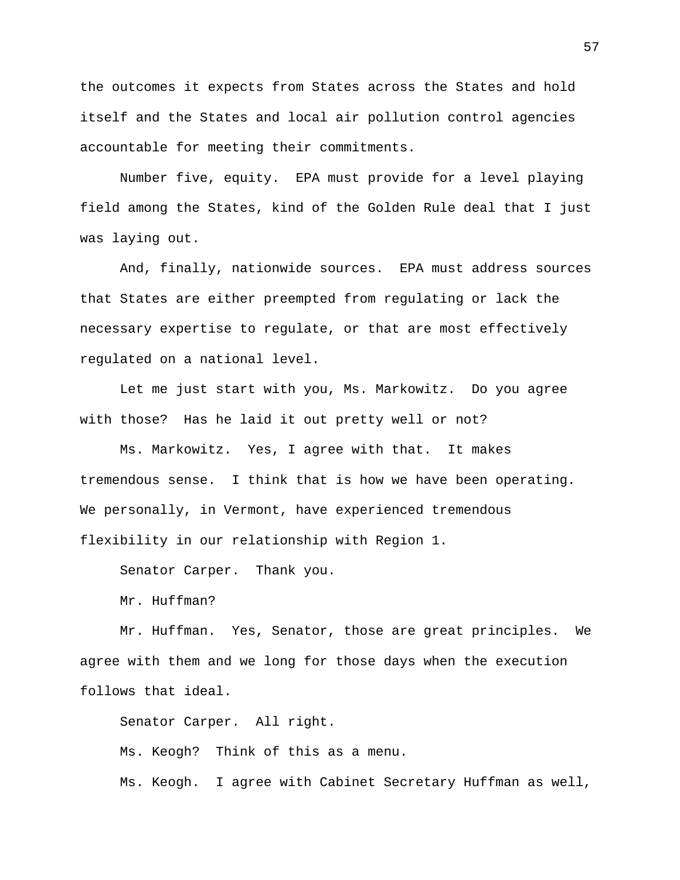the outcomes it expects from States across the States and hold itself and the States and local air pollution control agencies accountable for meeting their commitments.

Number five, equity. EPA must provide for a level playing field among the States, kind of the Golden Rule deal that I just was laying out.

And, finally, nationwide sources. EPA must address sources that States are either preempted from regulating or lack the necessary expertise to regulate, or that are most effectively regulated on a national level.

Let me just start with you, Ms. Markowitz. Do you agree with those? Has he laid it out pretty well or not?

Ms. Markowitz. Yes, I agree with that. It makes tremendous sense. I think that is how we have been operating. We personally, in Vermont, have experienced tremendous flexibility in our relationship with Region 1.

Senator Carper. Thank you.

Mr. Huffman?

Mr. Huffman. Yes, Senator, those are great principles. We agree with them and we long for those days when the execution follows that ideal.

Senator Carper. All right.

Ms. Keogh? Think of this as a menu.

Ms. Keogh. I agree with Cabinet Secretary Huffman as well,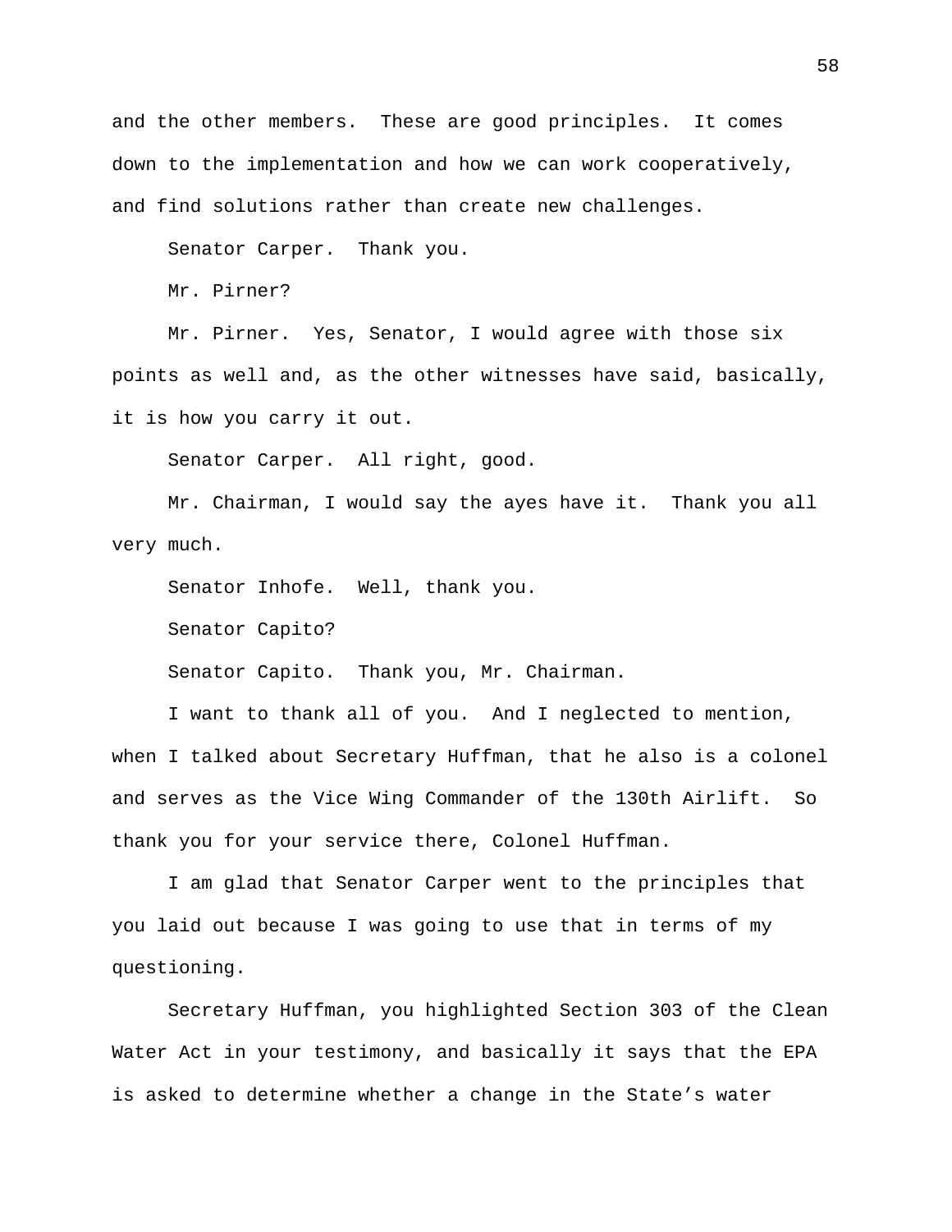and the other members. These are good principles. It comes down to the implementation and how we can work cooperatively, and find solutions rather than create new challenges.

Senator Carper. Thank you.

Mr. Pirner?

Mr. Pirner. Yes, Senator, I would agree with those six points as well and, as the other witnesses have said, basically, it is how you carry it out.

Senator Carper. All right, good.

Mr. Chairman, I would say the ayes have it. Thank you all very much.

Senator Inhofe. Well, thank you.

Senator Capito?

Senator Capito. Thank you, Mr. Chairman.

I want to thank all of you. And I neglected to mention, when I talked about Secretary Huffman, that he also is a colonel and serves as the Vice Wing Commander of the 130th Airlift. So thank you for your service there, Colonel Huffman.

I am glad that Senator Carper went to the principles that you laid out because I was going to use that in terms of my questioning.

Secretary Huffman, you highlighted Section 303 of the Clean Water Act in your testimony, and basically it says that the EPA is asked to determine whether a change in the State's water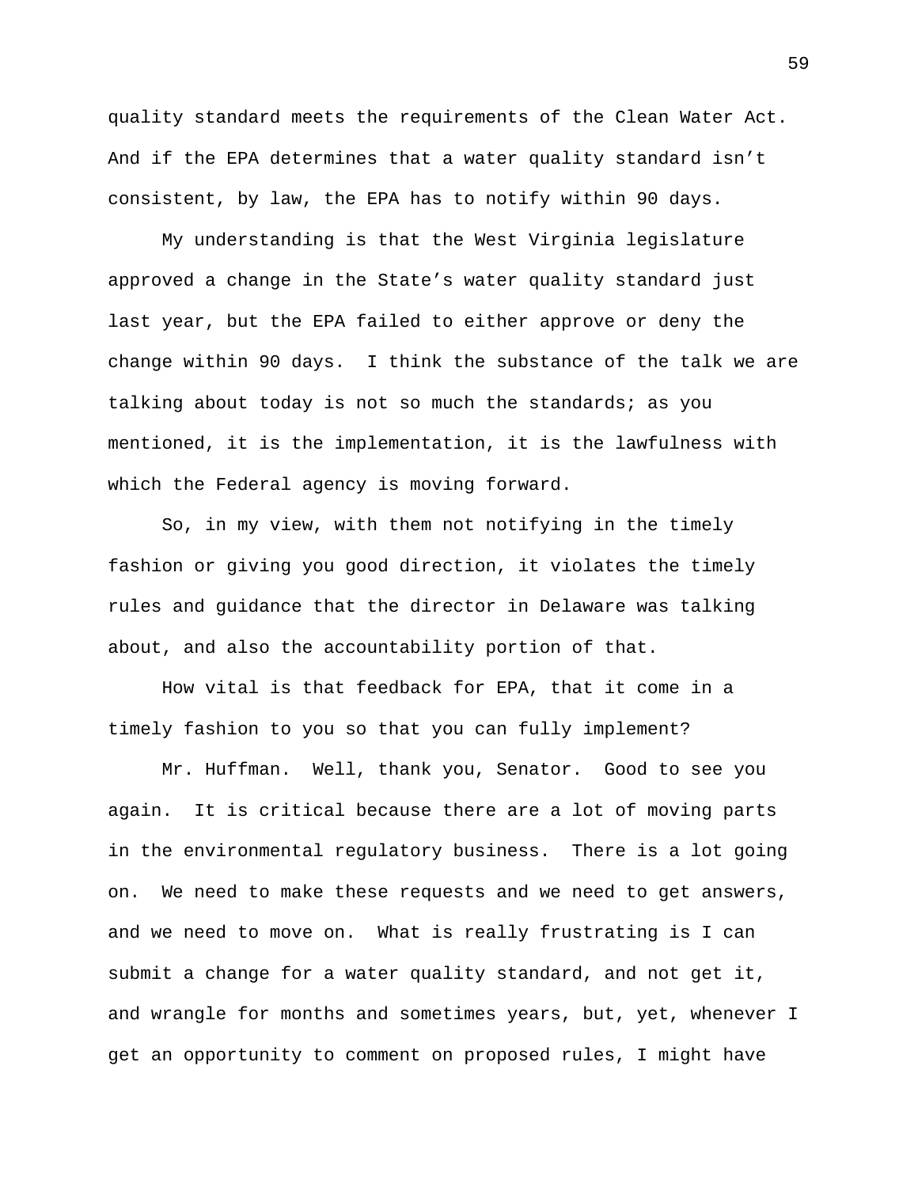quality standard meets the requirements of the Clean Water Act. And if the EPA determines that a water quality standard isn't consistent, by law, the EPA has to notify within 90 days.

My understanding is that the West Virginia legislature approved a change in the State's water quality standard just last year, but the EPA failed to either approve or deny the change within 90 days. I think the substance of the talk we are talking about today is not so much the standards; as you mentioned, it is the implementation, it is the lawfulness with which the Federal agency is moving forward.

So, in my view, with them not notifying in the timely fashion or giving you good direction, it violates the timely rules and guidance that the director in Delaware was talking about, and also the accountability portion of that.

How vital is that feedback for EPA, that it come in a timely fashion to you so that you can fully implement?

Mr. Huffman. Well, thank you, Senator. Good to see you again. It is critical because there are a lot of moving parts in the environmental regulatory business. There is a lot going on. We need to make these requests and we need to get answers, and we need to move on. What is really frustrating is I can submit a change for a water quality standard, and not get it, and wrangle for months and sometimes years, but, yet, whenever I get an opportunity to comment on proposed rules, I might have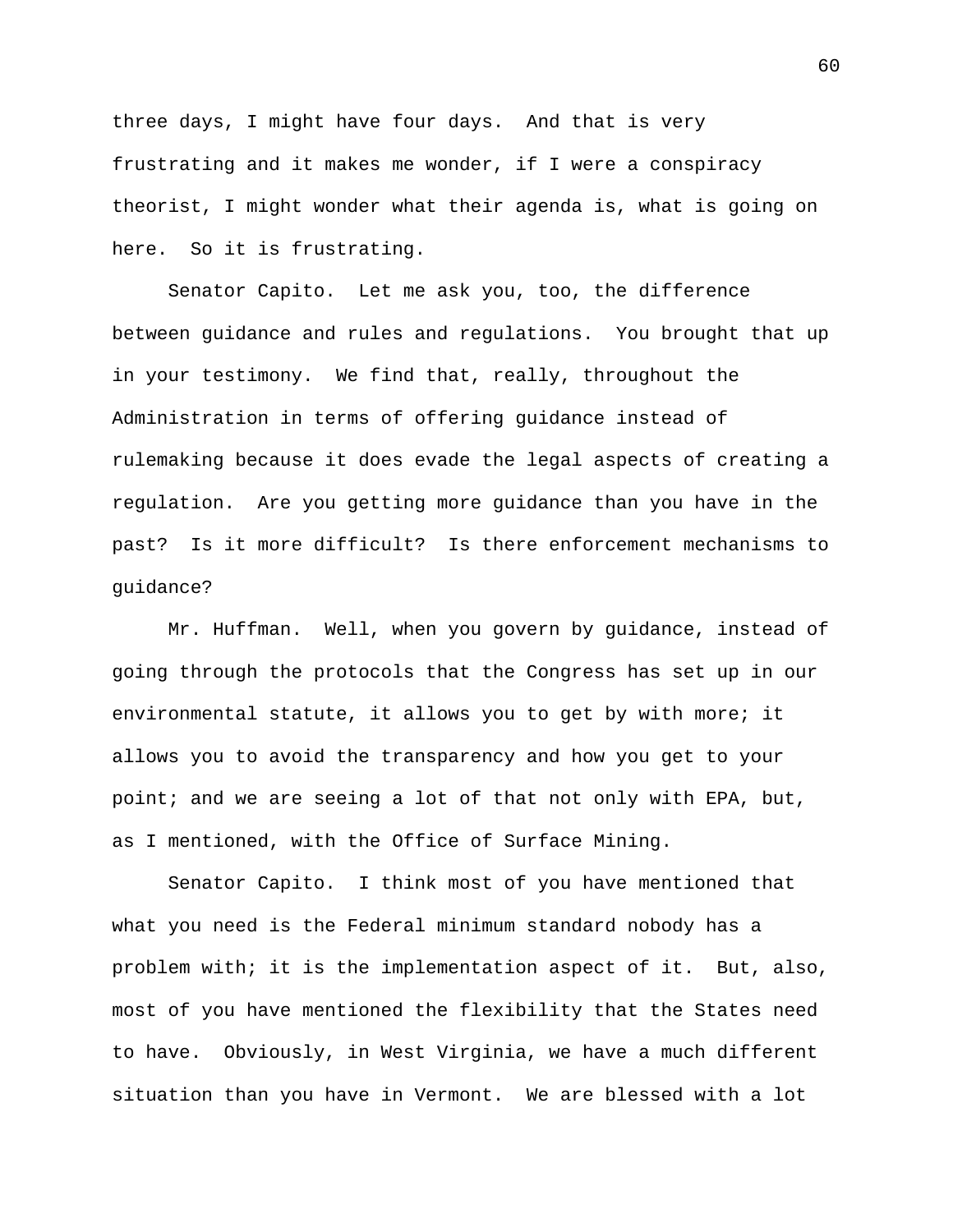three days, I might have four days. And that is very frustrating and it makes me wonder, if I were a conspiracy theorist, I might wonder what their agenda is, what is going on here. So it is frustrating.

Senator Capito. Let me ask you, too, the difference between guidance and rules and regulations. You brought that up in your testimony. We find that, really, throughout the Administration in terms of offering guidance instead of rulemaking because it does evade the legal aspects of creating a regulation. Are you getting more guidance than you have in the past? Is it more difficult? Is there enforcement mechanisms to guidance?

Mr. Huffman. Well, when you govern by guidance, instead of going through the protocols that the Congress has set up in our environmental statute, it allows you to get by with more; it allows you to avoid the transparency and how you get to your point; and we are seeing a lot of that not only with EPA, but, as I mentioned, with the Office of Surface Mining.

Senator Capito. I think most of you have mentioned that what you need is the Federal minimum standard nobody has a problem with; it is the implementation aspect of it. But, also, most of you have mentioned the flexibility that the States need to have. Obviously, in West Virginia, we have a much different situation than you have in Vermont. We are blessed with a lot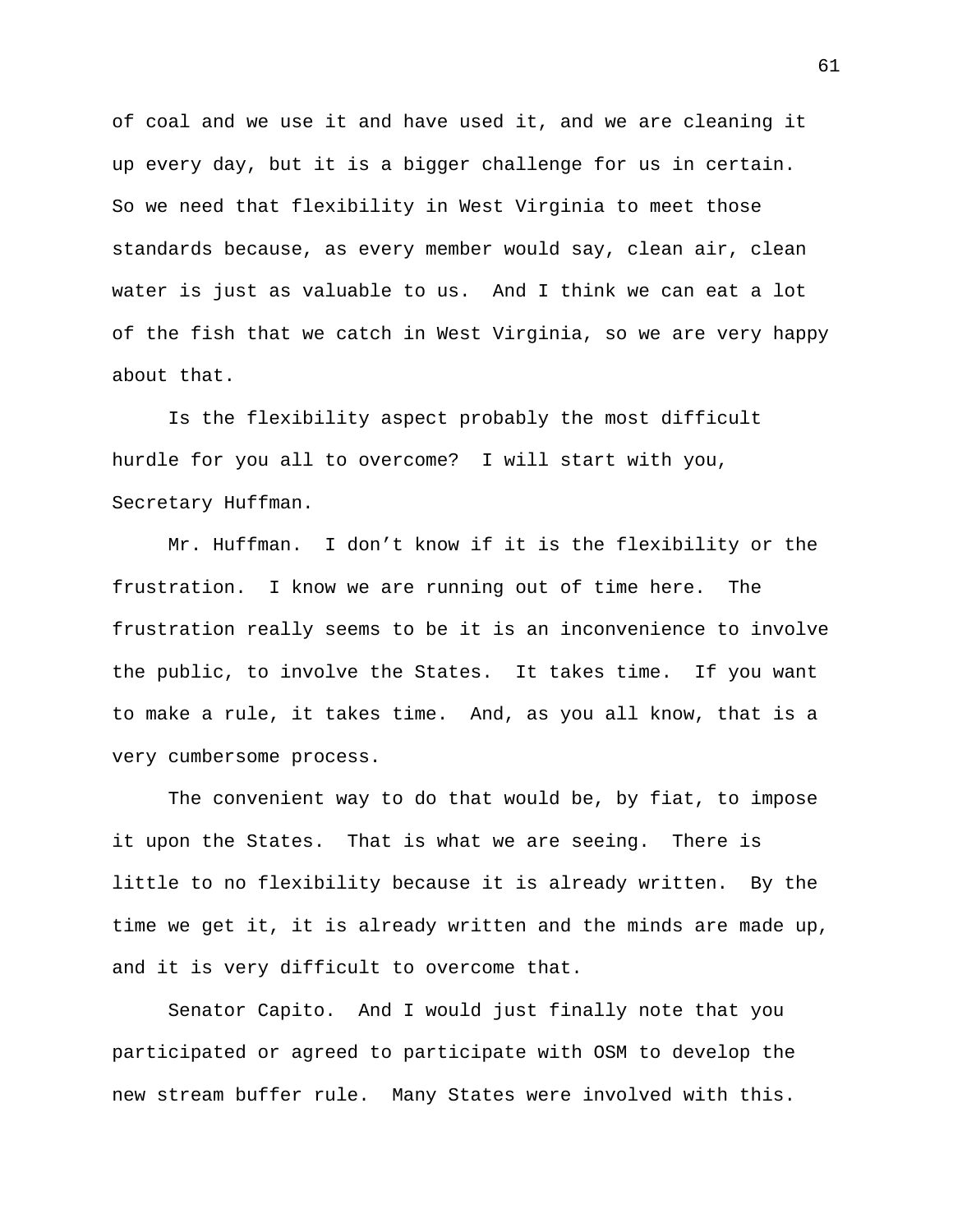of coal and we use it and have used it, and we are cleaning it up every day, but it is a bigger challenge for us in certain. So we need that flexibility in West Virginia to meet those standards because, as every member would say, clean air, clean water is just as valuable to us. And I think we can eat a lot of the fish that we catch in West Virginia, so we are very happy about that.

Is the flexibility aspect probably the most difficult hurdle for you all to overcome? I will start with you, Secretary Huffman.

Mr. Huffman. I don't know if it is the flexibility or the frustration. I know we are running out of time here. The frustration really seems to be it is an inconvenience to involve the public, to involve the States. It takes time. If you want to make a rule, it takes time. And, as you all know, that is a very cumbersome process.

The convenient way to do that would be, by fiat, to impose it upon the States. That is what we are seeing. There is little to no flexibility because it is already written. By the time we get it, it is already written and the minds are made up, and it is very difficult to overcome that.

Senator Capito. And I would just finally note that you participated or agreed to participate with OSM to develop the new stream buffer rule. Many States were involved with this.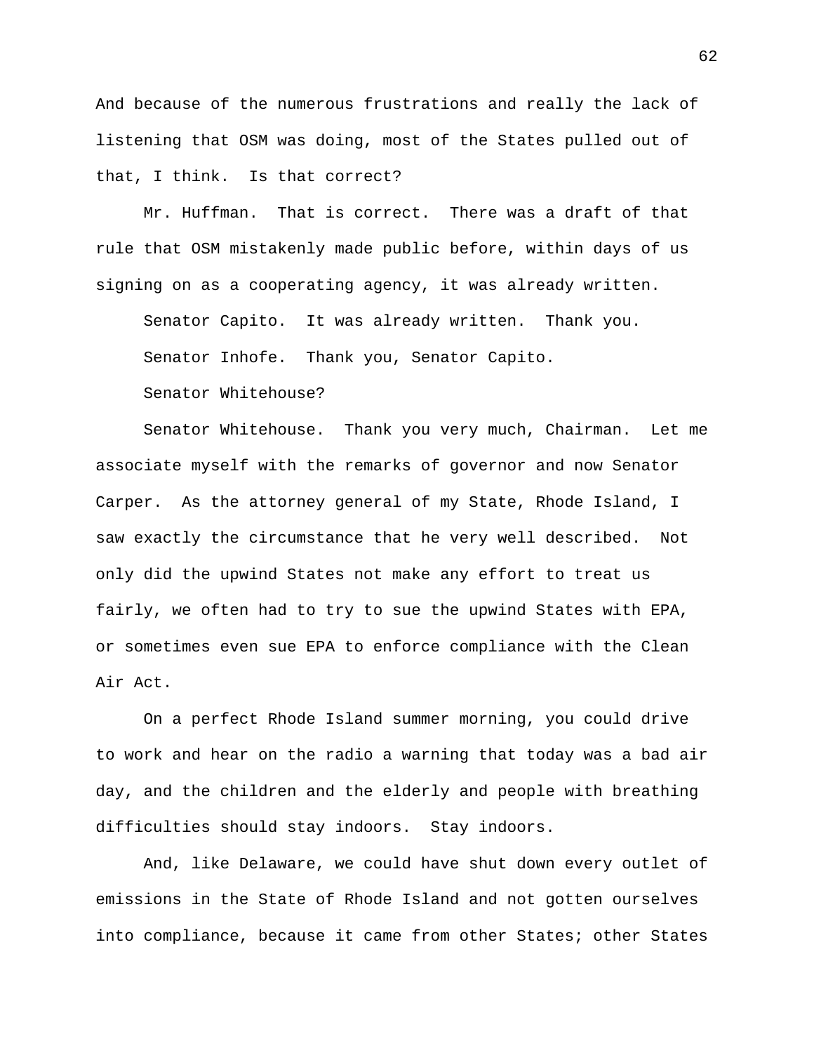And because of the numerous frustrations and really the lack of listening that OSM was doing, most of the States pulled out of that, I think. Is that correct?

Mr. Huffman. That is correct. There was a draft of that rule that OSM mistakenly made public before, within days of us signing on as a cooperating agency, it was already written.

Senator Capito. It was already written. Thank you.

Senator Inhofe. Thank you, Senator Capito.

Senator Whitehouse?

Senator Whitehouse. Thank you very much, Chairman. Let me associate myself with the remarks of governor and now Senator Carper. As the attorney general of my State, Rhode Island, I saw exactly the circumstance that he very well described. Not only did the upwind States not make any effort to treat us fairly, we often had to try to sue the upwind States with EPA, or sometimes even sue EPA to enforce compliance with the Clean Air Act.

On a perfect Rhode Island summer morning, you could drive to work and hear on the radio a warning that today was a bad air day, and the children and the elderly and people with breathing difficulties should stay indoors. Stay indoors.

And, like Delaware, we could have shut down every outlet of emissions in the State of Rhode Island and not gotten ourselves into compliance, because it came from other States; other States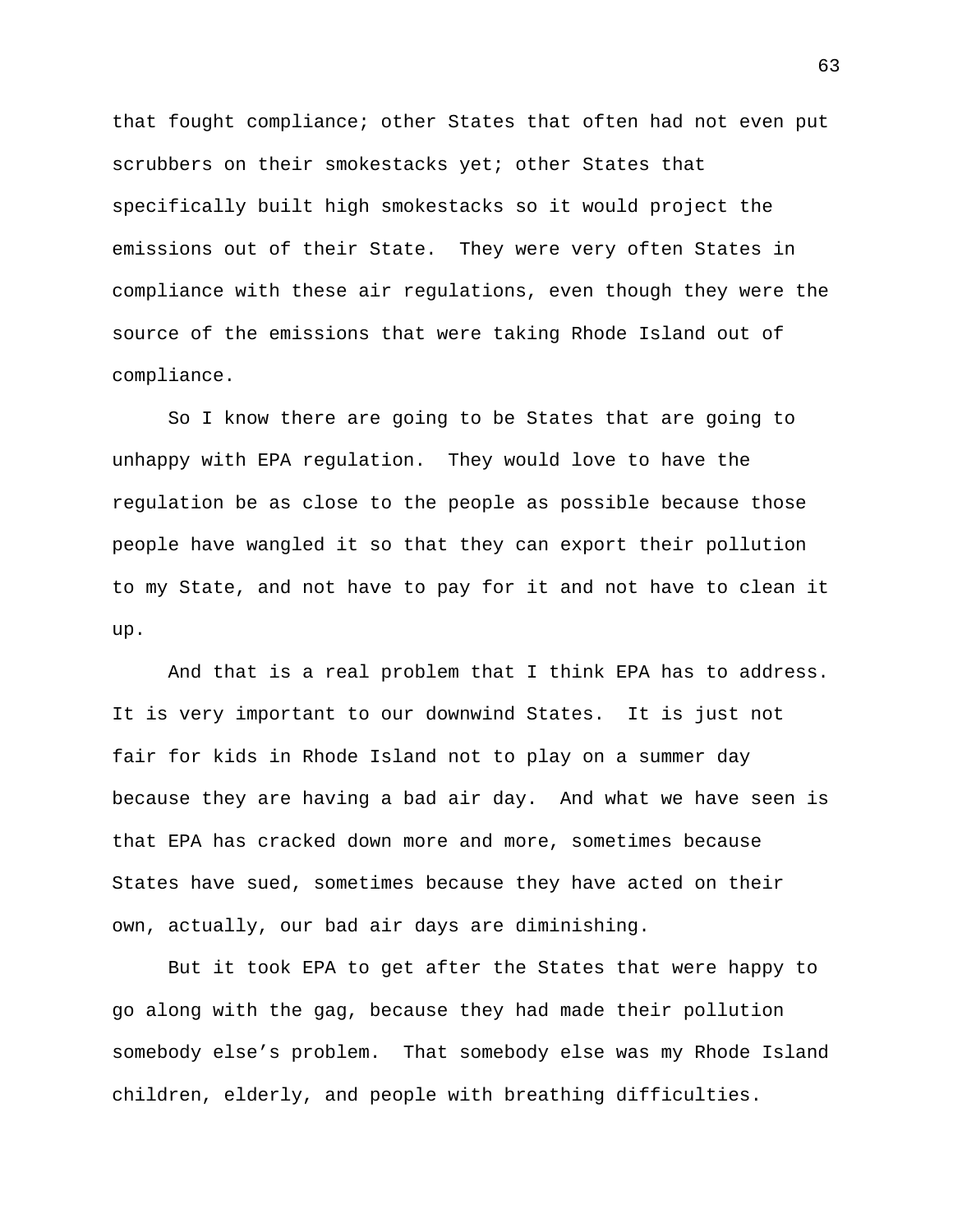that fought compliance; other States that often had not even put scrubbers on their smokestacks yet; other States that specifically built high smokestacks so it would project the emissions out of their State. They were very often States in compliance with these air regulations, even though they were the source of the emissions that were taking Rhode Island out of compliance.

So I know there are going to be States that are going to unhappy with EPA regulation. They would love to have the regulation be as close to the people as possible because those people have wangled it so that they can export their pollution to my State, and not have to pay for it and not have to clean it up.

And that is a real problem that I think EPA has to address. It is very important to our downwind States. It is just not fair for kids in Rhode Island not to play on a summer day because they are having a bad air day. And what we have seen is that EPA has cracked down more and more, sometimes because States have sued, sometimes because they have acted on their own, actually, our bad air days are diminishing.

But it took EPA to get after the States that were happy to go along with the gag, because they had made their pollution somebody else's problem. That somebody else was my Rhode Island children, elderly, and people with breathing difficulties.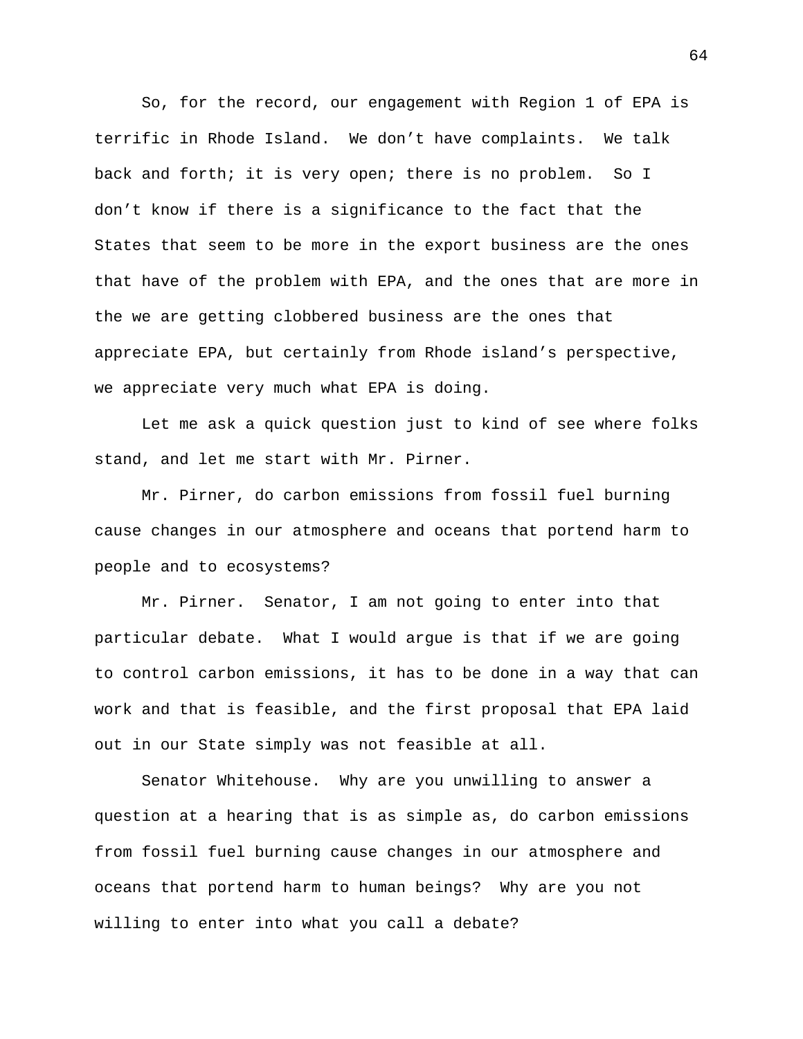So, for the record, our engagement with Region 1 of EPA is terrific in Rhode Island. We don't have complaints. We talk back and forth; it is very open; there is no problem. So I don't know if there is a significance to the fact that the States that seem to be more in the export business are the ones that have of the problem with EPA, and the ones that are more in the we are getting clobbered business are the ones that appreciate EPA, but certainly from Rhode island's perspective, we appreciate very much what EPA is doing.

Let me ask a quick question just to kind of see where folks stand, and let me start with Mr. Pirner.

Mr. Pirner, do carbon emissions from fossil fuel burning cause changes in our atmosphere and oceans that portend harm to people and to ecosystems?

Mr. Pirner. Senator, I am not going to enter into that particular debate. What I would argue is that if we are going to control carbon emissions, it has to be done in a way that can work and that is feasible, and the first proposal that EPA laid out in our State simply was not feasible at all.

Senator Whitehouse. Why are you unwilling to answer a question at a hearing that is as simple as, do carbon emissions from fossil fuel burning cause changes in our atmosphere and oceans that portend harm to human beings? Why are you not willing to enter into what you call a debate?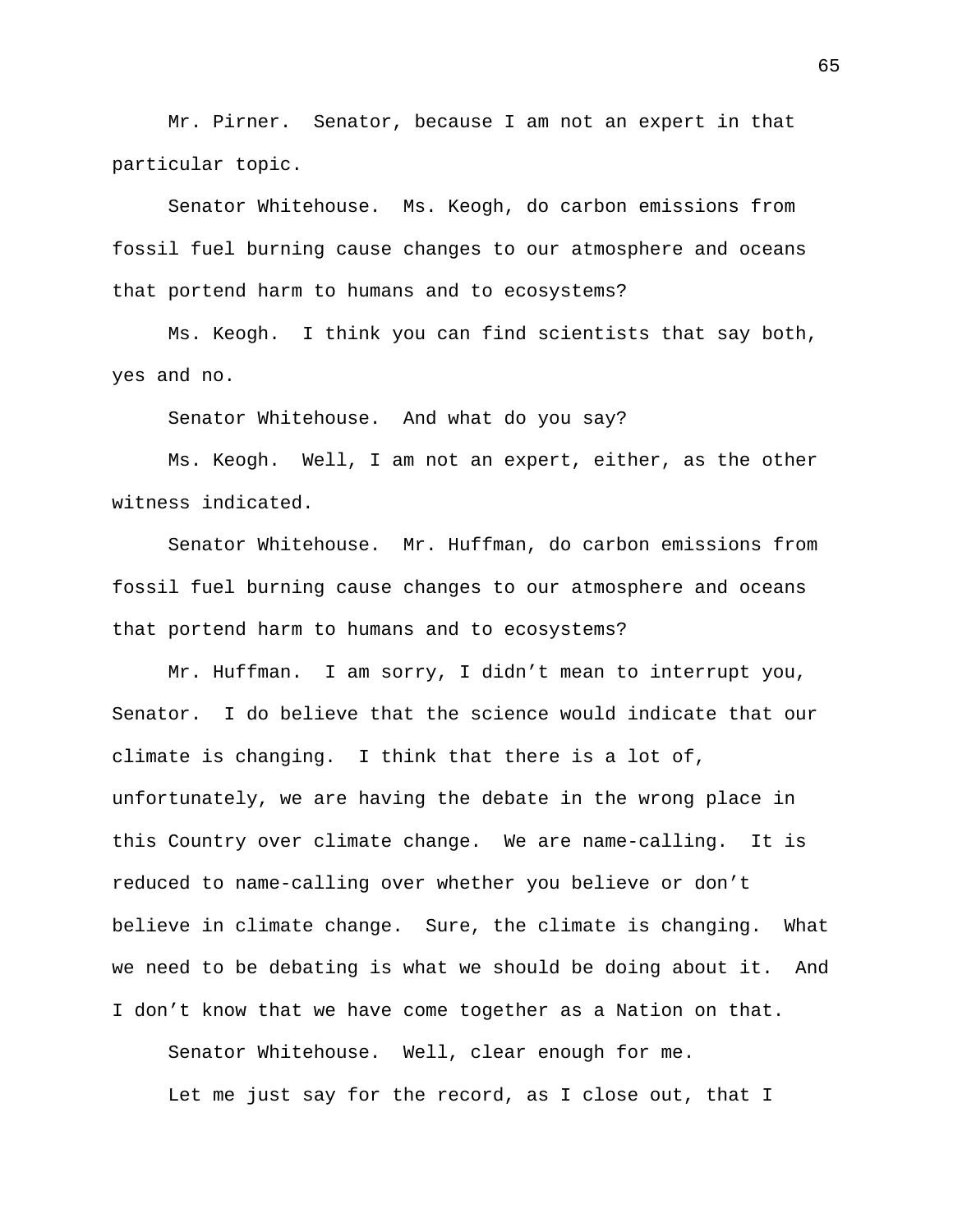Mr. Pirner. Senator, because I am not an expert in that particular topic.

Senator Whitehouse. Ms. Keogh, do carbon emissions from fossil fuel burning cause changes to our atmosphere and oceans that portend harm to humans and to ecosystems?

Ms. Keogh. I think you can find scientists that say both, yes and no.

Senator Whitehouse. And what do you say?

Ms. Keogh. Well, I am not an expert, either, as the other witness indicated.

Senator Whitehouse. Mr. Huffman, do carbon emissions from fossil fuel burning cause changes to our atmosphere and oceans that portend harm to humans and to ecosystems?

Mr. Huffman. I am sorry, I didn't mean to interrupt you, Senator. I do believe that the science would indicate that our climate is changing. I think that there is a lot of, unfortunately, we are having the debate in the wrong place in this Country over climate change. We are name-calling. It is reduced to name-calling over whether you believe or don't believe in climate change. Sure, the climate is changing. What we need to be debating is what we should be doing about it. And I don't know that we have come together as a Nation on that.

Senator Whitehouse. Well, clear enough for me.

Let me just say for the record, as I close out, that I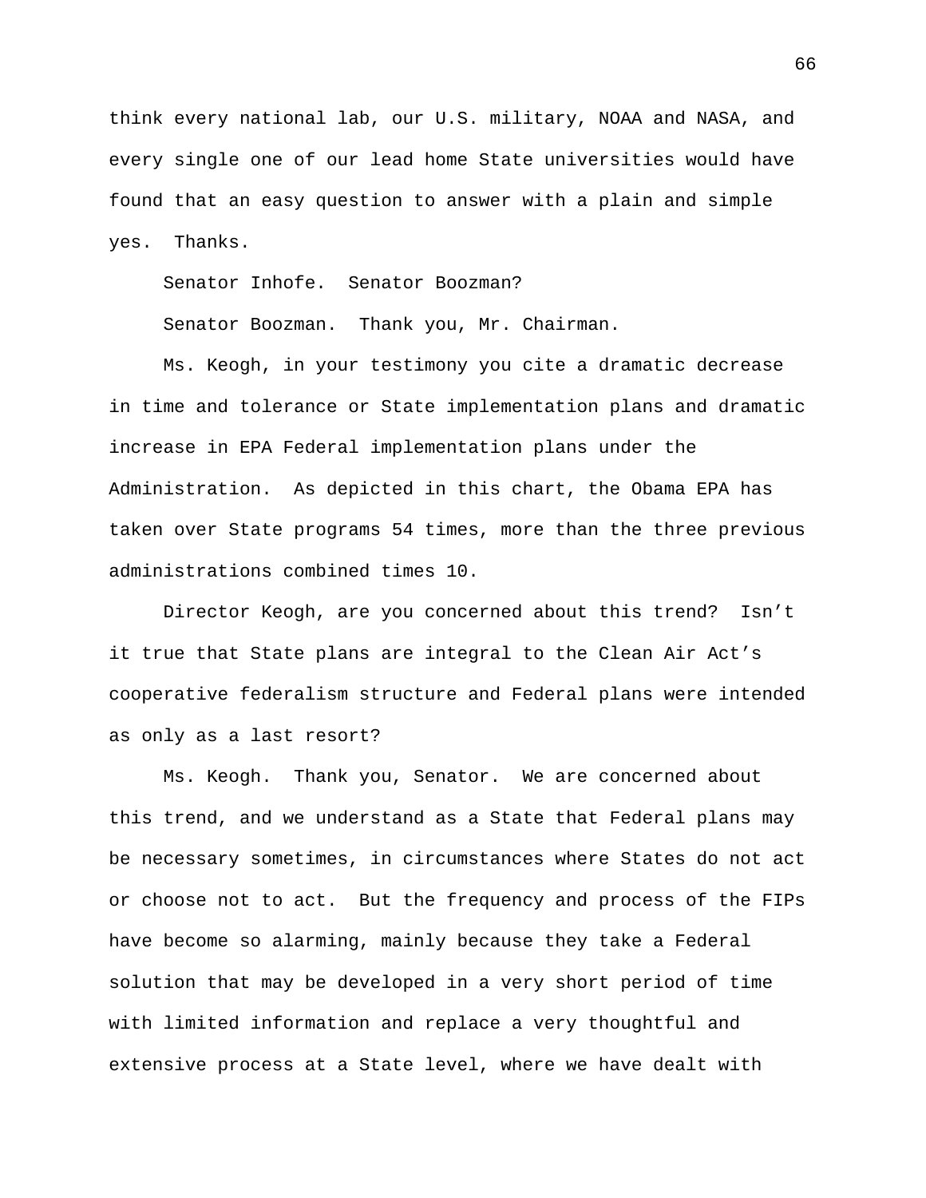think every national lab, our U.S. military, NOAA and NASA, and every single one of our lead home State universities would have found that an easy question to answer with a plain and simple yes. Thanks.

Senator Inhofe. Senator Boozman?

Senator Boozman. Thank you, Mr. Chairman.

Ms. Keogh, in your testimony you cite a dramatic decrease in time and tolerance or State implementation plans and dramatic increase in EPA Federal implementation plans under the Administration. As depicted in this chart, the Obama EPA has taken over State programs 54 times, more than the three previous administrations combined times 10.

Director Keogh, are you concerned about this trend? Isn't it true that State plans are integral to the Clean Air Act's cooperative federalism structure and Federal plans were intended as only as a last resort?

Ms. Keogh. Thank you, Senator. We are concerned about this trend, and we understand as a State that Federal plans may be necessary sometimes, in circumstances where States do not act or choose not to act. But the frequency and process of the FIPs have become so alarming, mainly because they take a Federal solution that may be developed in a very short period of time with limited information and replace a very thoughtful and extensive process at a State level, where we have dealt with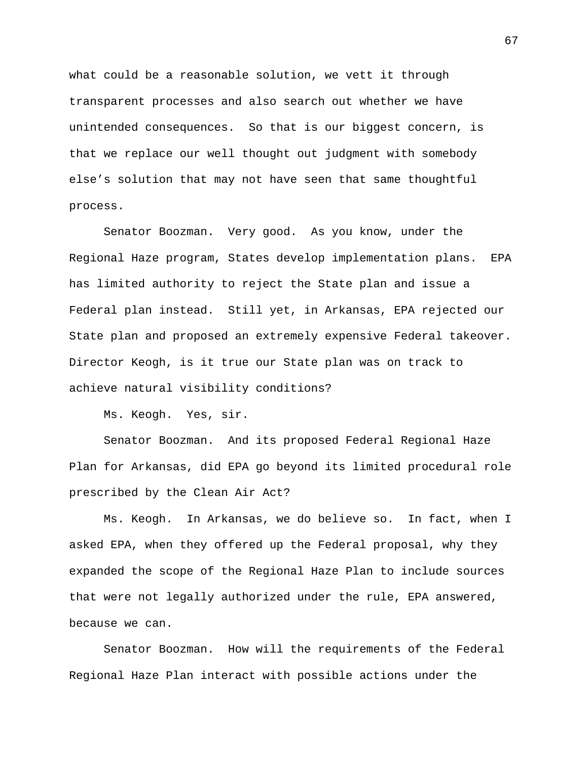what could be a reasonable solution, we vett it through transparent processes and also search out whether we have unintended consequences. So that is our biggest concern, is that we replace our well thought out judgment with somebody else's solution that may not have seen that same thoughtful process.

Senator Boozman. Very good. As you know, under the Regional Haze program, States develop implementation plans. EPA has limited authority to reject the State plan and issue a Federal plan instead. Still yet, in Arkansas, EPA rejected our State plan and proposed an extremely expensive Federal takeover. Director Keogh, is it true our State plan was on track to achieve natural visibility conditions?

Ms. Keogh. Yes, sir.

Senator Boozman. And its proposed Federal Regional Haze Plan for Arkansas, did EPA go beyond its limited procedural role prescribed by the Clean Air Act?

Ms. Keogh. In Arkansas, we do believe so. In fact, when I asked EPA, when they offered up the Federal proposal, why they expanded the scope of the Regional Haze Plan to include sources that were not legally authorized under the rule, EPA answered, because we can.

Senator Boozman. How will the requirements of the Federal Regional Haze Plan interact with possible actions under the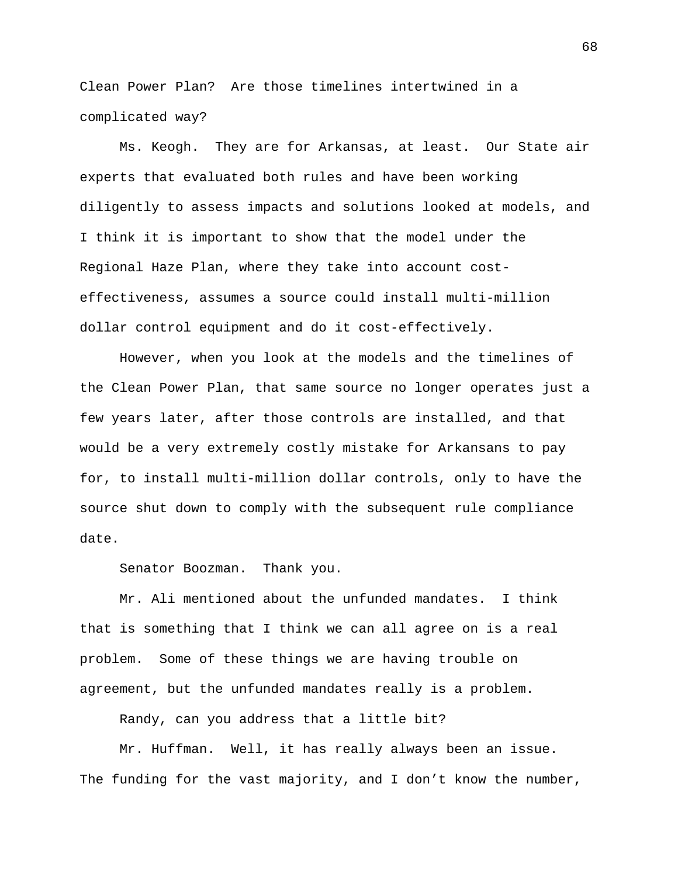Clean Power Plan? Are those timelines intertwined in a complicated way?

Ms. Keogh. They are for Arkansas, at least. Our State air experts that evaluated both rules and have been working diligently to assess impacts and solutions looked at models, and I think it is important to show that the model under the Regional Haze Plan, where they take into account cost-effectiveness, assumes a source could install multi-million dollar control equipment and do it cost-effectively.

However, when you look at the models and the timelines of the Clean Power Plan, that same source no longer operates just a few years later, after those controls are installed, and that would be a very extremely costly mistake for Arkansans to pay for, to install multi-million dollar controls, only to have the source shut down to comply with the subsequent rule compliance date.

Senator Boozman. Thank you.

Mr. Ali mentioned about the unfunded mandates. I think that is something that I think we can all agree on is a real problem. Some of these things we are having trouble on agreement, but the unfunded mandates really is a problem.

Randy, can you address that a little bit?

Mr. Huffman. Well, it has really always been an issue. The funding for the vast majority, and I don't know the number,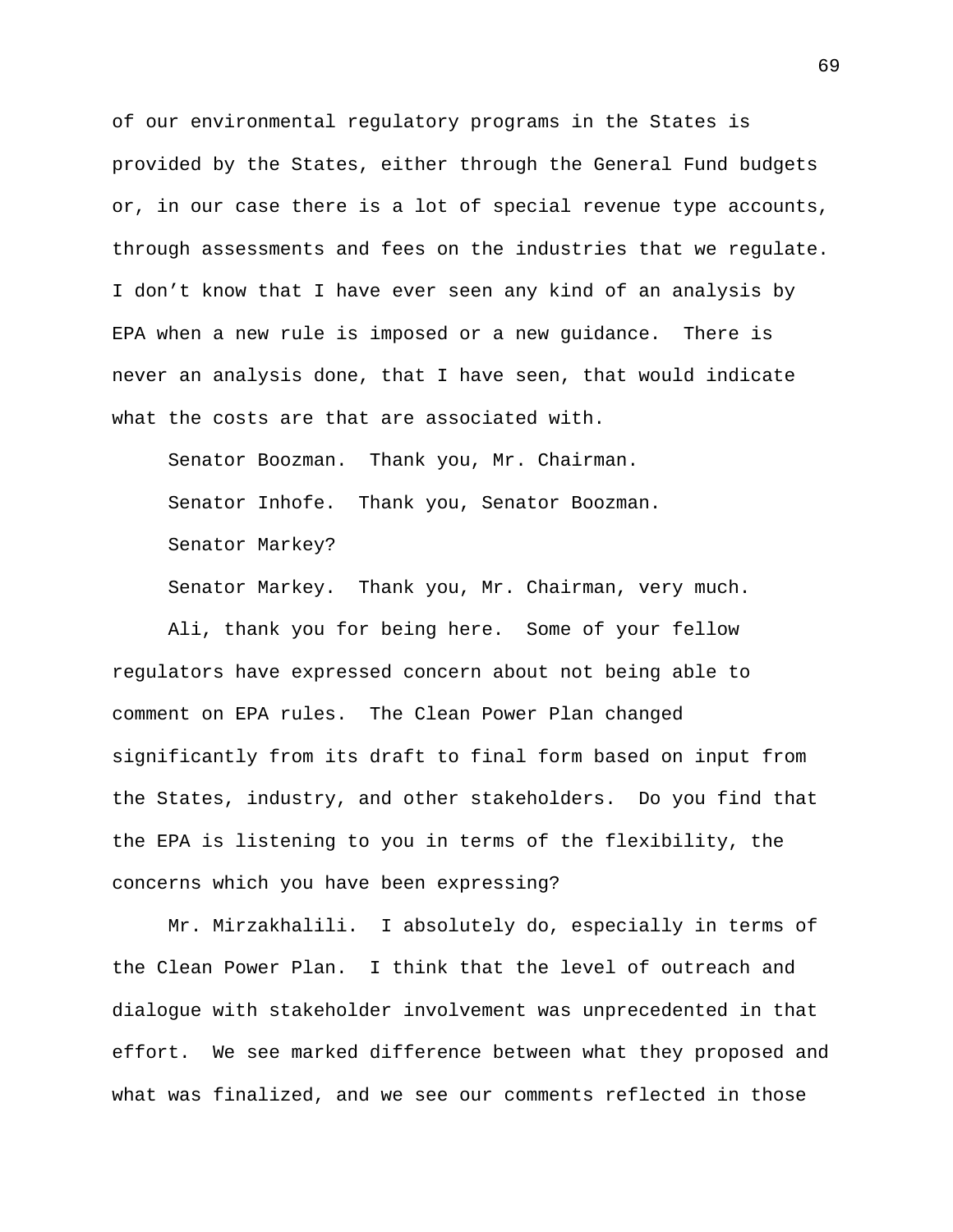of our environmental regulatory programs in the States is provided by the States, either through the General Fund budgets or, in our case there is a lot of special revenue type accounts, through assessments and fees on the industries that we regulate. I don't know that I have ever seen any kind of an analysis by EPA when a new rule is imposed or a new guidance. There is never an analysis done, that I have seen, that would indicate what the costs are that are associated with.

Senator Boozman. Thank you, Mr. Chairman.

Senator Inhofe. Thank you, Senator Boozman.

Senator Markey?

Senator Markey. Thank you, Mr. Chairman, very much.

Ali, thank you for being here. Some of your fellow regulators have expressed concern about not being able to comment on EPA rules. The Clean Power Plan changed significantly from its draft to final form based on input from the States, industry, and other stakeholders. Do you find that the EPA is listening to you in terms of the flexibility, the concerns which you have been expressing?

Mr. Mirzakhalili. I absolutely do, especially in terms of the Clean Power Plan. I think that the level of outreach and dialogue with stakeholder involvement was unprecedented in that effort. We see marked difference between what they proposed and what was finalized, and we see our comments reflected in those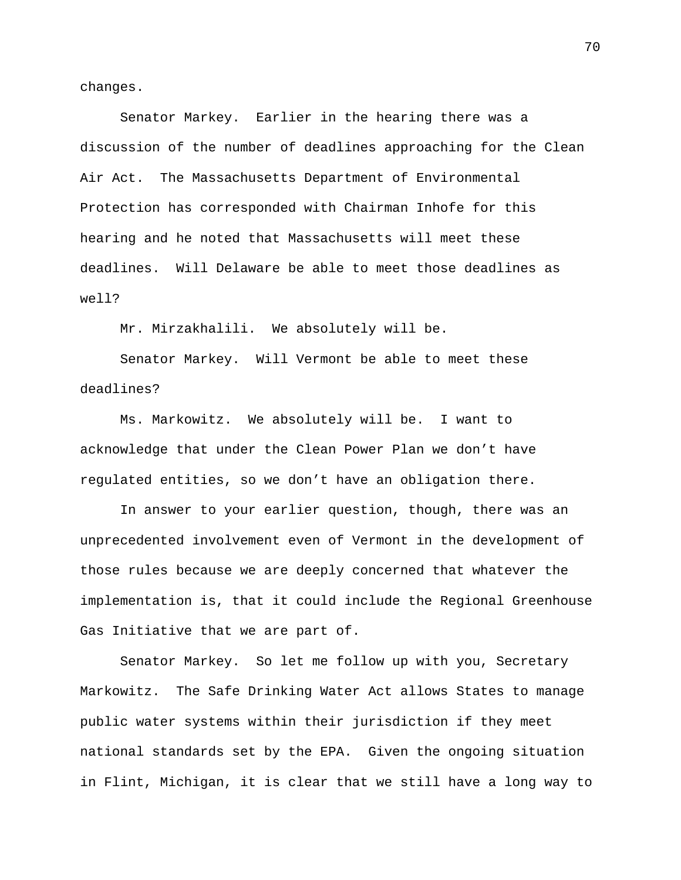changes.

Senator Markey. Earlier in the hearing there was a discussion of the number of deadlines approaching for the Clean Air Act. The Massachusetts Department of Environmental Protection has corresponded with Chairman Inhofe for this hearing and he noted that Massachusetts will meet these deadlines. Will Delaware be able to meet those deadlines as well?

Mr. Mirzakhalili. We absolutely will be.

Senator Markey. Will Vermont be able to meet these deadlines?

Ms. Markowitz. We absolutely will be. I want to acknowledge that under the Clean Power Plan we don't have regulated entities, so we don't have an obligation there.

In answer to your earlier question, though, there was an unprecedented involvement even of Vermont in the development of those rules because we are deeply concerned that whatever the implementation is, that it could include the Regional Greenhouse Gas Initiative that we are part of.

Senator Markey. So let me follow up with you, Secretary Markowitz. The Safe Drinking Water Act allows States to manage public water systems within their jurisdiction if they meet national standards set by the EPA. Given the ongoing situation in Flint, Michigan, it is clear that we still have a long way to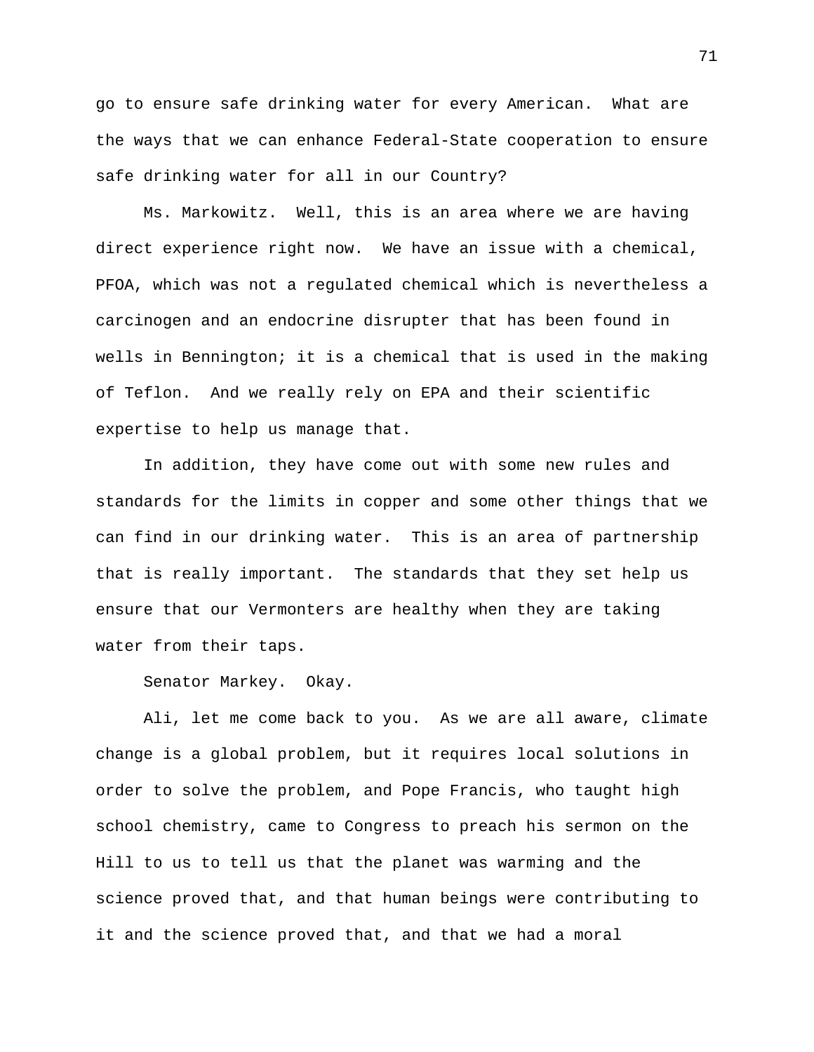go to ensure safe drinking water for every American. What are the ways that we can enhance Federal-State cooperation to ensure safe drinking water for all in our Country?

Ms. Markowitz. Well, this is an area where we are having direct experience right now. We have an issue with a chemical, PFOA, which was not a regulated chemical which is nevertheless a carcinogen and an endocrine disrupter that has been found in wells in Bennington; it is a chemical that is used in the making of Teflon. And we really rely on EPA and their scientific expertise to help us manage that.

In addition, they have come out with some new rules and standards for the limits in copper and some other things that we can find in our drinking water. This is an area of partnership that is really important. The standards that they set help us ensure that our Vermonters are healthy when they are taking water from their taps.

Senator Markey. Okay.

Ali, let me come back to you. As we are all aware, climate change is a global problem, but it requires local solutions in order to solve the problem, and Pope Francis, who taught high school chemistry, came to Congress to preach his sermon on the Hill to us to tell us that the planet was warming and the science proved that, and that human beings were contributing to it and the science proved that, and that we had a moral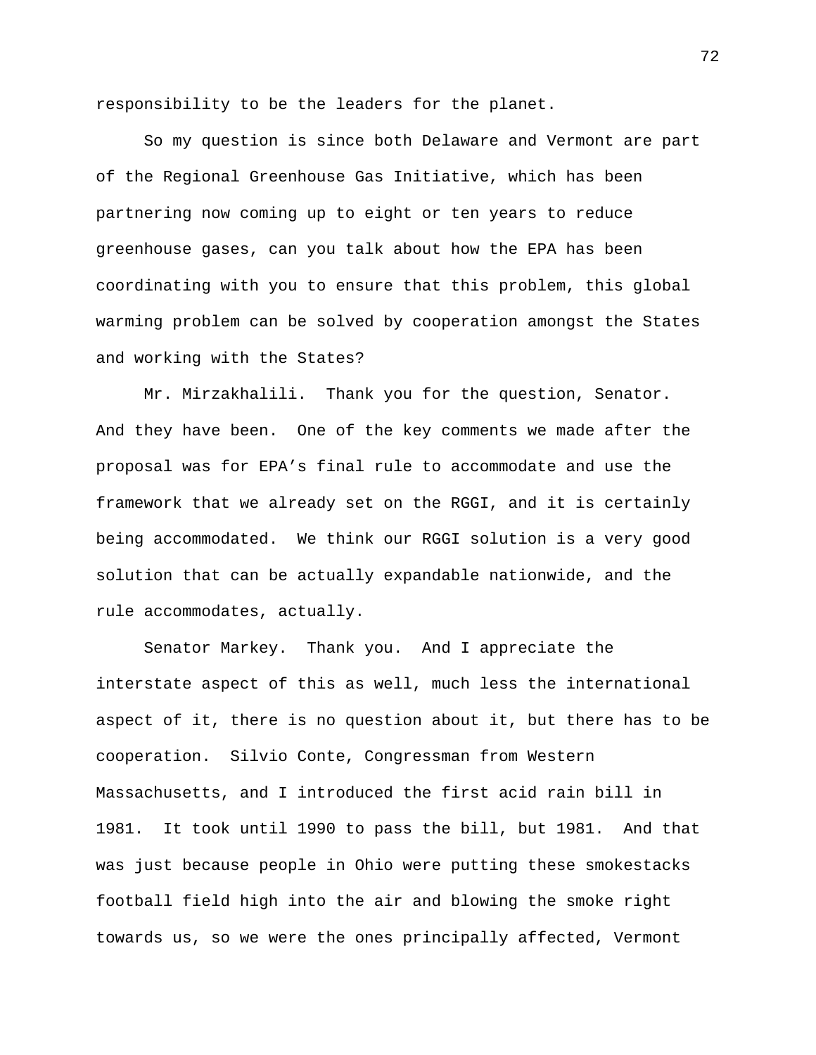responsibility to be the leaders for the planet.

So my question is since both Delaware and Vermont are part of the Regional Greenhouse Gas Initiative, which has been partnering now coming up to eight or ten years to reduce greenhouse gases, can you talk about how the EPA has been coordinating with you to ensure that this problem, this global warming problem can be solved by cooperation amongst the States and working with the States?

Mr. Mirzakhalili. Thank you for the question, Senator. And they have been. One of the key comments we made after the proposal was for EPA's final rule to accommodate and use the framework that we already set on the RGGI, and it is certainly being accommodated. We think our RGGI solution is a very good solution that can be actually expandable nationwide, and the rule accommodates, actually.

Senator Markey. Thank you. And I appreciate the interstate aspect of this as well, much less the international aspect of it, there is no question about it, but there has to be cooperation. Silvio Conte, Congressman from Western Massachusetts, and I introduced the first acid rain bill in 1981. It took until 1990 to pass the bill, but 1981. And that was just because people in Ohio were putting these smokestacks football field high into the air and blowing the smoke right towards us, so we were the ones principally affected, Vermont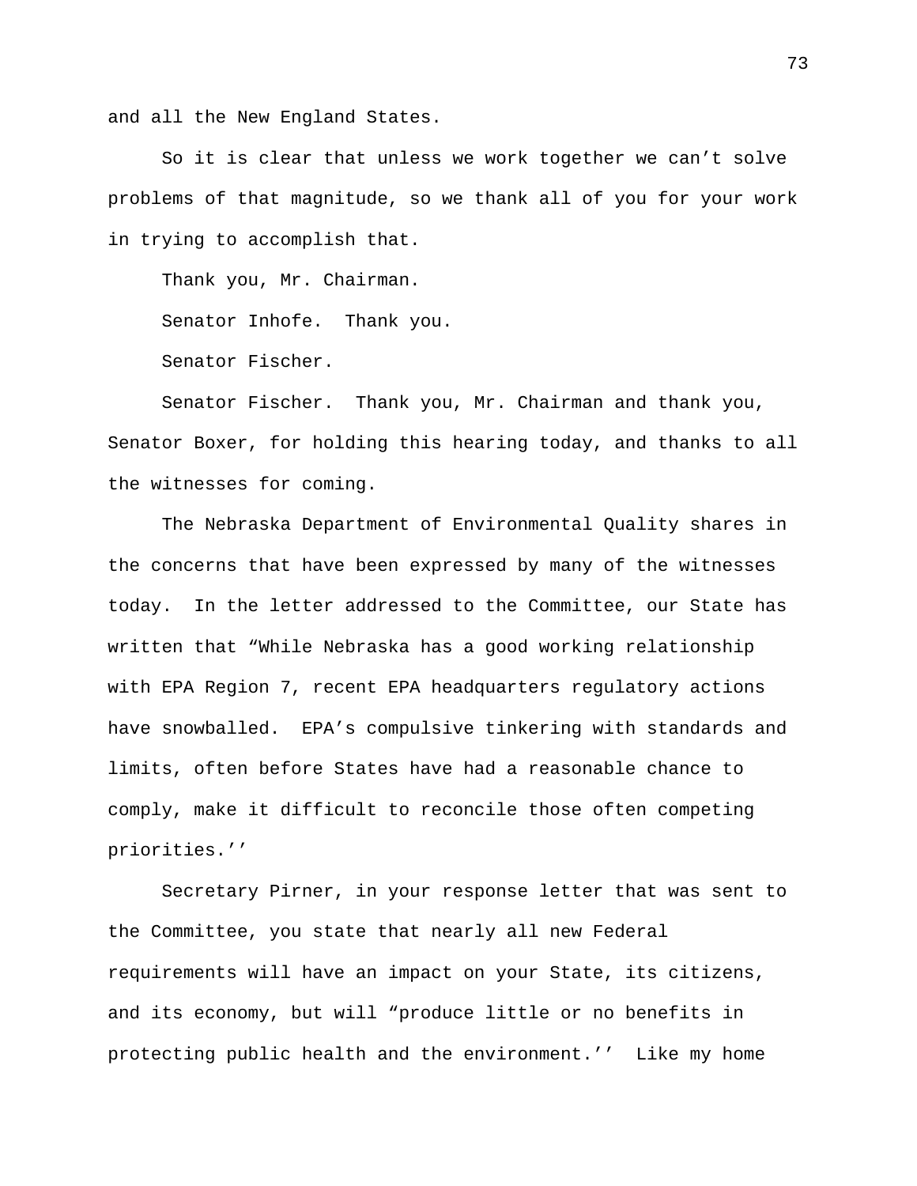and all the New England States.

So it is clear that unless we work together we can't solve problems of that magnitude, so we thank all of you for your work in trying to accomplish that.

Thank you, Mr. Chairman.

Senator Inhofe. Thank you.

Senator Fischer.

Senator Fischer. Thank you, Mr. Chairman and thank you, Senator Boxer, for holding this hearing today, and thanks to all the witnesses for coming.

The Nebraska Department of Environmental Quality shares in the concerns that have been expressed by many of the witnesses today. In the letter addressed to the Committee, our State has written that "While Nebraska has a good working relationship with EPA Region 7, recent EPA headquarters regulatory actions have snowballed. EPA's compulsive tinkering with standards and limits, often before States have had a reasonable chance to comply, make it difficult to reconcile those often competing priorities.''

Secretary Pirner, in your response letter that was sent to the Committee, you state that nearly all new Federal requirements will have an impact on your State, its citizens, and its economy, but will "produce little or no benefits in protecting public health and the environment.'' Like my home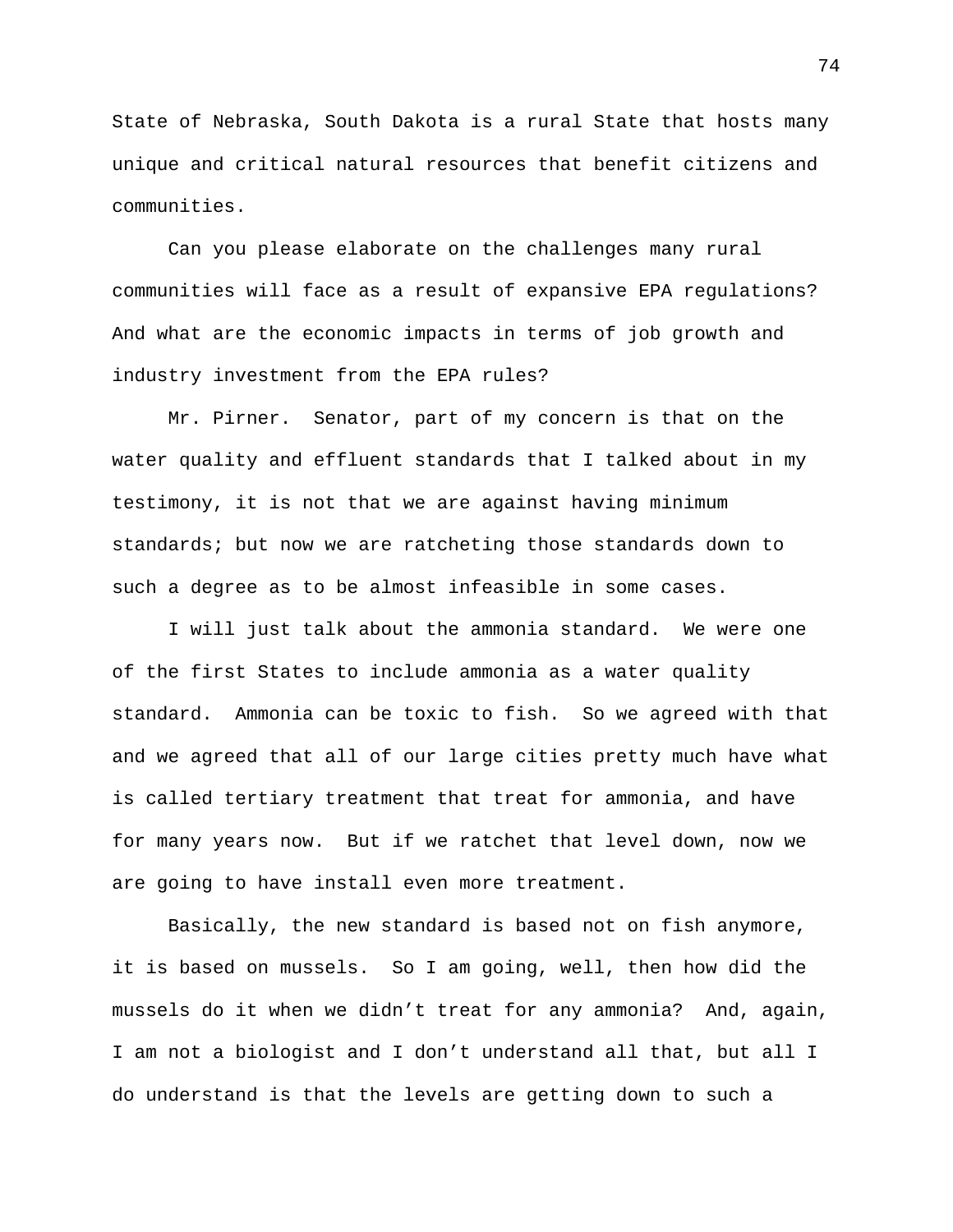State of Nebraska, South Dakota is a rural State that hosts many unique and critical natural resources that benefit citizens and communities.

Can you please elaborate on the challenges many rural communities will face as a result of expansive EPA regulations? And what are the economic impacts in terms of job growth and industry investment from the EPA rules?

Mr. Pirner. Senator, part of my concern is that on the water quality and effluent standards that I talked about in my testimony, it is not that we are against having minimum standards; but now we are ratcheting those standards down to such a degree as to be almost infeasible in some cases.

I will just talk about the ammonia standard. We were one of the first States to include ammonia as a water quality standard. Ammonia can be toxic to fish. So we agreed with that and we agreed that all of our large cities pretty much have what is called tertiary treatment that treat for ammonia, and have for many years now. But if we ratchet that level down, now we are going to have install even more treatment.

Basically, the new standard is based not on fish anymore, it is based on mussels. So I am going, well, then how did the mussels do it when we didn't treat for any ammonia? And, again, I am not a biologist and I don't understand all that, but all I do understand is that the levels are getting down to such a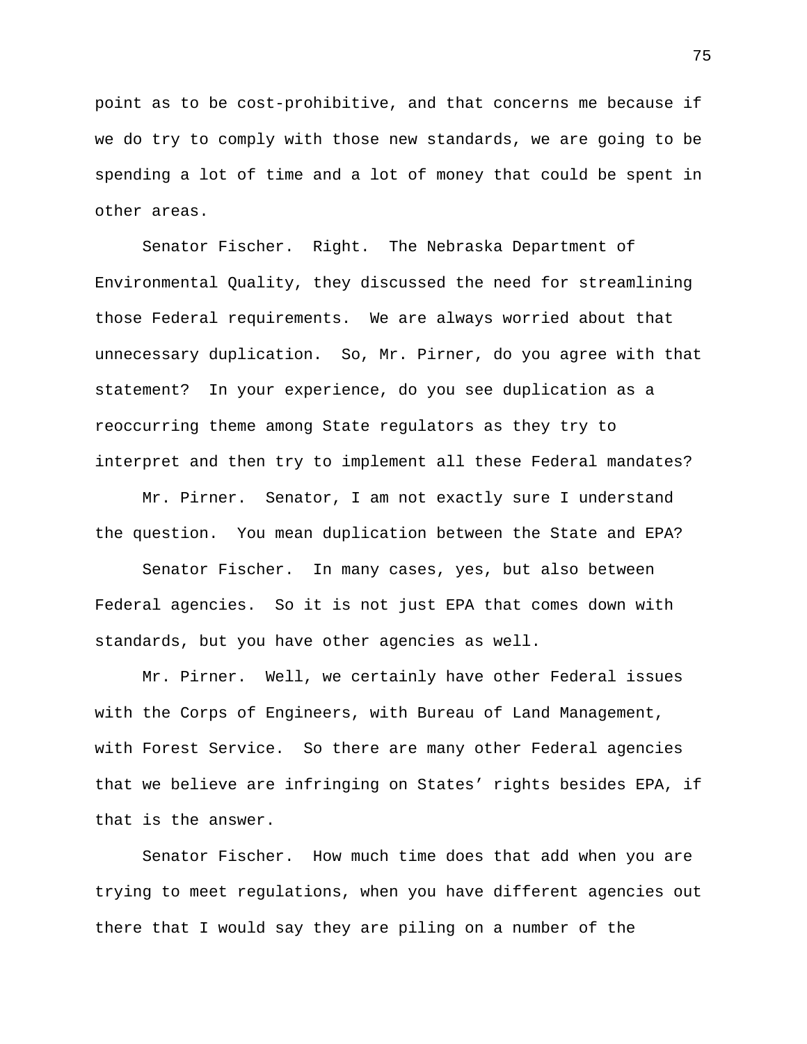point as to be cost-prohibitive, and that concerns me because if we do try to comply with those new standards, we are going to be spending a lot of time and a lot of money that could be spent in other areas.

Senator Fischer. Right. The Nebraska Department of Environmental Quality, they discussed the need for streamlining those Federal requirements. We are always worried about that unnecessary duplication. So, Mr. Pirner, do you agree with that statement? In your experience, do you see duplication as a reoccurring theme among State regulators as they try to interpret and then try to implement all these Federal mandates?

Mr. Pirner. Senator, I am not exactly sure I understand the question. You mean duplication between the State and EPA?

Senator Fischer. In many cases, yes, but also between Federal agencies. So it is not just EPA that comes down with standards, but you have other agencies as well.

Mr. Pirner. Well, we certainly have other Federal issues with the Corps of Engineers, with Bureau of Land Management, with Forest Service. So there are many other Federal agencies that we believe are infringing on States' rights besides EPA, if that is the answer.

Senator Fischer. How much time does that add when you are trying to meet regulations, when you have different agencies out there that I would say they are piling on a number of the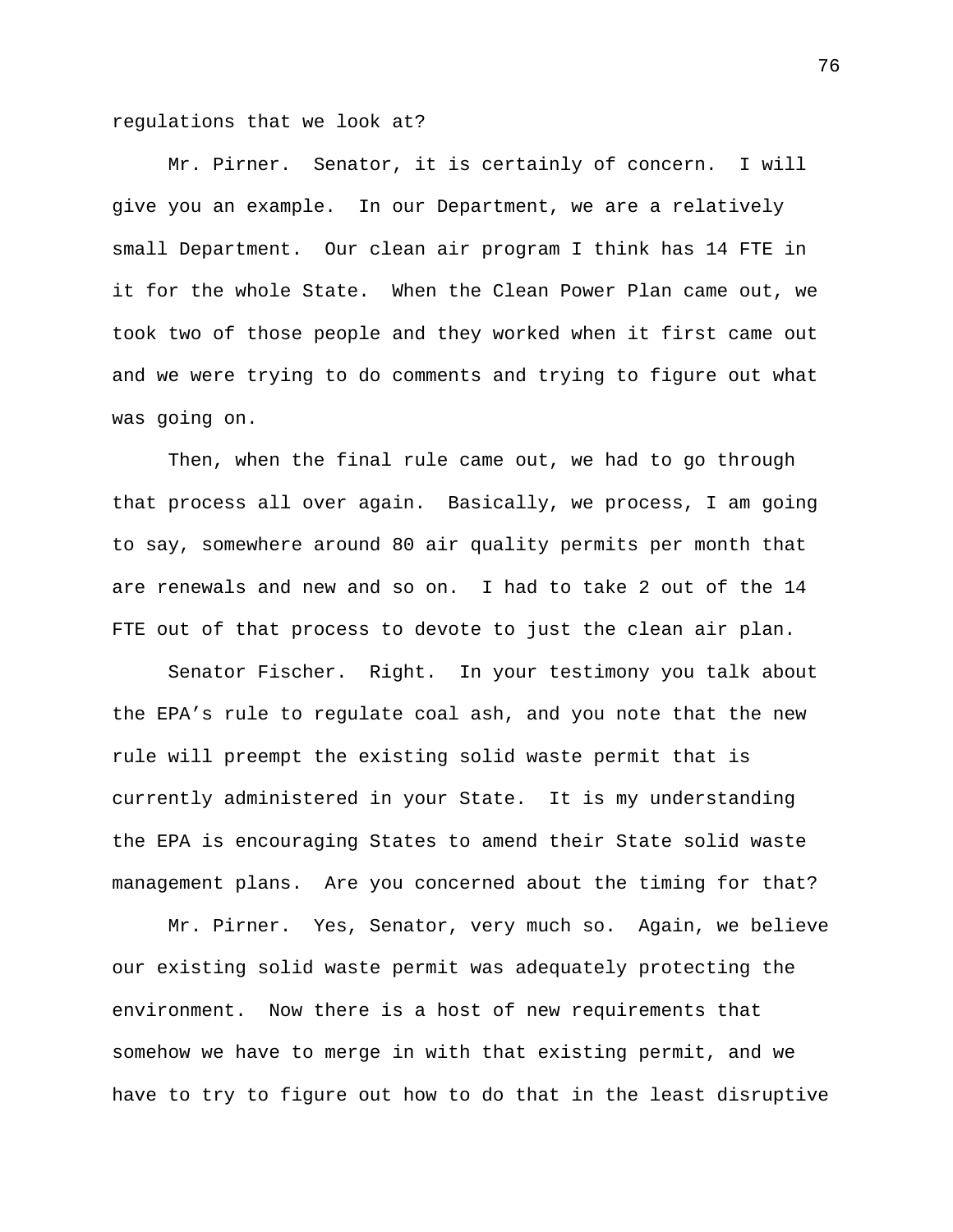regulations that we look at?

Mr. Pirner. Senator, it is certainly of concern. I will give you an example. In our Department, we are a relatively small Department. Our clean air program I think has 14 FTE in it for the whole State. When the Clean Power Plan came out, we took two of those people and they worked when it first came out and we were trying to do comments and trying to figure out what was going on.

Then, when the final rule came out, we had to go through that process all over again. Basically, we process, I am going to say, somewhere around 80 air quality permits per month that are renewals and new and so on. I had to take 2 out of the 14 FTE out of that process to devote to just the clean air plan.

Senator Fischer. Right. In your testimony you talk about the EPA's rule to regulate coal ash, and you note that the new rule will preempt the existing solid waste permit that is currently administered in your State. It is my understanding the EPA is encouraging States to amend their State solid waste management plans. Are you concerned about the timing for that?

Mr. Pirner. Yes, Senator, very much so. Again, we believe our existing solid waste permit was adequately protecting the environment. Now there is a host of new requirements that somehow we have to merge in with that existing permit, and we have to try to figure out how to do that in the least disruptive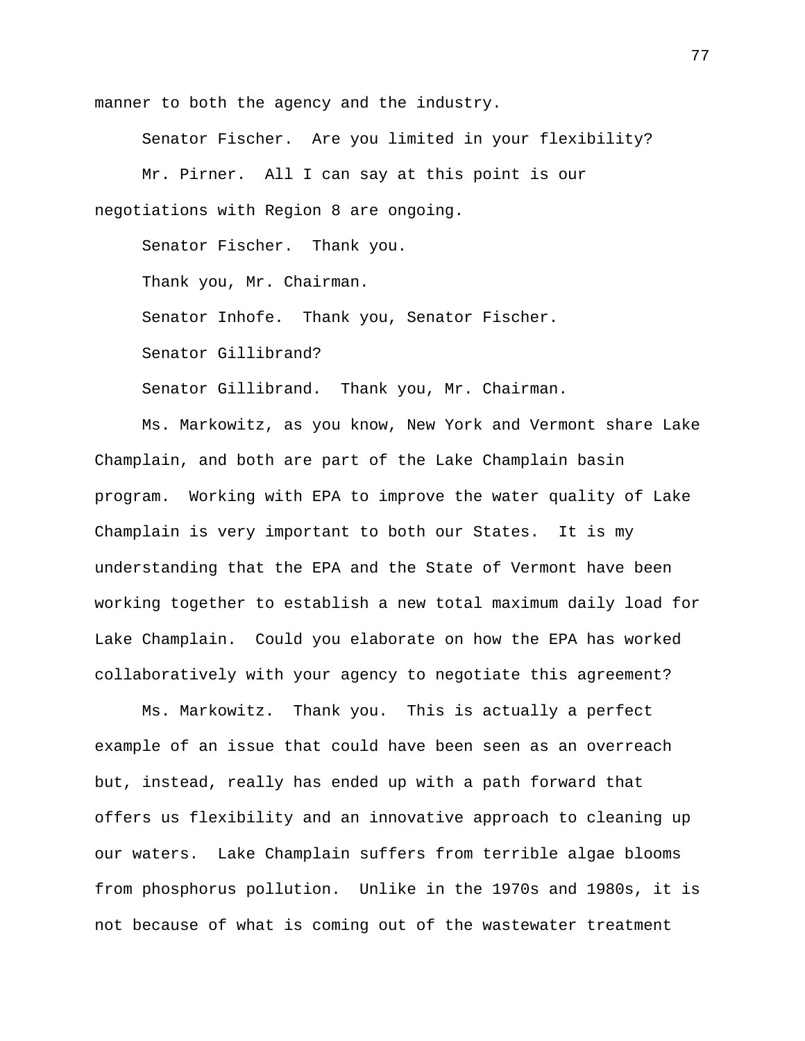manner to both the agency and the industry.

Senator Fischer. Are you limited in your flexibility?

Mr. Pirner. All I can say at this point is our negotiations with Region 8 are ongoing.

Senator Fischer. Thank you.

Thank you, Mr. Chairman.

Senator Inhofe. Thank you, Senator Fischer.

Senator Gillibrand?

Senator Gillibrand. Thank you, Mr. Chairman.

Ms. Markowitz, as you know, New York and Vermont share Lake Champlain, and both are part of the Lake Champlain basin program. Working with EPA to improve the water quality of Lake Champlain is very important to both our States. It is my understanding that the EPA and the State of Vermont have been working together to establish a new total maximum daily load for Lake Champlain. Could you elaborate on how the EPA has worked collaboratively with your agency to negotiate this agreement?

Ms. Markowitz. Thank you. This is actually a perfect example of an issue that could have been seen as an overreach but, instead, really has ended up with a path forward that offers us flexibility and an innovative approach to cleaning up our waters. Lake Champlain suffers from terrible algae blooms from phosphorus pollution. Unlike in the 1970s and 1980s, it is not because of what is coming out of the wastewater treatment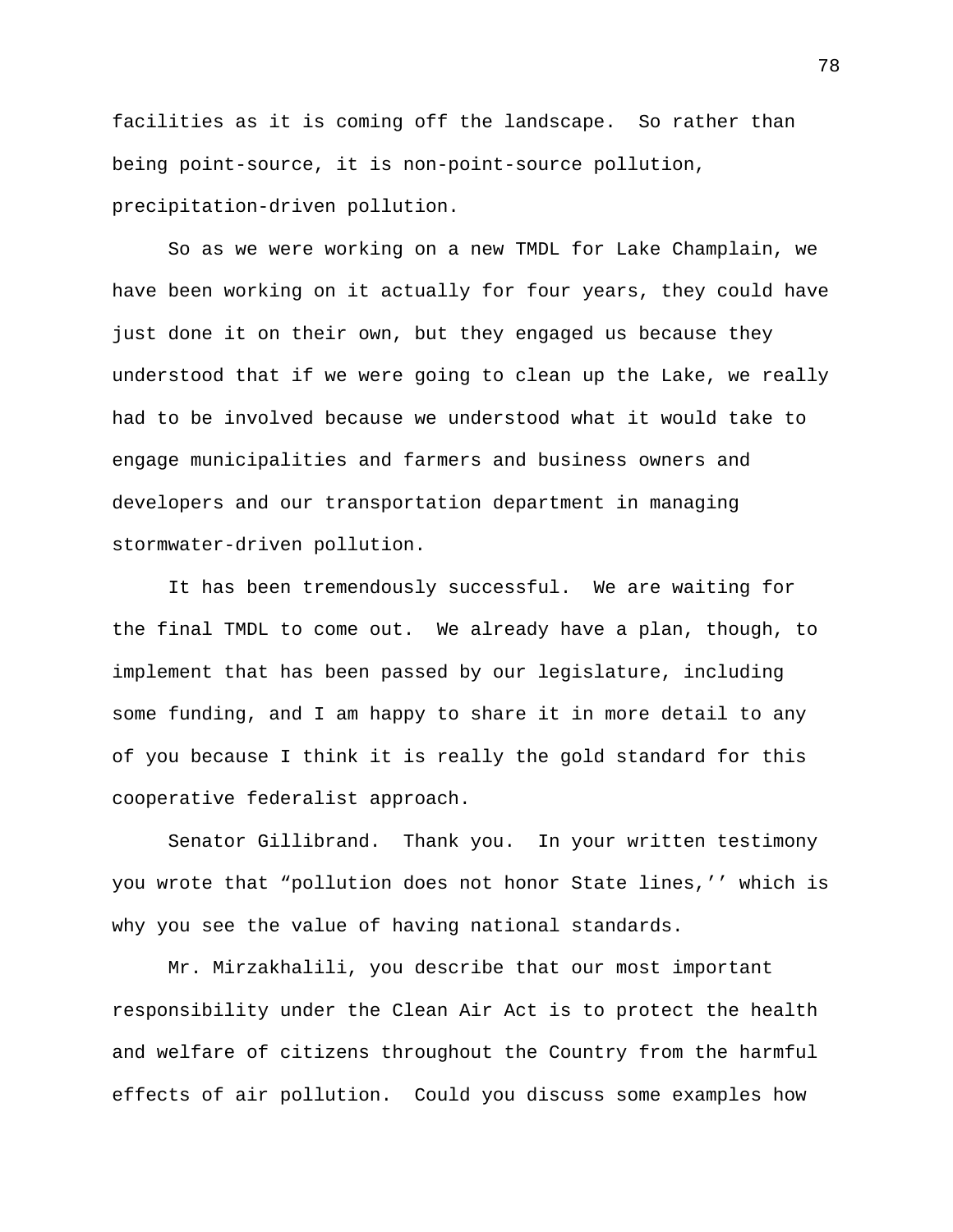facilities as it is coming off the landscape. So rather than being point-source, it is non-point-source pollution, precipitation-driven pollution.

So as we were working on a new TMDL for Lake Champlain, we have been working on it actually for four years, they could have just done it on their own, but they engaged us because they understood that if we were going to clean up the Lake, we really had to be involved because we understood what it would take to engage municipalities and farmers and business owners and developers and our transportation department in managing stormwater-driven pollution.

It has been tremendously successful. We are waiting for the final TMDL to come out. We already have a plan, though, to implement that has been passed by our legislature, including some funding, and I am happy to share it in more detail to any of you because I think it is really the gold standard for this cooperative federalist approach.

Senator Gillibrand. Thank you. In your written testimony you wrote that "pollution does not honor State lines,'' which is why you see the value of having national standards.

Mr. Mirzakhalili, you describe that our most important responsibility under the Clean Air Act is to protect the health and welfare of citizens throughout the Country from the harmful effects of air pollution. Could you discuss some examples how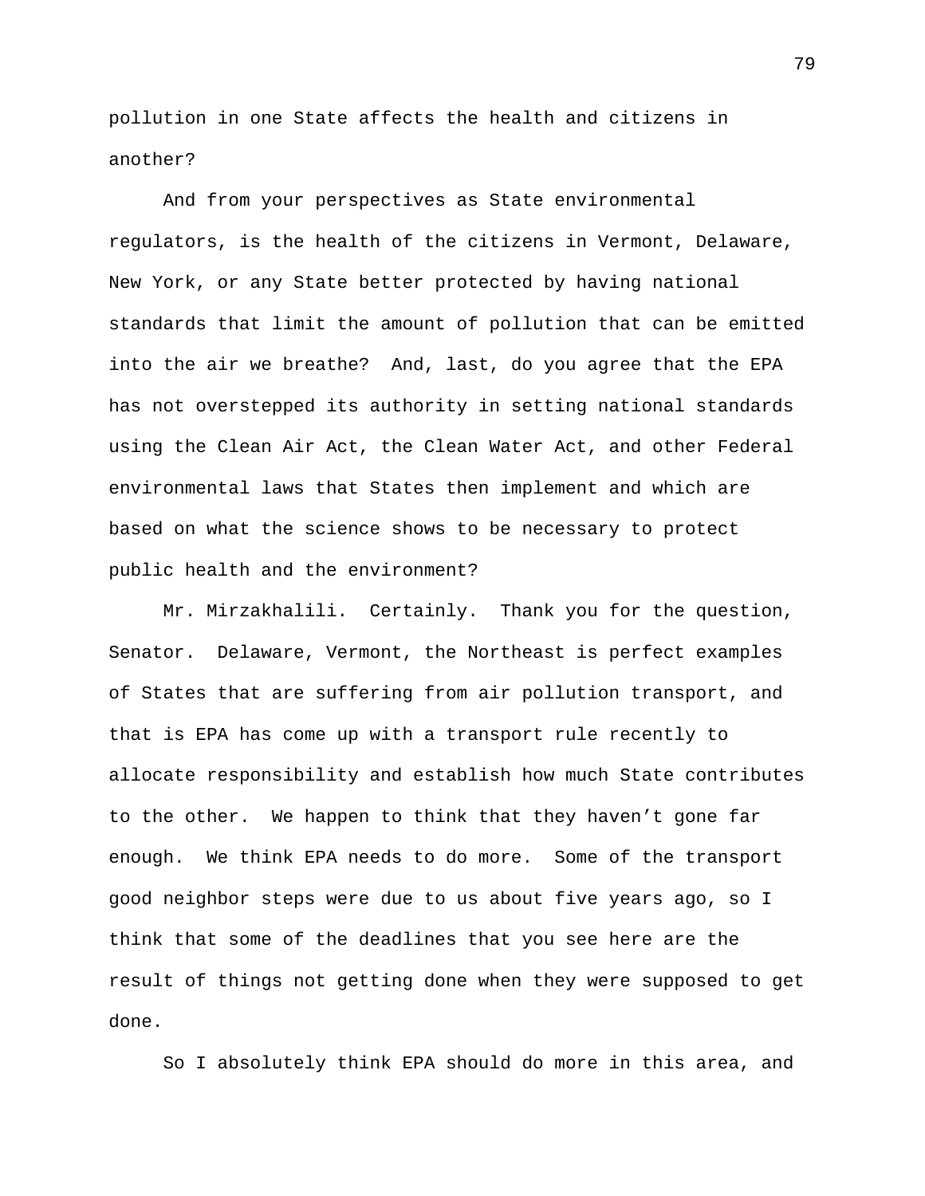pollution in one State affects the health and citizens in another?

And from your perspectives as State environmental regulators, is the health of the citizens in Vermont, Delaware, New York, or any State better protected by having national standards that limit the amount of pollution that can be emitted into the air we breathe? And, last, do you agree that the EPA has not overstepped its authority in setting national standards using the Clean Air Act, the Clean Water Act, and other Federal environmental laws that States then implement and which are based on what the science shows to be necessary to protect public health and the environment?

Mr. Mirzakhalili. Certainly. Thank you for the question, Senator. Delaware, Vermont, the Northeast is perfect examples of States that are suffering from air pollution transport, and that is EPA has come up with a transport rule recently to allocate responsibility and establish how much State contributes to the other. We happen to think that they haven't gone far enough. We think EPA needs to do more. Some of the transport good neighbor steps were due to us about five years ago, so I think that some of the deadlines that you see here are the result of things not getting done when they were supposed to get done.

So I absolutely think EPA should do more in this area, and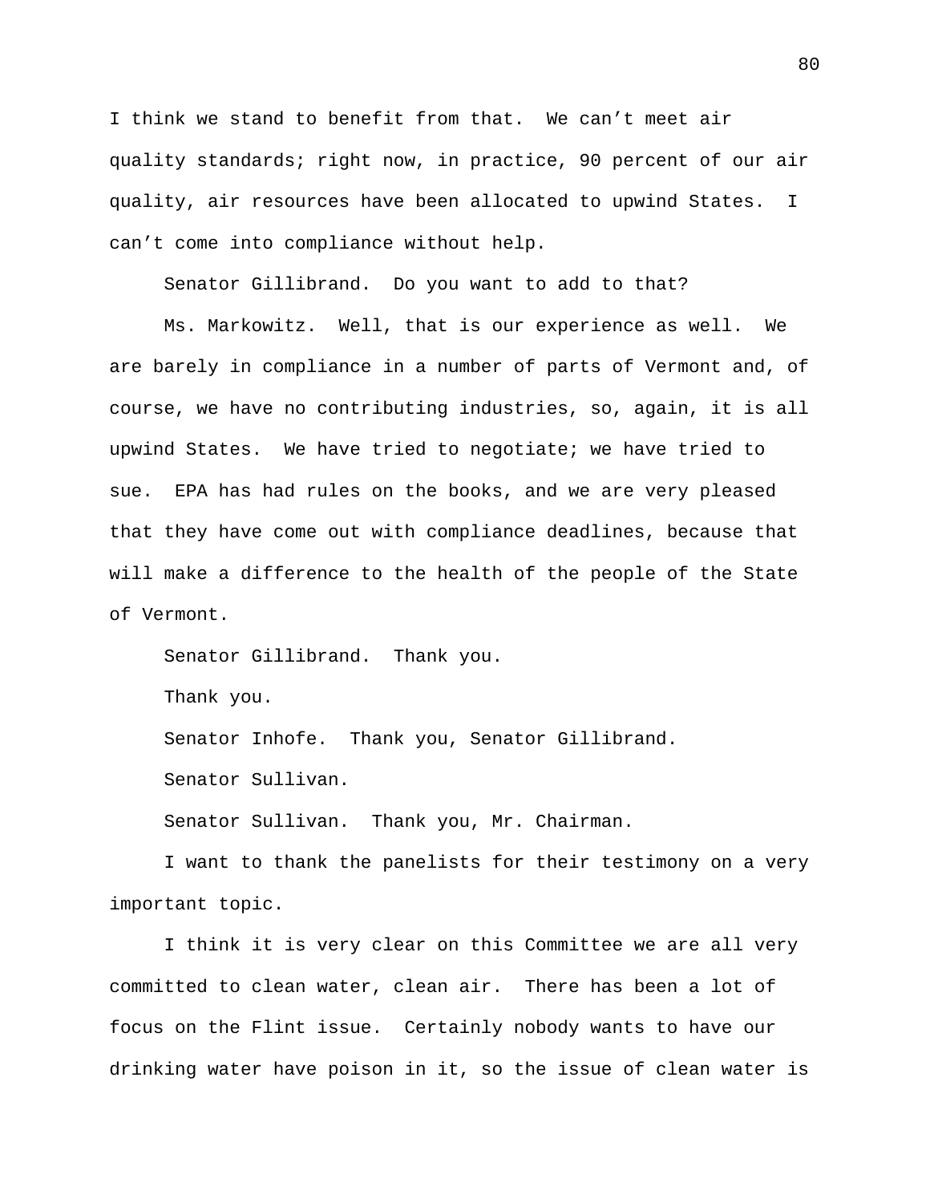I think we stand to benefit from that. We can't meet air quality standards; right now, in practice, 90 percent of our air quality, air resources have been allocated to upwind States. I can't come into compliance without help.

Senator Gillibrand. Do you want to add to that?

Ms. Markowitz. Well, that is our experience as well. We are barely in compliance in a number of parts of Vermont and, of course, we have no contributing industries, so, again, it is all upwind States. We have tried to negotiate; we have tried to sue. EPA has had rules on the books, and we are very pleased that they have come out with compliance deadlines, because that will make a difference to the health of the people of the State of Vermont.

Senator Gillibrand. Thank you.

Thank you.

Senator Inhofe. Thank you, Senator Gillibrand.

Senator Sullivan.

Senator Sullivan. Thank you, Mr. Chairman.

I want to thank the panelists for their testimony on a very important topic.

I think it is very clear on this Committee we are all very committed to clean water, clean air. There has been a lot of focus on the Flint issue. Certainly nobody wants to have our drinking water have poison in it, so the issue of clean water is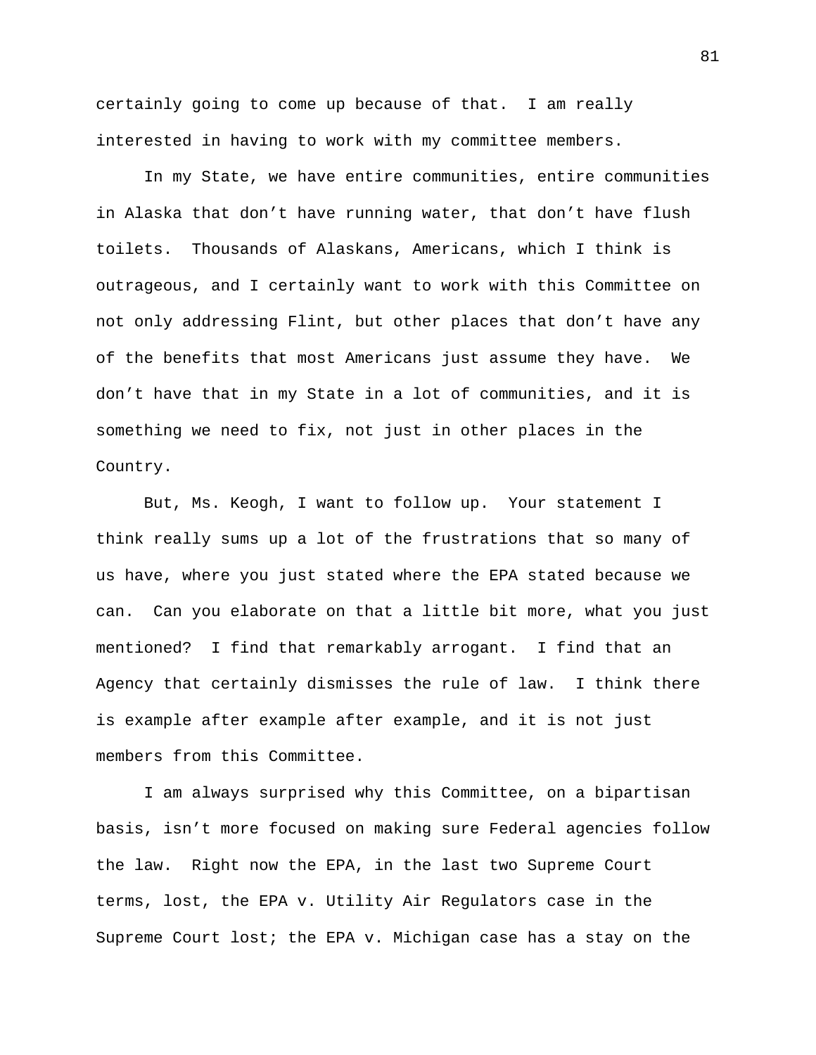certainly going to come up because of that. I am really interested in having to work with my committee members.

In my State, we have entire communities, entire communities in Alaska that don't have running water, that don't have flush toilets. Thousands of Alaskans, Americans, which I think is outrageous, and I certainly want to work with this Committee on not only addressing Flint, but other places that don't have any of the benefits that most Americans just assume they have. We don't have that in my State in a lot of communities, and it is something we need to fix, not just in other places in the Country.

But, Ms. Keogh, I want to follow up. Your statement I think really sums up a lot of the frustrations that so many of us have, where you just stated where the EPA stated because we can. Can you elaborate on that a little bit more, what you just mentioned? I find that remarkably arrogant. I find that an Agency that certainly dismisses the rule of law. I think there is example after example after example, and it is not just members from this Committee.

I am always surprised why this Committee, on a bipartisan basis, isn't more focused on making sure Federal agencies follow the law. Right now the EPA, in the last two Supreme Court terms, lost, the EPA v. Utility Air Regulators case in the Supreme Court lost; the EPA v. Michigan case has a stay on the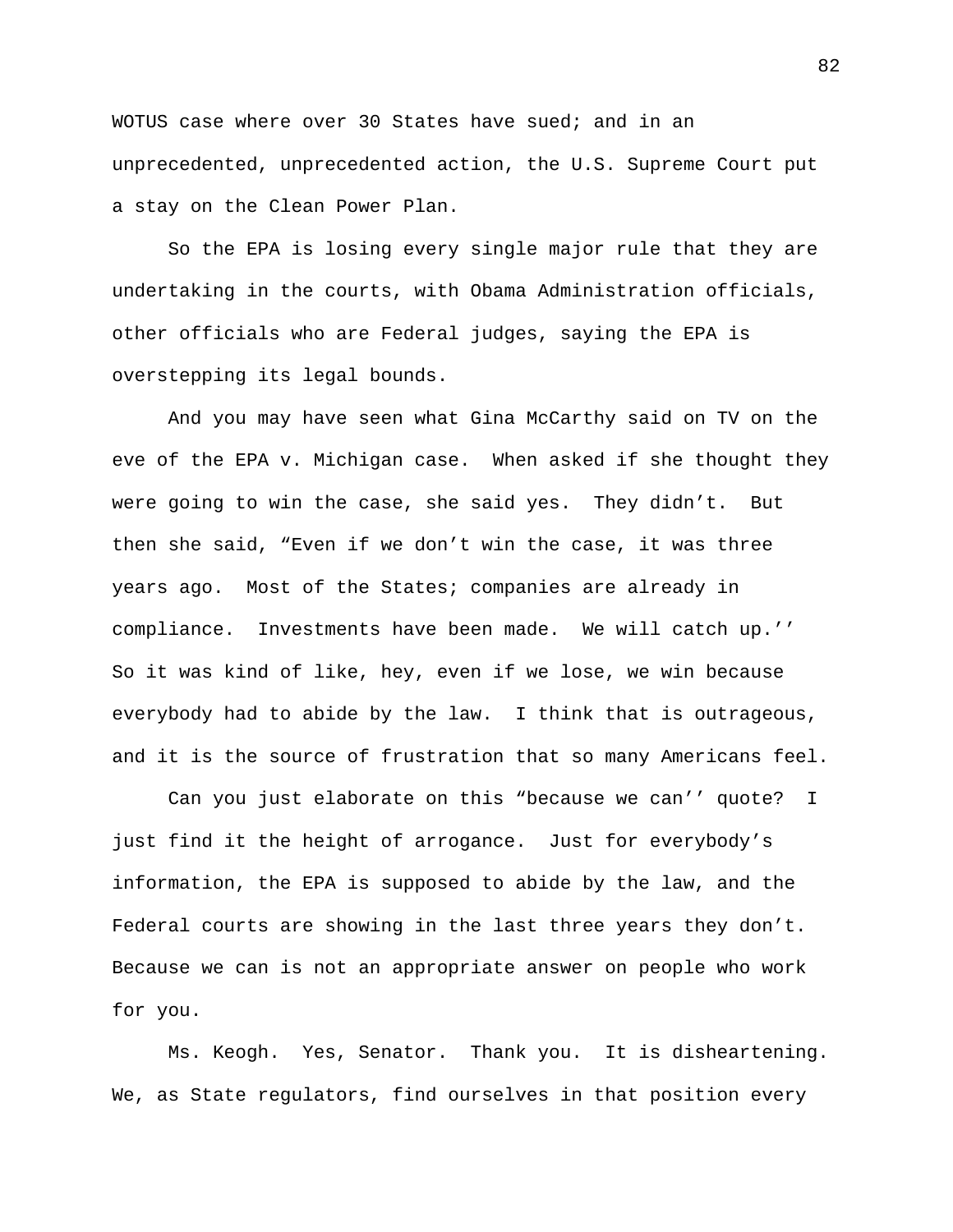WOTUS case where over 30 States have sued; and in an unprecedented, unprecedented action, the U.S. Supreme Court put a stay on the Clean Power Plan.

So the EPA is losing every single major rule that they are undertaking in the courts, with Obama Administration officials, other officials who are Federal judges, saying the EPA is overstepping its legal bounds.

And you may have seen what Gina McCarthy said on TV on the eve of the EPA v. Michigan case. When asked if she thought they were going to win the case, she said yes. They didn't. But then she said, "Even if we don't win the case, it was three years ago. Most of the States; companies are already in compliance. Investments have been made. We will catch up.'' So it was kind of like, hey, even if we lose, we win because everybody had to abide by the law. I think that is outrageous, and it is the source of frustration that so many Americans feel.

Can you just elaborate on this "because we can'' quote? I just find it the height of arrogance. Just for everybody's information, the EPA is supposed to abide by the law, and the Federal courts are showing in the last three years they don't. Because we can is not an appropriate answer on people who work for you.

Ms. Keogh. Yes, Senator. Thank you. It is disheartening. We, as State regulators, find ourselves in that position every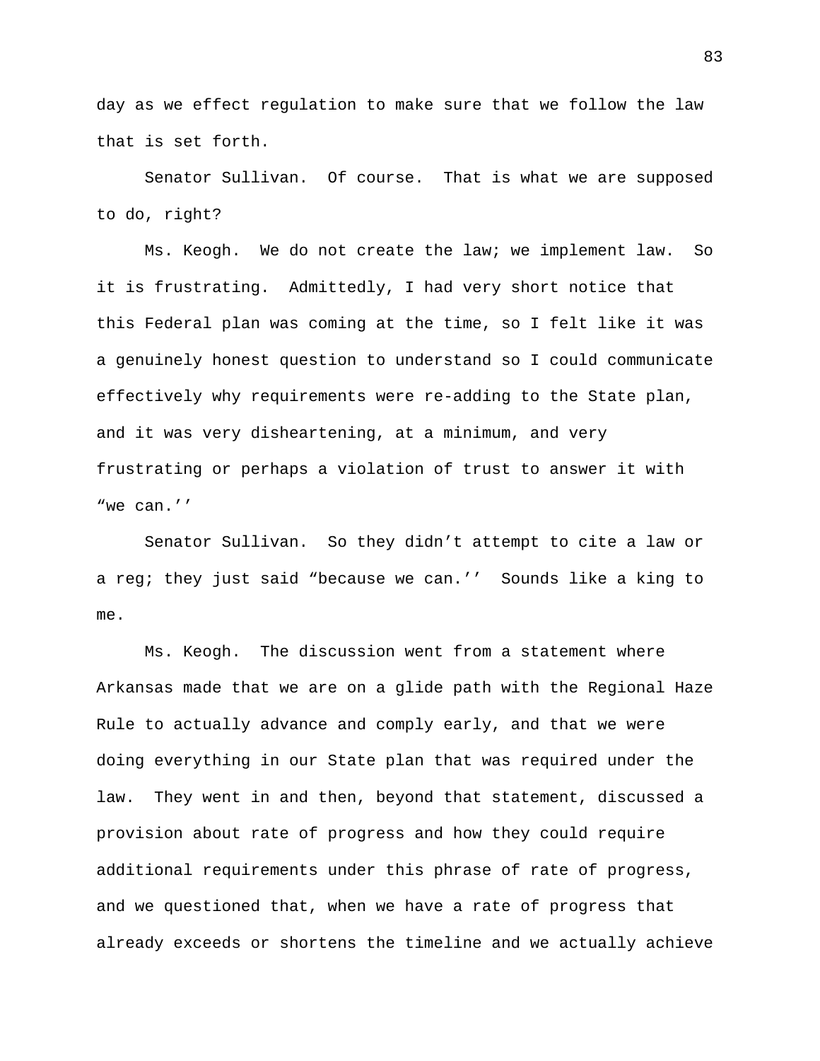day as we effect regulation to make sure that we follow the law that is set forth.

Senator Sullivan. Of course. That is what we are supposed to do, right?

Ms. Keogh. We do not create the law; we implement law. So it is frustrating. Admittedly, I had very short notice that this Federal plan was coming at the time, so I felt like it was a genuinely honest question to understand so I could communicate effectively why requirements were re-adding to the State plan, and it was very disheartening, at a minimum, and very frustrating or perhaps a violation of trust to answer it with “we can.’’

Senator Sullivan. So they didn’t attempt to cite a law or a reg; they just said “because we can.’’ Sounds like a king to me.

Ms. Keogh. The discussion went from a statement where Arkansas made that we are on a glide path with the Regional Haze Rule to actually advance and comply early, and that we were doing everything in our State plan that was required under the law. They went in and then, beyond that statement, discussed a provision about rate of progress and how they could require additional requirements under this phrase of rate of progress, and we questioned that, when we have a rate of progress that already exceeds or shortens the timeline and we actually achieve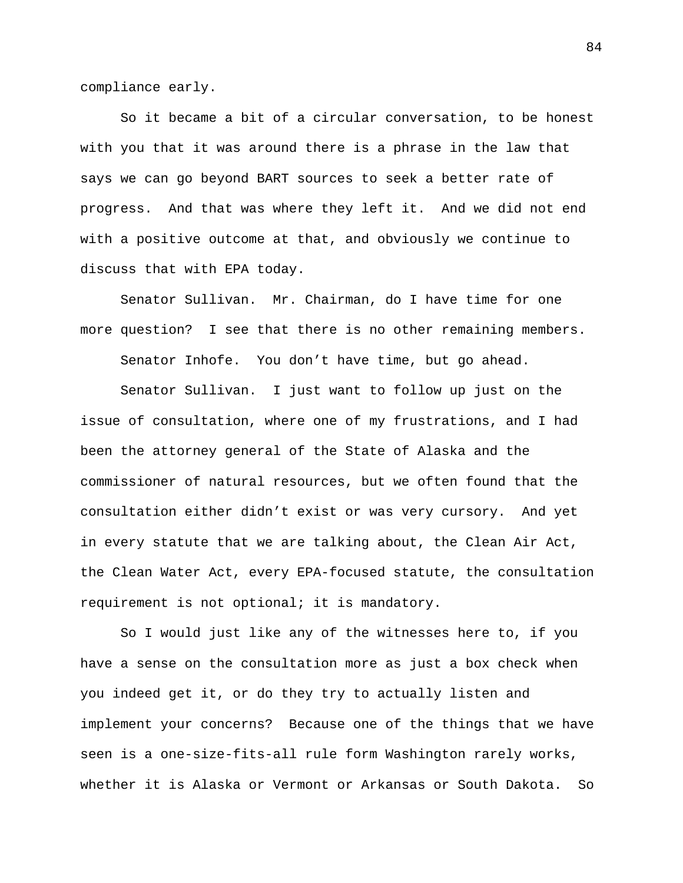compliance early.

So it became a bit of a circular conversation, to be honest with you that it was around there is a phrase in the law that says we can go beyond BART sources to seek a better rate of progress. And that was where they left it. And we did not end with a positive outcome at that, and obviously we continue to discuss that with EPA today.

Senator Sullivan. Mr. Chairman, do I have time for one more question? I see that there is no other remaining members.

Senator Inhofe. You don't have time, but go ahead.

Senator Sullivan. I just want to follow up just on the issue of consultation, where one of my frustrations, and I had been the attorney general of the State of Alaska and the commissioner of natural resources, but we often found that the consultation either didn't exist or was very cursory. And yet in every statute that we are talking about, the Clean Air Act, the Clean Water Act, every EPA-focused statute, the consultation requirement is not optional; it is mandatory.

So I would just like any of the witnesses here to, if you have a sense on the consultation more as just a box check when you indeed get it, or do they try to actually listen and implement your concerns? Because one of the things that we have seen is a one-size-fits-all rule form Washington rarely works, whether it is Alaska or Vermont or Arkansas or South Dakota. So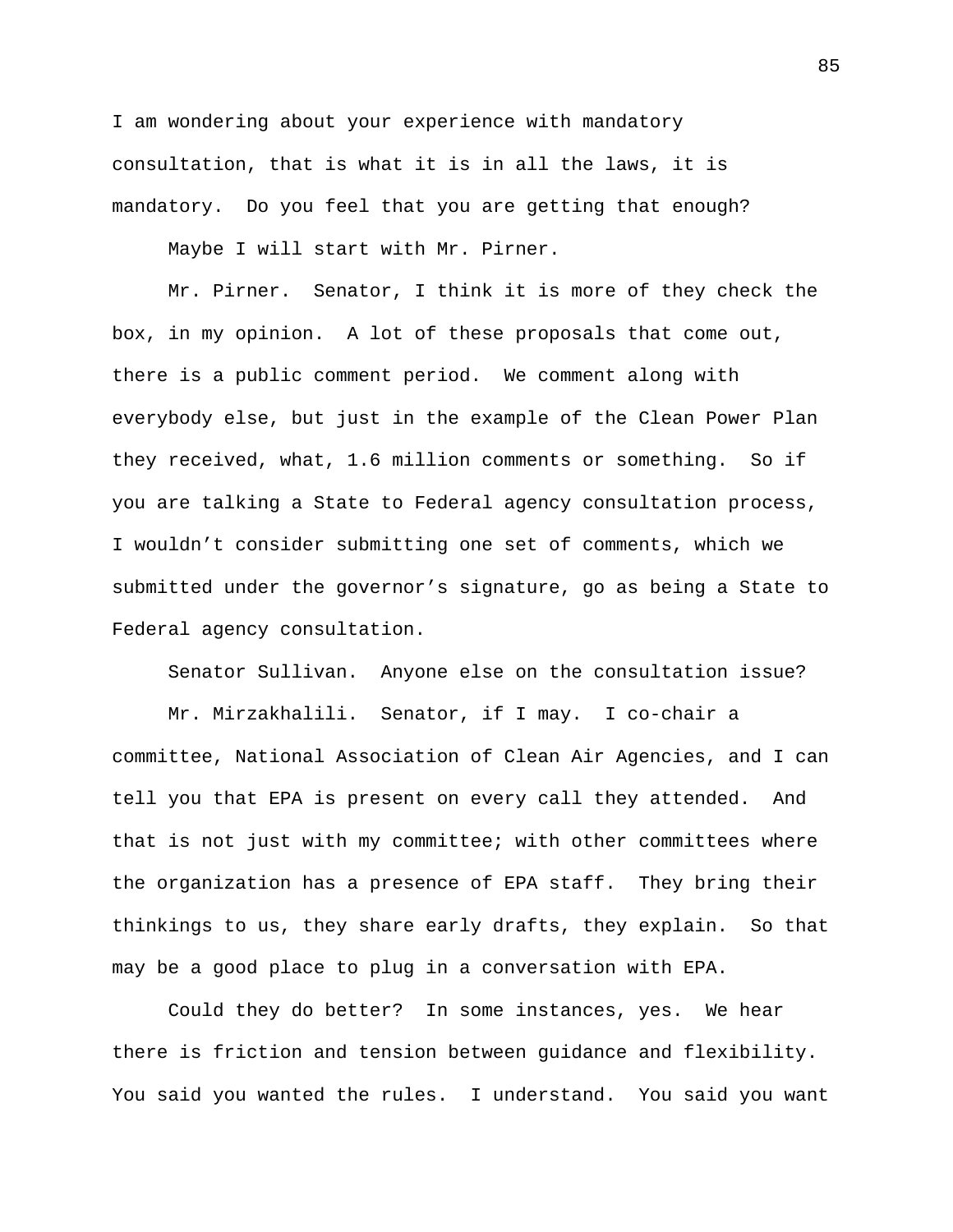I am wondering about your experience with mandatory consultation, that is what it is in all the laws, it is mandatory. Do you feel that you are getting that enough?

Maybe I will start with Mr. Pirner.

Mr. Pirner. Senator, I think it is more of they check the box, in my opinion. A lot of these proposals that come out, there is a public comment period. We comment along with everybody else, but just in the example of the Clean Power Plan they received, what, 1.6 million comments or something. So if you are talking a State to Federal agency consultation process, I wouldn't consider submitting one set of comments, which we submitted under the governor's signature, go as being a State to Federal agency consultation.

Senator Sullivan. Anyone else on the consultation issue?

Mr. Mirzakhalili. Senator, if I may. I co-chair a committee, National Association of Clean Air Agencies, and I can tell you that EPA is present on every call they attended. And that is not just with my committee; with other committees where the organization has a presence of EPA staff. They bring their thinkings to us, they share early drafts, they explain. So that may be a good place to plug in a conversation with EPA.

Could they do better? In some instances, yes. We hear there is friction and tension between guidance and flexibility. You said you wanted the rules. I understand. You said you want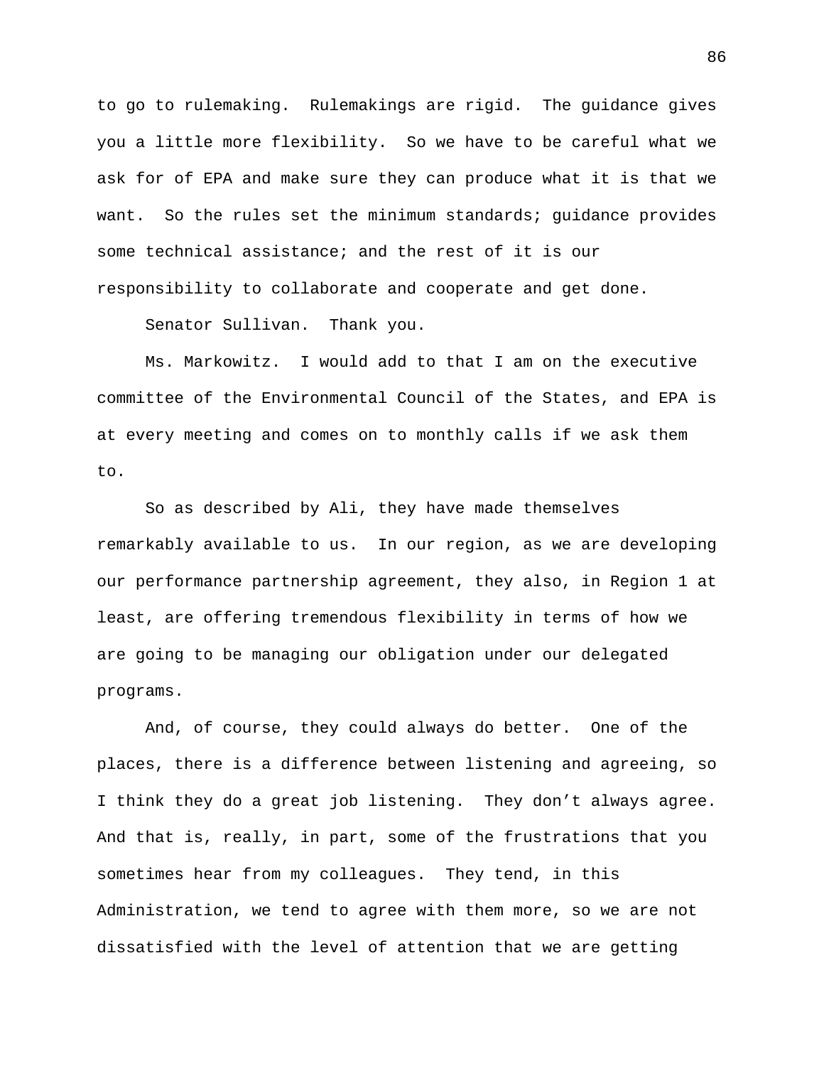to go to rulemaking. Rulemakings are rigid. The guidance gives you a little more flexibility. So we have to be careful what we ask for of EPA and make sure they can produce what it is that we want. So the rules set the minimum standards; guidance provides some technical assistance; and the rest of it is our responsibility to collaborate and cooperate and get done.

Senator Sullivan. Thank you.

Ms. Markowitz. I would add to that I am on the executive committee of the Environmental Council of the States, and EPA is at every meeting and comes on to monthly calls if we ask them to.

So as described by Ali, they have made themselves remarkably available to us. In our region, as we are developing our performance partnership agreement, they also, in Region 1 at least, are offering tremendous flexibility in terms of how we are going to be managing our obligation under our delegated programs.

And, of course, they could always do better. One of the places, there is a difference between listening and agreeing, so I think they do a great job listening. They don't always agree. And that is, really, in part, some of the frustrations that you sometimes hear from my colleagues. They tend, in this Administration, we tend to agree with them more, so we are not dissatisfied with the level of attention that we are getting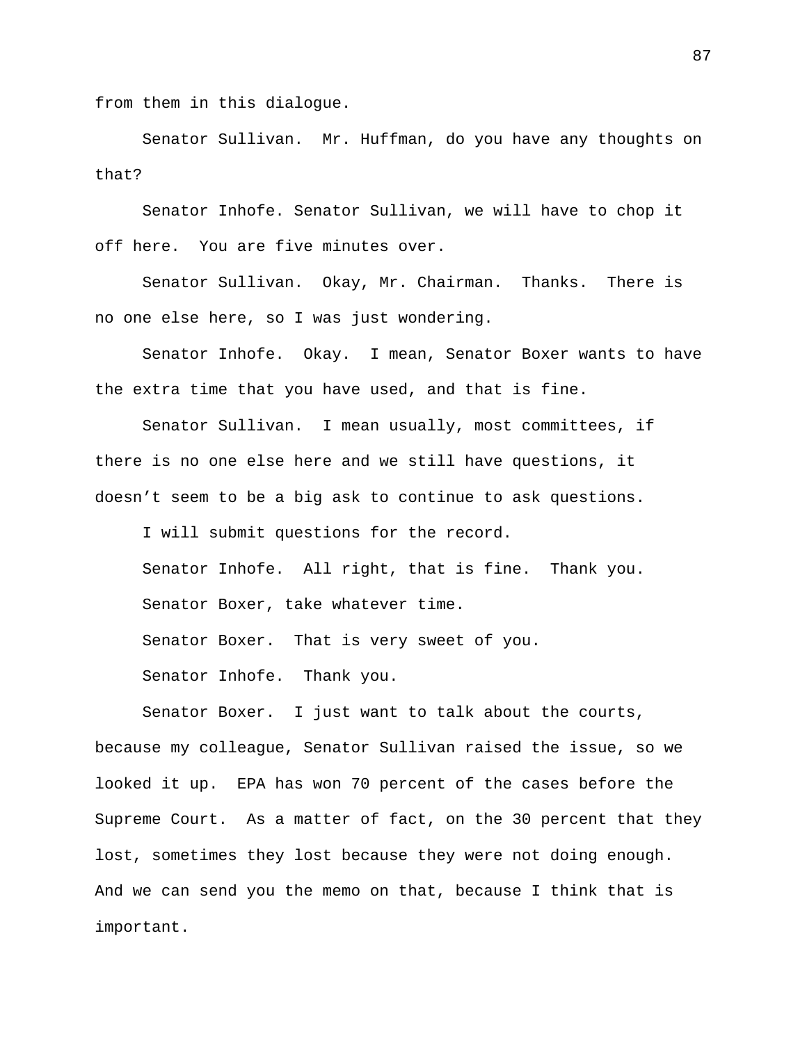from them in this dialogue.

Senator Sullivan. Mr. Huffman, do you have any thoughts on that?

Senator Inhofe. Senator Sullivan, we will have to chop it off here. You are five minutes over.

Senator Sullivan. Okay, Mr. Chairman. Thanks. There is no one else here, so I was just wondering.

Senator Inhofe. Okay. I mean, Senator Boxer wants to have the extra time that you have used, and that is fine.

Senator Sullivan. I mean usually, most committees, if there is no one else here and we still have questions, it doesn't seem to be a big ask to continue to ask questions.

I will submit questions for the record.

Senator Inhofe. All right, that is fine. Thank you.

Senator Boxer, take whatever time.

Senator Boxer. That is very sweet of you.

Senator Inhofe. Thank you.

Senator Boxer. I just want to talk about the courts, because my colleague, Senator Sullivan raised the issue, so we looked it up. EPA has won 70 percent of the cases before the Supreme Court. As a matter of fact, on the 30 percent that they lost, sometimes they lost because they were not doing enough. And we can send you the memo on that, because I think that is important.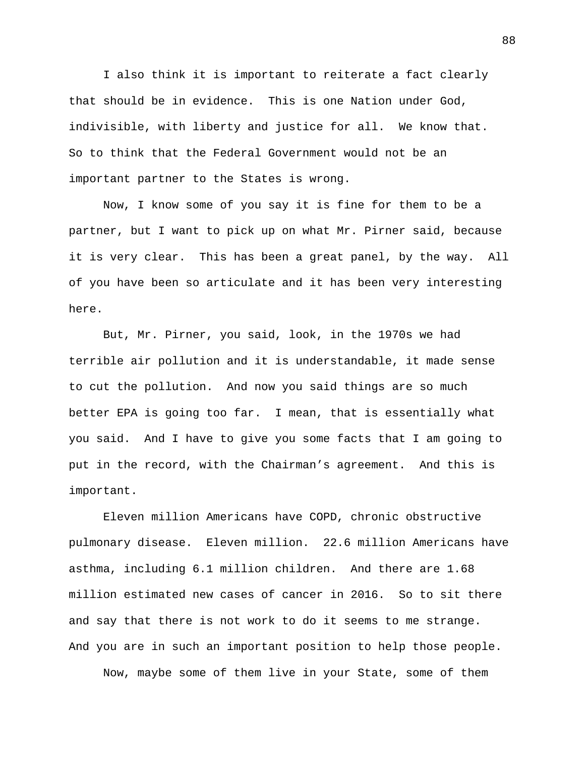I also think it is important to reiterate a fact clearly that should be in evidence. This is one Nation under God, indivisible, with liberty and justice for all. We know that. So to think that the Federal Government would not be an important partner to the States is wrong.

Now, I know some of you say it is fine for them to be a partner, but I want to pick up on what Mr. Pirner said, because it is very clear. This has been a great panel, by the way. All of you have been so articulate and it has been very interesting here.

But, Mr. Pirner, you said, look, in the 1970s we had terrible air pollution and it is understandable, it made sense to cut the pollution. And now you said things are so much better EPA is going too far. I mean, that is essentially what you said. And I have to give you some facts that I am going to put in the record, with the Chairman's agreement. And this is important.

Eleven million Americans have COPD, chronic obstructive pulmonary disease. Eleven million. 22.6 million Americans have asthma, including 6.1 million children. And there are 1.68 million estimated new cases of cancer in 2016. So to sit there and say that there is not work to do it seems to me strange. And you are in such an important position to help those people.

Now, maybe some of them live in your State, some of them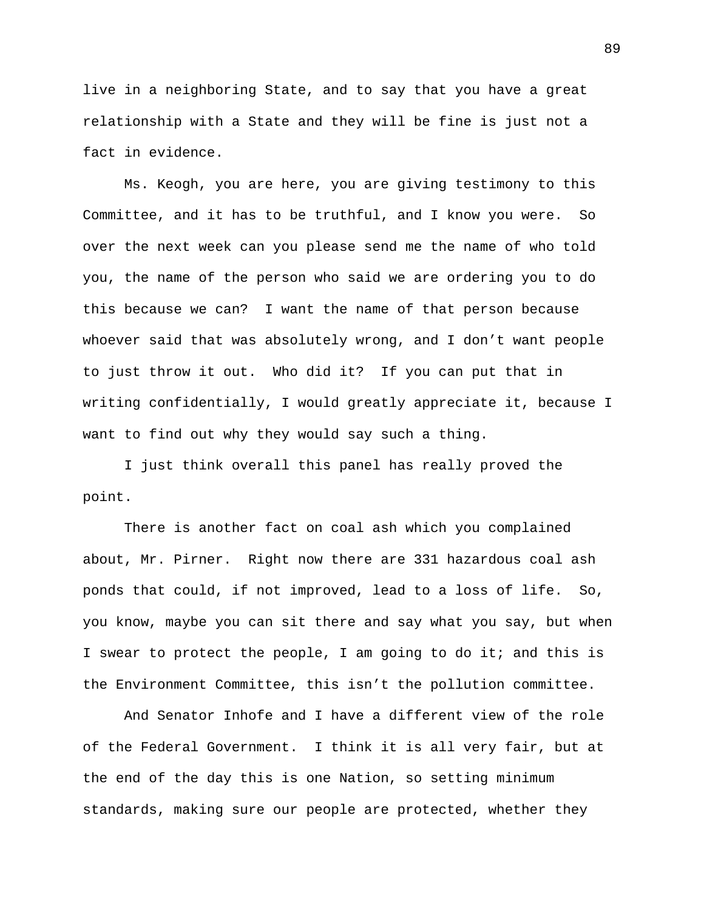live in a neighboring State, and to say that you have a great relationship with a State and they will be fine is just not a fact in evidence.

Ms. Keogh, you are here, you are giving testimony to this Committee, and it has to be truthful, and I know you were. So over the next week can you please send me the name of who told you, the name of the person who said we are ordering you to do this because we can? I want the name of that person because whoever said that was absolutely wrong, and I don't want people to just throw it out. Who did it? If you can put that in writing confidentially, I would greatly appreciate it, because I want to find out why they would say such a thing.

I just think overall this panel has really proved the point.

There is another fact on coal ash which you complained about, Mr. Pirner. Right now there are 331 hazardous coal ash ponds that could, if not improved, lead to a loss of life. So, you know, maybe you can sit there and say what you say, but when I swear to protect the people, I am going to do it; and this is the Environment Committee, this isn't the pollution committee.

And Senator Inhofe and I have a different view of the role of the Federal Government. I think it is all very fair, but at the end of the day this is one Nation, so setting minimum standards, making sure our people are protected, whether they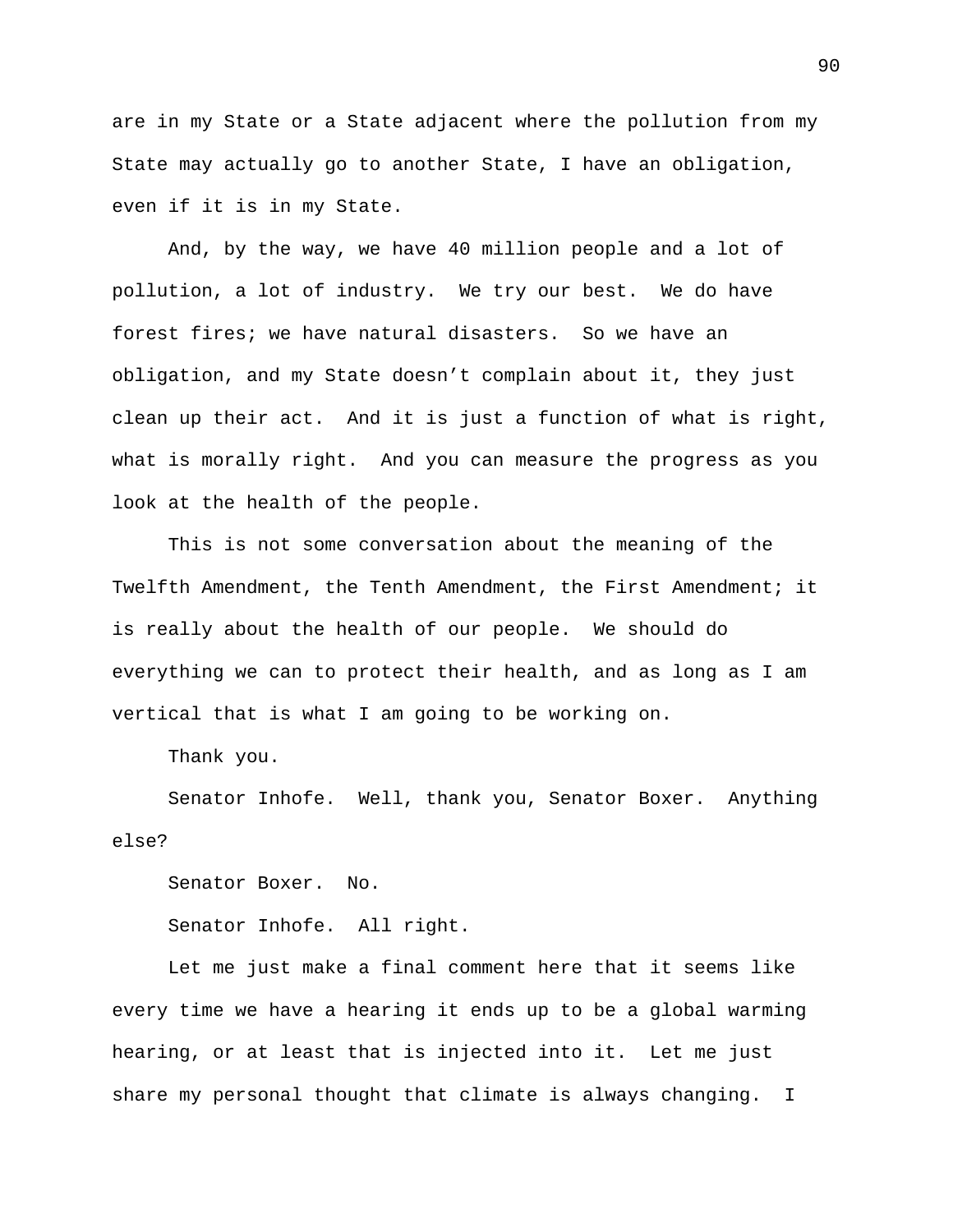are in my State or a State adjacent where the pollution from my State may actually go to another State, I have an obligation, even if it is in my State.

And, by the way, we have 40 million people and a lot of pollution, a lot of industry. We try our best. We do have forest fires; we have natural disasters. So we have an obligation, and my State doesn't complain about it, they just clean up their act. And it is just a function of what is right, what is morally right. And you can measure the progress as you look at the health of the people.

This is not some conversation about the meaning of the Twelfth Amendment, the Tenth Amendment, the First Amendment; it is really about the health of our people. We should do everything we can to protect their health, and as long as I am vertical that is what I am going to be working on.

Thank you.

Senator Inhofe. Well, thank you, Senator Boxer. Anything else?

Senator Boxer. No.

Senator Inhofe. All right.

Let me just make a final comment here that it seems like every time we have a hearing it ends up to be a global warming hearing, or at least that is injected into it. Let me just share my personal thought that climate is always changing. I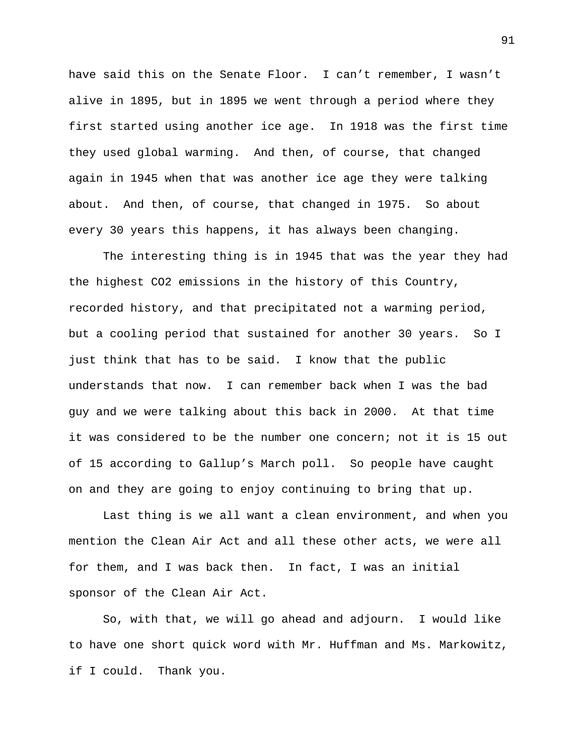have said this on the Senate Floor. I can't remember, I wasn't alive in 1895, but in 1895 we went through a period where they first started using another ice age. In 1918 was the first time they used global warming. And then, of course, that changed again in 1945 when that was another ice age they were talking about. And then, of course, that changed in 1975. So about every 30 years this happens, it has always been changing.

The interesting thing is in 1945 that was the year they had the highest CO2 emissions in the history of this Country, recorded history, and that precipitated not a warming period, but a cooling period that sustained for another 30 years. So I just think that has to be said. I know that the public understands that now. I can remember back when I was the bad guy and we were talking about this back in 2000. At that time it was considered to be the number one concern; not it is 15 out of 15 according to Gallup's March poll. So people have caught on and they are going to enjoy continuing to bring that up.

Last thing is we all want a clean environment, and when you mention the Clean Air Act and all these other acts, we were all for them, and I was back then. In fact, I was an initial sponsor of the Clean Air Act.

So, with that, we will go ahead and adjourn. I would like to have one short quick word with Mr. Huffman and Ms. Markowitz, if I could. Thank you.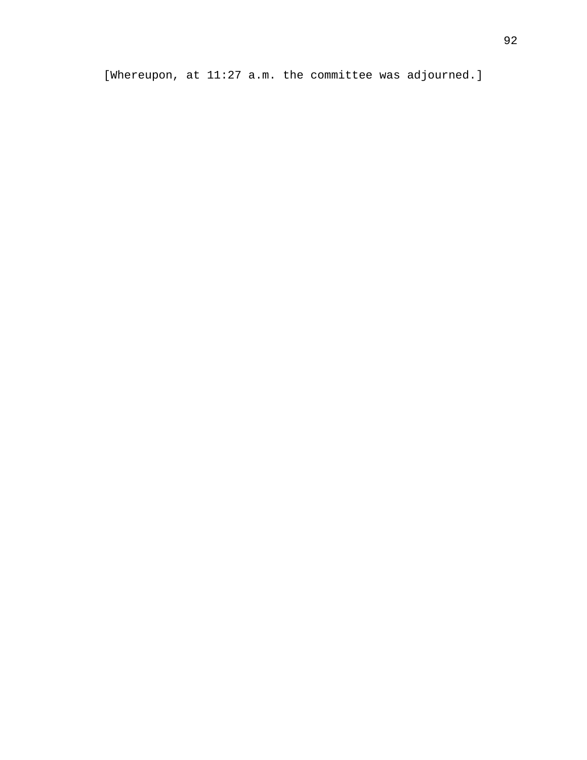[Whereupon, at 11:27 a.m. the committee was adjourned.]